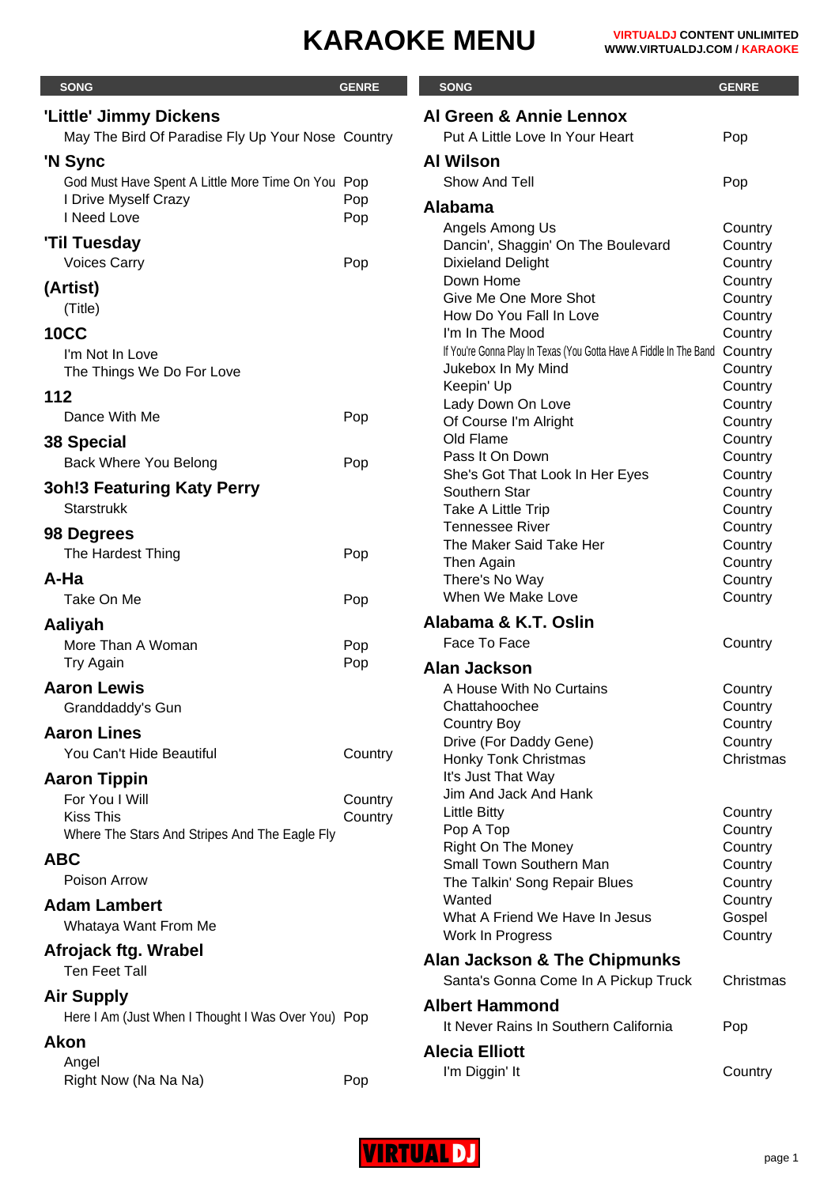# KARAOKE MENU

VIRTUALDJ CONTENT UNLIMITED
WWW.VIRTUALDJ.COM / KARAOKE

| SONG | GENRE |
|---|---|
| **'Little' Jimmy Dickens** | |
| May The Bird Of Paradise Fly Up Your Nose | Country |
| **'N Sync** | |
| God Must Have Spent A Little More Time On You | Pop |
| I Drive Myself Crazy | Pop |
| I Need Love | Pop |
| **'Til Tuesday** | |
| Voices Carry | Pop |
| **(Artist)** | |
| (Title) | |
| **10CC** | |
| I'm Not In Love | |
| The Things We Do For Love | |
| **112** | |
| Dance With Me | Pop |
| **38 Special** | |
| Back Where You Belong | Pop |
| **3oh!3 Featuring Katy Perry** | |
| Starstrukk | |
| **98 Degrees** | |
| The Hardest Thing | Pop |
| **A-Ha** | |
| Take On Me | Pop |
| **Aaliyah** | |
| More Than A Woman | Pop |
| Try Again | Pop |
| **Aaron Lewis** | |
| Granddaddy's Gun | |
| **Aaron Lines** | |
| You Can't Hide Beautiful | Country |
| **Aaron Tippin** | |
| For You I Will | Country |
| Kiss This | Country |
| Where The Stars And Stripes And The Eagle Fly | |
| **ABC** | |
| Poison Arrow | |
| **Adam Lambert** | |
| Whataya Want From Me | |
| **Afrojack ftg. Wrabel** | |
| Ten Feet Tall | |
| **Air Supply** | |
| Here I Am (Just When I Thought I Was Over You) | Pop |
| **Akon** | |
| Angel | |
| Right Now (Na Na Na) | Pop |
| **Al Green & Annie Lennox** | |
| Put A Little Love In Your Heart | Pop |
| **Al Wilson** | |
| Show And Tell | Pop |
| **Alabama** | |
| Angels Among Us | Country |
| Dancin', Shaggin' On The Boulevard | Country |
| Dixieland Delight | Country |
| Down Home | Country |
| Give Me One More Shot | Country |
| How Do You Fall In Love | Country |
| I'm In The Mood | Country |
| If You're Gonna Play In Texas (You Gotta Have A Fiddle In The Band | Country |
| Jukebox In My Mind | Country |
| Keepin' Up | Country |
| Lady Down On Love | Country |
| Of Course I'm Alright | Country |
| Old Flame | Country |
| Pass It On Down | Country |
| She's Got That Look In Her Eyes | Country |
| Southern Star | Country |
| Take A Little Trip | Country |
| Tennessee River | Country |
| The Maker Said Take Her | Country |
| Then Again | Country |
| There's No Way | Country |
| When We Make Love | Country |
| **Alabama & K.T. Oslin** | |
| Face To Face | Country |
| **Alan Jackson** | |
| A House With No Curtains | Country |
| Chattahoochee | Country |
| Country Boy | Country |
| Drive (For Daddy Gene) | Country |
| Honky Tonk Christmas | Christmas |
| It's Just That Way | |
| Jim And Jack And Hank | |
| Little Bitty | Country |
| Pop A Top | Country |
| Right On The Money | Country |
| Small Town Southern Man | Country |
| The Talkin' Song Repair Blues | Country |
| Wanted | Country |
| What A Friend We Have In Jesus | Gospel |
| Work In Progress | Country |
| **Alan Jackson & The Chipmunks** | |
| Santa's Gonna Come In A Pickup Truck | Christmas |
| **Albert Hammond** | |
| It Never Rains In Southern California | Pop |
| **Alecia Elliott** | |
| I'm Diggin' It | Country |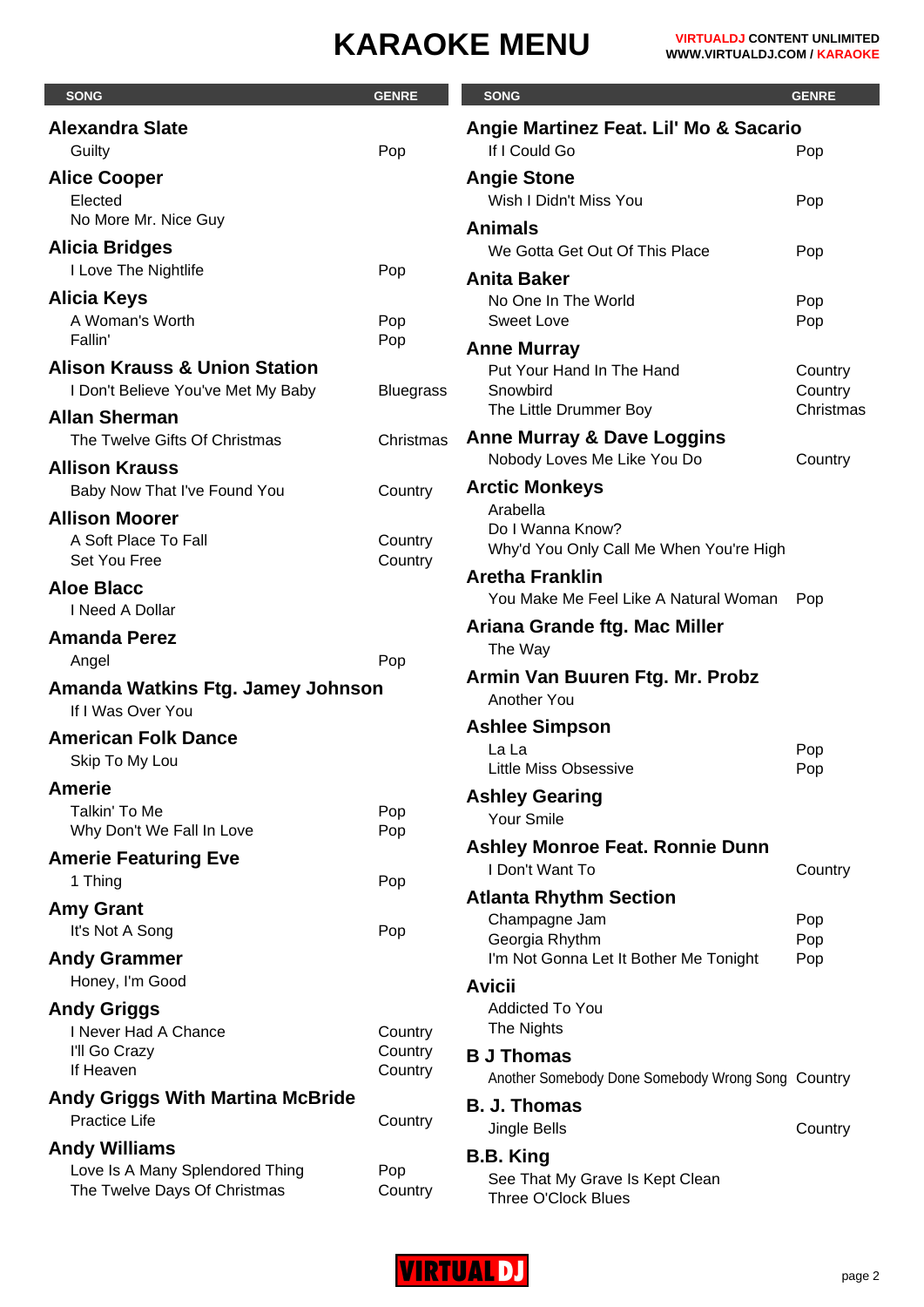# KARAOKE MENU

| SONG | GENRE |
|---|---|
| **Alexandra Slate** | |
| Guilty | Pop |
| **Alice Cooper** | |
| Elected | |
| No More Mr. Nice Guy | |
| **Alicia Bridges** | |
| I Love The Nightlife | Pop |
| **Alicia Keys** | |
| A Woman's Worth | Pop |
| Fallin' | Pop |
| **Alison Krauss & Union Station** | |
| I Don't Believe You've Met My Baby | Bluegrass |
| **Allan Sherman** | |
| The Twelve Gifts Of Christmas | Christmas |
| **Allison Krauss** | |
| Baby Now That I've Found You | Country |
| **Allison Moorer** | |
| A Soft Place To Fall | Country |
| Set You Free | Country |
| **Aloe Blacc** | |
| I Need A Dollar | |
| **Amanda Perez** | |
| Angel | Pop |
| **Amanda Watkins Ftg. Jamey Johnson** | |
| If I Was Over You | |
| **American Folk Dance** | |
| Skip To My Lou | |
| **Amerie** | |
| Talkin' To Me | Pop |
| Why Don't We Fall In Love | Pop |
| **Amerie Featuring Eve** | |
| 1 Thing | Pop |
| **Amy Grant** | |
| It's Not A Song | Pop |
| **Andy Grammer** | |
| Honey, I'm Good | |
| **Andy Griggs** | |
| I Never Had A Chance | Country |
| I'll Go Crazy | Country |
| If Heaven | Country |
| **Andy Griggs With Martina McBride** | |
| Practice Life | Country |
| **Andy Williams** | |
| Love Is A Many Splendored Thing | Pop |
| The Twelve Days Of Christmas | Country |
| **Angie Martinez Feat. Lil' Mo & Sacario** | |
| If I Could Go | Pop |
| **Angie Stone** | |
| Wish I Didn't Miss You | Pop |
| **Animals** | |
| We Gotta Get Out Of This Place | Pop |
| **Anita Baker** | |
| No One In The World | Pop |
| Sweet Love | Pop |
| **Anne Murray** | |
| Put Your Hand In The Hand | Country |
| Snowbird | Country |
| The Little Drummer Boy | Christmas |
| **Anne Murray & Dave Loggins** | |
| Nobody Loves Me Like You Do | Country |
| **Arctic Monkeys** | |
| Arabella | |
| Do I Wanna Know? | |
| Why'd You Only Call Me When You're High | |
| **Aretha Franklin** | |
| You Make Me Feel Like A Natural Woman | Pop |
| **Ariana Grande ftg. Mac Miller** | |
| The Way | |
| **Armin Van Buuren Ftg. Mr. Probz** | |
| Another You | |
| **Ashlee Simpson** | |
| La La | Pop |
| Little Miss Obsessive | Pop |
| **Ashley Gearing** | |
| Your Smile | |
| **Ashley Monroe Feat. Ronnie Dunn** | |
| I Don't Want To | Country |
| **Atlanta Rhythm Section** | |
| Champagne Jam | Pop |
| Georgia Rhythm | Pop |
| I'm Not Gonna Let It Bother Me Tonight | Pop |
| **Avicii** | |
| Addicted To You | |
| The Nights | |
| **B J Thomas** | |
| Another Somebody Done Somebody Wrong Song | Country |
| **B. J. Thomas** | |
| Jingle Bells | Country |
| **B.B. King** | |
| See That My Grave Is Kept Clean | |
| Three O'Clock Blues | |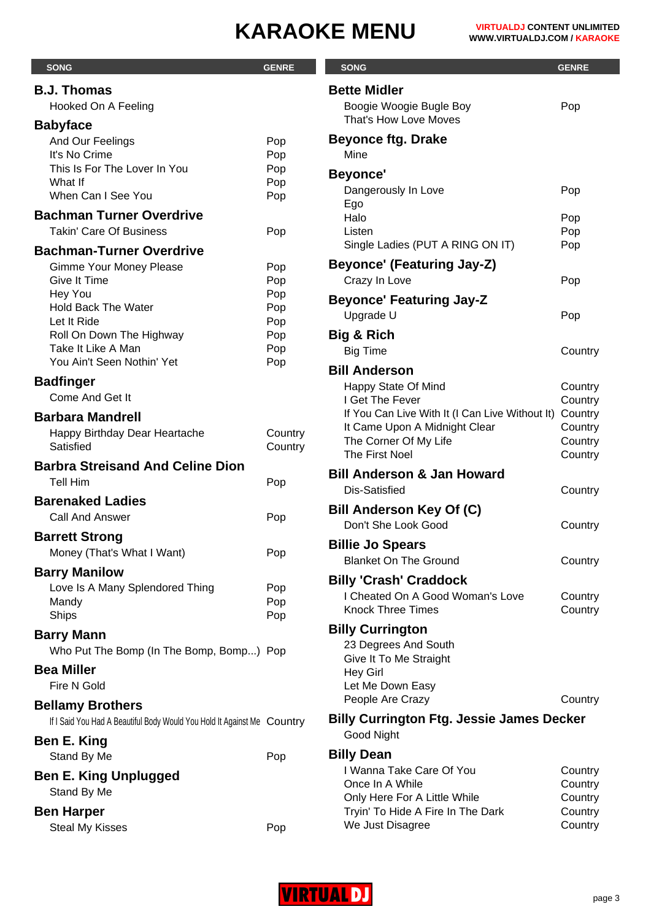# KARAOKE MENU

| SONG | GENRE |
|---|---|
| **B.J. Thomas** | |
| Hooked On A Feeling | |
| **Babyface** | |
| And Our Feelings | Pop |
| It's No Crime | Pop |
| This Is For The Lover In You | Pop |
| What If | Pop |
| When Can I See You | Pop |
| **Bachman Turner Overdrive** | |
| Takin' Care Of Business | Pop |
| **Bachman-Turner Overdrive** | |
| Gimme Your Money Please | Pop |
| Give It Time | Pop |
| Hey You | Pop |
| Hold Back The Water | Pop |
| Let It Ride | Pop |
| Roll On Down The Highway | Pop |
| Take It Like A Man | Pop |
| You Ain't Seen Nothin' Yet | Pop |
| **Badfinger** | |
| Come And Get It | |
| **Barbara Mandrell** | |
| Happy Birthday Dear Heartache | Country |
| Satisfied | Country |
| **Barbra Streisand And Celine Dion** | |
| Tell Him | Pop |
| **Barenaked Ladies** | |
| Call And Answer | Pop |
| **Barrett Strong** | |
| Money (That's What I Want) | Pop |
| **Barry Manilow** | |
| Love Is A Many Splendored Thing | Pop |
| Mandy | Pop |
| Ships | Pop |
| **Barry Mann** | |
| Who Put The Bomp (In The Bomp, Bomp...) | Pop |
| **Bea Miller** | |
| Fire N Gold | |
| **Bellamy Brothers** | |
| If I Said You Had A Beautiful Body Would You Hold It Against Me | Country |
| **Ben E. King** | |
| Stand By Me | Pop |
| **Ben E. King Unplugged** | |
| Stand By Me | |
| **Ben Harper** | |
| Steal My Kisses | Pop |
| **Bette Midler** | |
| Boogie Woogie Bugle Boy | Pop |
| That's How Love Moves | |
| **Beyonce ftg. Drake** | |
| Mine | |
| **Beyonce'** | |
| Dangerously In Love | Pop |
| Ego | |
| Halo | Pop |
| Listen | Pop |
| Single Ladies (PUT A RING ON IT) | Pop |
| **Beyonce' (Featuring Jay-Z)** | |
| Crazy In Love | Pop |
| **Beyonce' Featuring Jay-Z** | |
| Upgrade U | Pop |
| **Big & Rich** | |
| Big Time | Country |
| **Bill Anderson** | |
| Happy State Of Mind | Country |
| I Get The Fever | Country |
| If You Can Live With It (I Can Live Without It) | Country |
| It Came Upon A Midnight Clear | Country |
| The Corner Of My Life | Country |
| The First Noel | Country |
| **Bill Anderson & Jan Howard** | |
| Dis-Satisfied | Country |
| **Bill Anderson Key Of (C)** | |
| Don't She Look Good | Country |
| **Billie Jo Spears** | |
| Blanket On The Ground | Country |
| **Billy 'Crash' Craddock** | |
| I Cheated On A Good Woman's Love | Country |
| Knock Three Times | Country |
| **Billy Currington** | |
| 23 Degrees And South | |
| Give It To Me Straight | |
| Hey Girl | |
| Let Me Down Easy | |
| People Are Crazy | Country |
| **Billy Currington Ftg. Jessie James Decker** | |
| Good Night | |
| **Billy Dean** | |
| I Wanna Take Care Of You | Country |
| Once In A While | Country |
| Only Here For A Little While | Country |
| Tryin' To Hide A Fire In The Dark | Country |
| We Just Disagree | Country |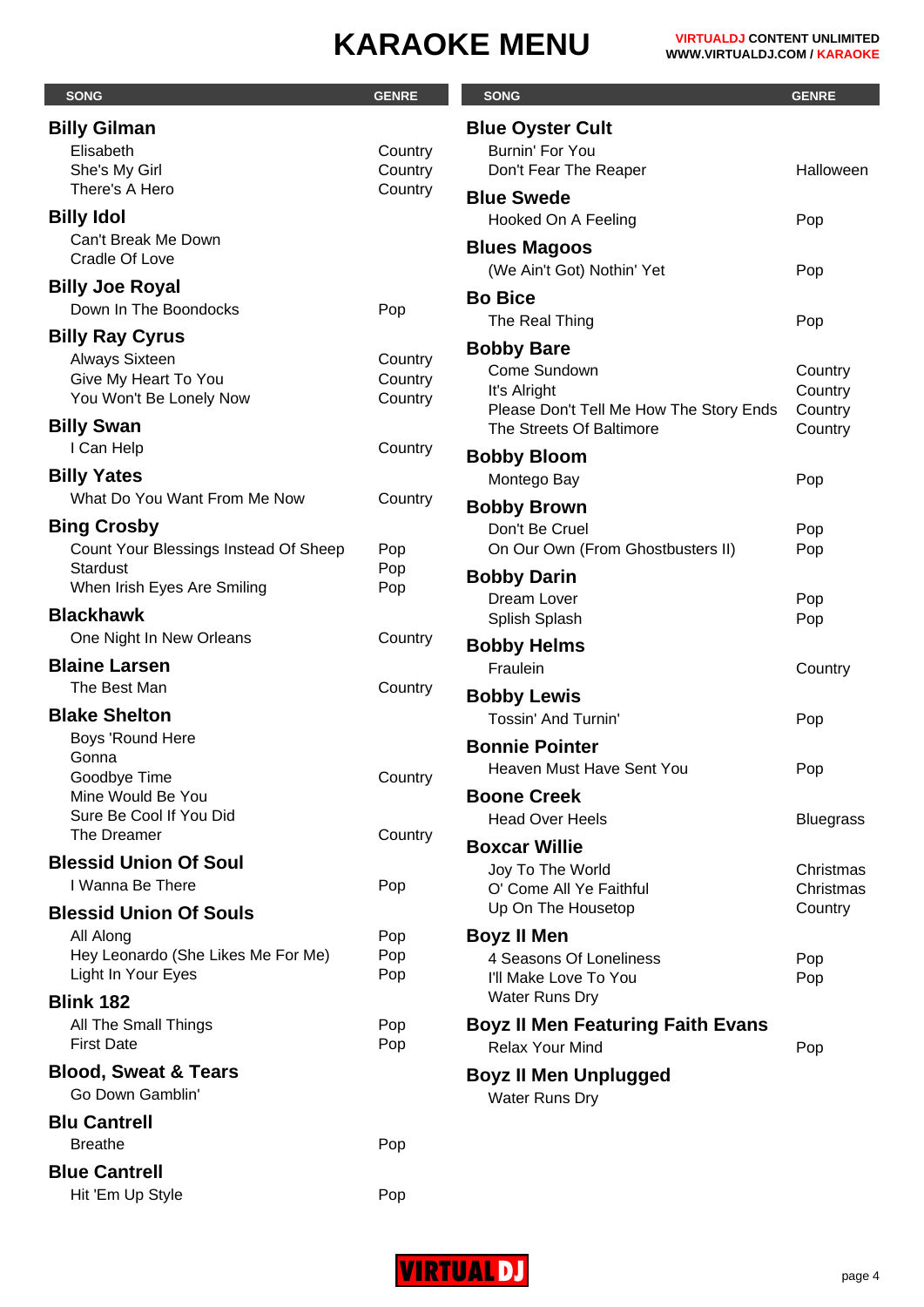# KARAOKE MENU

VIRTUALDJ CONTENT UNLIMITED
WWW.VIRTUALDJ.COM / KARAOKE

| SONG | GENRE |
|---|---|
| **Billy Gilman** | |
| Elisabeth | Country |
| She's My Girl | Country |
| There's A Hero | Country |
| **Billy Idol** | |
| Can't Break Me Down | |
| Cradle Of Love | |
| **Billy Joe Royal** | |
| Down In The Boondocks | Pop |
| **Billy Ray Cyrus** | |
| Always Sixteen | Country |
| Give My Heart To You | Country |
| You Won't Be Lonely Now | Country |
| **Billy Swan** | |
| I Can Help | Country |
| **Billy Yates** | |
| What Do You Want From Me Now | Country |
| **Bing Crosby** | |
| Count Your Blessings Instead Of Sheep | Pop |
| Stardust | Pop |
| When Irish Eyes Are Smiling | Pop |
| **Blackhawk** | |
| One Night In New Orleans | Country |
| **Blaine Larsen** | |
| The Best Man | Country |
| **Blake Shelton** | |
| Boys 'Round Here | |
| Gonna | |
| Goodbye Time | Country |
| Mine Would Be You | |
| Sure Be Cool If You Did | |
| The Dreamer | Country |
| **Blessid Union Of Soul** | |
| I Wanna Be There | Pop |
| **Blessid Union Of Souls** | |
| All Along | Pop |
| Hey Leonardo (She Likes Me For Me) | Pop |
| Light In Your Eyes | Pop |
| **Blink 182** | |
| All The Small Things | Pop |
| First Date | Pop |
| **Blood, Sweat & Tears** | |
| Go Down Gamblin' | |
| **Blu Cantrell** | |
| Breathe | Pop |
| **Blue Cantrell** | |
| Hit 'Em Up Style | Pop |
| **Blue Oyster Cult** | |
| Burnin' For You | |
| Don't Fear The Reaper | Halloween |
| **Blue Swede** | |
| Hooked On A Feeling | Pop |
| **Blues Magoos** | |
| (We Ain't Got) Nothin' Yet | Pop |
| **Bo Bice** | |
| The Real Thing | Pop |
| **Bobby Bare** | |
| Come Sundown | Country |
| It's Alright | Country |
| Please Don't Tell Me How The Story Ends | Country |
| The Streets Of Baltimore | Country |
| **Bobby Bloom** | |
| Montego Bay | Pop |
| **Bobby Brown** | |
| Don't Be Cruel | Pop |
| On Our Own (From Ghostbusters II) | Pop |
| **Bobby Darin** | |
| Dream Lover | Pop |
| Splish Splash | Pop |
| **Bobby Helms** | |
| Fraulein | Country |
| **Bobby Lewis** | |
| Tossin' And Turnin' | Pop |
| **Bonnie Pointer** | |
| Heaven Must Have Sent You | Pop |
| **Boone Creek** | |
| Head Over Heels | Bluegrass |
| **Boxcar Willie** | |
| Joy To The World | Christmas |
| O' Come All Ye Faithful | Christmas |
| Up On The Housetop | Country |
| **Boyz II Men** | |
| 4 Seasons Of Loneliness | Pop |
| I'll Make Love To You | Pop |
| Water Runs Dry | |
| **Boyz II Men Featuring Faith Evans** | |
| Relax Your Mind | Pop |
| **Boyz II Men Unplugged** | |
| Water Runs Dry | |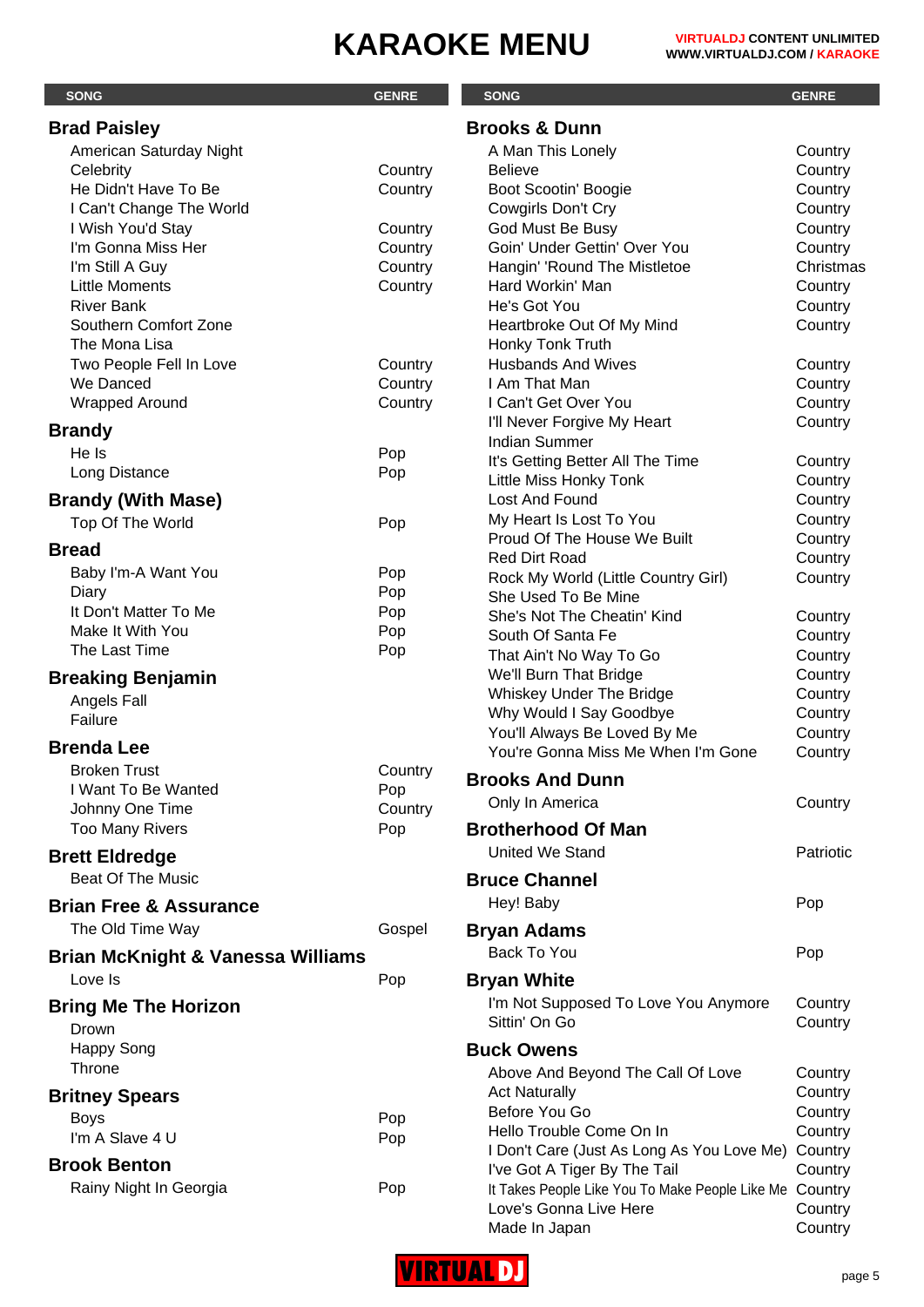# KARAOKE MENU

**VIRTUALDJ CONTENT UNLIMITED**
**WWW.VIRTUALDJ.COM / KARAOKE**

| SONG | GENRE |
|---|---|
| **Brad Paisley** | |
| American Saturday Night | |
| Celebrity | Country |
| He Didn't Have To Be | Country |
| I Can't Change The World | |
| I Wish You'd Stay | Country |
| I'm Gonna Miss Her | Country |
| I'm Still A Guy | Country |
| Little Moments | Country |
| River Bank | |
| Southern Comfort Zone | |
| The Mona Lisa | |
| Two People Fell In Love | Country |
| We Danced | Country |
| Wrapped Around | Country |
| **Brandy** | |
| He Is | Pop |
| Long Distance | Pop |
| **Brandy (With Mase)** | |
| Top Of The World | Pop |
| **Bread** | |
| Baby I'm-A Want You | Pop |
| Diary | Pop |
| It Don't Matter To Me | Pop |
| Make It With You | Pop |
| The Last Time | Pop |
| **Breaking Benjamin** | |
| Angels Fall | |
| Failure | |
| **Brenda Lee** | |
| Broken Trust | Country |
| I Want To Be Wanted | Pop |
| Johnny One Time | Country |
| Too Many Rivers | Pop |
| **Brett Eldredge** | |
| Beat Of The Music | |
| **Brian Free & Assurance** | |
| The Old Time Way | Gospel |
| **Brian McKnight & Vanessa Williams** | |
| Love Is | Pop |
| **Bring Me The Horizon** | |
| Drown | |
| Happy Song | |
| Throne | |
| **Britney Spears** | |
| Boys | Pop |
| I'm A Slave 4 U | Pop |
| **Brook Benton** | |
| Rainy Night In Georgia | Pop |
| **Brooks & Dunn** | |
| A Man This Lonely | Country |
| Believe | Country |
| Boot Scootin' Boogie | Country |
| Cowgirls Don't Cry | Country |
| God Must Be Busy | Country |
| Goin' Under Gettin' Over You | Country |
| Hangin' 'Round The Mistletoe | Christmas |
| Hard Workin' Man | Country |
| He's Got You | Country |
| Heartbroke Out Of My Mind | Country |
| Honky Tonk Truth | |
| Husbands And Wives | Country |
| I Am That Man | Country |
| I Can't Get Over You | Country |
| I'll Never Forgive My Heart | Country |
| Indian Summer | |
| It's Getting Better All The Time | Country |
| Little Miss Honky Tonk | Country |
| Lost And Found | Country |
| My Heart Is Lost To You | Country |
| Proud Of The House We Built | Country |
| Red Dirt Road | Country |
| Rock My World (Little Country Girl) | Country |
| She Used To Be Mine | |
| She's Not The Cheatin' Kind | Country |
| South Of Santa Fe | Country |
| That Ain't No Way To Go | Country |
| We'll Burn That Bridge | Country |
| Whiskey Under The Bridge | Country |
| Why Would I Say Goodbye | Country |
| You'll Always Be Loved By Me | Country |
| You're Gonna Miss Me When I'm Gone | Country |
| **Brooks And Dunn** | |
| Only In America | Country |
| **Brotherhood Of Man** | |
| United We Stand | Patriotic |
| **Bruce Channel** | |
| Hey! Baby | Pop |
| **Bryan Adams** | |
| Back To You | Pop |
| **Bryan White** | |
| I'm Not Supposed To Love You Anymore | Country |
| Sittin' On Go | Country |
| **Buck Owens** | |
| Above And Beyond The Call Of Love | Country |
| Act Naturally | Country |
| Before You Go | Country |
| Hello Trouble Come On In | Country |
| I Don't Care (Just As Long As You Love Me) | Country |
| I've Got A Tiger By The Tail | Country |
| It Takes People Like You To Make People Like Me | Country |
| Love's Gonna Live Here | Country |
| Made In Japan | Country |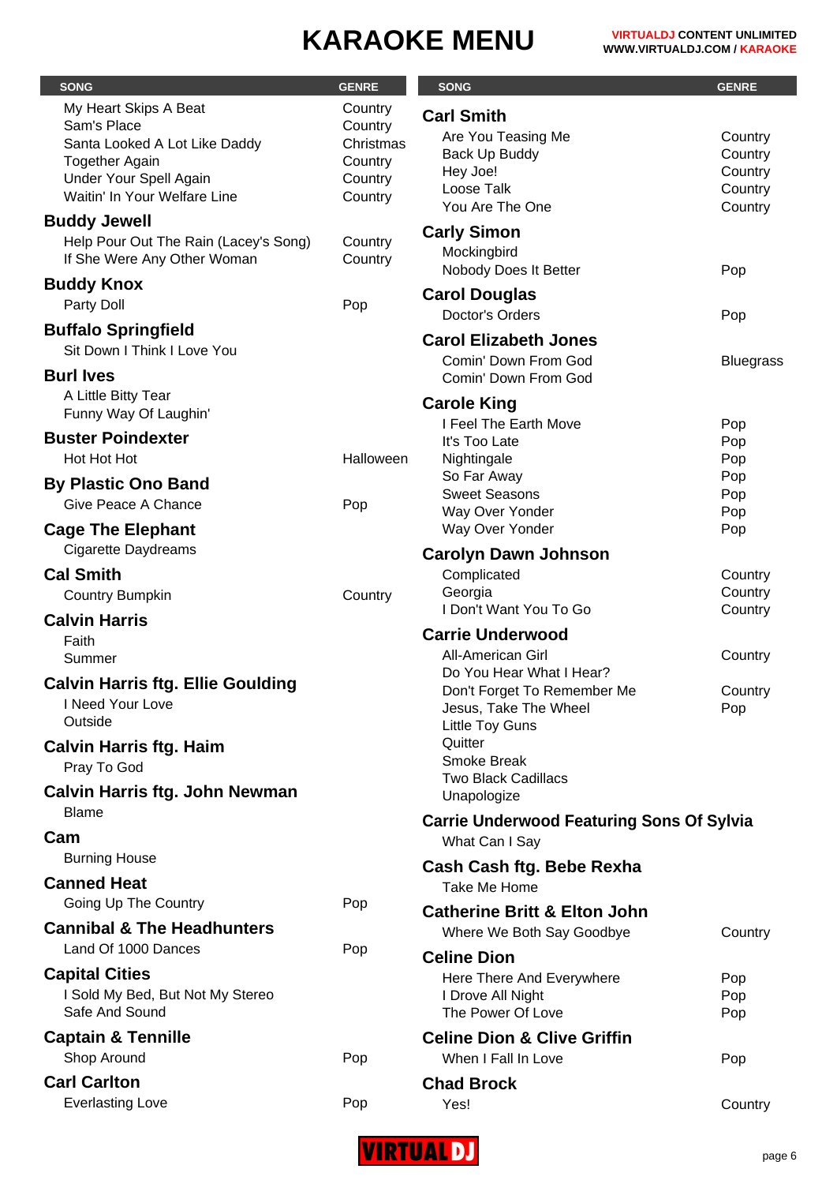# KARAOKE MENU

| SONG | GENRE |
|---|---|
| My Heart Skips A Beat | Country |
| Sam's Place | Country |
| Santa Looked A Lot Like Daddy | Christmas |
| Together Again | Country |
| Under Your Spell Again | Country |
| Waitin' In Your Welfare Line | Country |
| **Buddy Jewell** | |
| Help Pour Out The Rain (Lacey's Song) | Country |
| If She Were Any Other Woman | Country |
| **Buddy Knox** | |
| Party Doll | Pop |
| **Buffalo Springfield** | |
| Sit Down I Think I Love You | |
| **Burl Ives** | |
| A Little Bitty Tear | |
| Funny Way Of Laughin' | |
| **Buster Poindexter** | |
| Hot Hot Hot | Halloween |
| **By Plastic Ono Band** | |
| Give Peace A Chance | Pop |
| **Cage The Elephant** | |
| Cigarette Daydreams | |
| **Cal Smith** | |
| Country Bumpkin | Country |
| **Calvin Harris** | |
| Faith | |
| Summer | |
| **Calvin Harris ftg. Ellie Goulding** | |
| I Need Your Love | |
| Outside | |
| **Calvin Harris ftg. Haim** | |
| Pray To God | |
| **Calvin Harris ftg. John Newman** | |
| Blame | |
| **Cam** | |
| Burning House | |
| **Canned Heat** | |
| Going Up The Country | Pop |
| **Cannibal & The Headhunters** | |
| Land Of 1000 Dances | Pop |
| **Capital Cities** | |
| I Sold My Bed, But Not My Stereo | |
| Safe And Sound | |
| **Captain & Tennille** | |
| Shop Around | Pop |
| **Carl Carlton** | |
| Everlasting Love | Pop |
| **Carl Smith** | |
| Are You Teasing Me | Country |
| Back Up Buddy | Country |
| Hey Joe! | Country |
| Loose Talk | Country |
| You Are The One | Country |
| **Carly Simon** | |
| Mockingbird | |
| Nobody Does It Better | Pop |
| **Carol Douglas** | |
| Doctor's Orders | Pop |
| **Carol Elizabeth Jones** | |
| Comin' Down From God | Bluegrass |
| Comin' Down From God | |
| **Carole King** | |
| I Feel The Earth Move | Pop |
| It's Too Late | Pop |
| Nightingale | Pop |
| So Far Away | Pop |
| Sweet Seasons | Pop |
| Way Over Yonder | Pop |
| Way Over Yonder | Pop |
| **Carolyn Dawn Johnson** | |
| Complicated | Country |
| Georgia | Country |
| I Don't Want You To Go | Country |
| **Carrie Underwood** | |
| All-American Girl | Country |
| Do You Hear What I Hear? | |
| Don't Forget To Remember Me | Country |
| Jesus, Take The Wheel | Pop |
| Little Toy Guns | |
| Quitter | |
| Smoke Break | |
| Two Black Cadillacs | |
| Unapologize | |
| **Carrie Underwood Featuring Sons Of Sylvia** | |
| What Can I Say | |
| **Cash Cash ftg. Bebe Rexha** | |
| Take Me Home | |
| **Catherine Britt & Elton John** | |
| Where We Both Say Goodbye | Country |
| **Celine Dion** | |
| Here There And Everywhere | Pop |
| I Drove All Night | Pop |
| The Power Of Love | Pop |
| **Celine Dion & Clive Griffin** | |
| When I Fall In Love | Pop |
| **Chad Brock** | |
| Yes! | Country |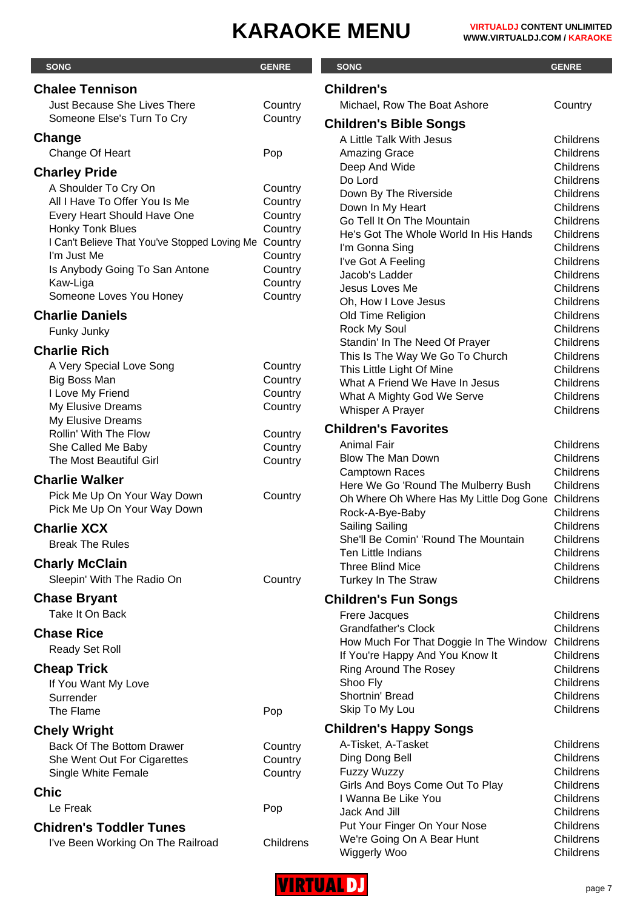# KARAOKE MENU

## Chalee Tennison

| SONG | GENRE |
|---|---|
| Just Because She Lives There | Country |
| Someone Else's Turn To Cry | Country |

## Change

| SONG | GENRE |
|---|---|
| Change Of Heart | Pop |

## Charley Pride

| SONG | GENRE |
|---|---|
| A Shoulder To Cry On | Country |
| All I Have To Offer You Is Me | Country |
| Every Heart Should Have One | Country |
| Honky Tonk Blues | Country |
| I Can't Believe That You've Stopped Loving Me | Country |
| I'm Just Me | Country |
| Is Anybody Going To San Antone | Country |
| Kaw-Liga | Country |
| Someone Loves You Honey | Country |

## Charlie Daniels

| SONG | GENRE |
|---|---|
| Funky Junky | |

## Charlie Rich

| SONG | GENRE |
|---|---|
| A Very Special Love Song | Country |
| Big Boss Man | Country |
| I Love My Friend | Country |
| My Elusive Dreams | Country |
| My Elusive Dreams | |
| Rollin' With The Flow | Country |
| She Called Me Baby | Country |
| The Most Beautiful Girl | Country |

## Charlie Walker

| SONG | GENRE |
|---|---|
| Pick Me Up On Your Way Down | Country |
| Pick Me Up On Your Way Down | |

## Charlie XCX

| SONG | GENRE |
|---|---|
| Break The Rules | |

## Charly McClain

| SONG | GENRE |
|---|---|
| Sleepin' With The Radio On | Country |

## Chase Bryant

| SONG | GENRE |
|---|---|
| Take It On Back | |

## Chase Rice

| SONG | GENRE |
|---|---|
| Ready Set Roll | |

## Cheap Trick

| SONG | GENRE |
|---|---|
| If You Want My Love | |
| Surrender | |
| The Flame | Pop |

## Chely Wright

| SONG | GENRE |
|---|---|
| Back Of The Bottom Drawer | Country |
| She Went Out For Cigarettes | Country |
| Single White Female | Country |

## Chic

| SONG | GENRE |
|---|---|
| Le Freak | Pop |

## Chidren's Toddler Tunes

| SONG | GENRE |
|---|---|
| I've Been Working On The Railroad | Childrens |

## Children's

| SONG | GENRE |
|---|---|
| Michael, Row The Boat Ashore | Country |

## Children's Bible Songs

| SONG | GENRE |
|---|---|
| A Little Talk With Jesus | Childrens |
| Amazing Grace | Childrens |
| Deep And Wide | Childrens |
| Do Lord | Childrens |
| Down By The Riverside | Childrens |
| Down In My Heart | Childrens |
| Go Tell It On The Mountain | Childrens |
| He's Got The Whole World In His Hands | Childrens |
| I'm Gonna Sing | Childrens |
| I've Got A Feeling | Childrens |
| Jacob's Ladder | Childrens |
| Jesus Loves Me | Childrens |
| Oh, How I Love Jesus | Childrens |
| Old Time Religion | Childrens |
| Rock My Soul | Childrens |
| Standin' In The Need Of Prayer | Childrens |
| This Is The Way We Go To Church | Childrens |
| This Little Light Of Mine | Childrens |
| What A Friend We Have In Jesus | Childrens |
| What A Mighty God We Serve | Childrens |
| Whisper A Prayer | Childrens |

## Children's Favorites

| SONG | GENRE |
|---|---|
| Animal Fair | Childrens |
| Blow The Man Down | Childrens |
| Camptown Races | Childrens |
| Here We Go 'Round The Mulberry Bush | Childrens |
| Oh Where Oh Where Has My Little Dog Gone | Childrens |
| Rock-A-Bye-Baby | Childrens |
| Sailing Sailing | Childrens |
| She'll Be Comin' 'Round The Mountain | Childrens |
| Ten Little Indians | Childrens |
| Three Blind Mice | Childrens |
| Turkey In The Straw | Childrens |

## Children's Fun Songs

| SONG | GENRE |
|---|---|
| Frere Jacques | Childrens |
| Grandfather's Clock | Childrens |
| How Much For That Doggie In The Window | Childrens |
| If You're Happy And You Know It | Childrens |
| Ring Around The Rosey | Childrens |
| Shoo Fly | Childrens |
| Shortnin' Bread | Childrens |
| Skip To My Lou | Childrens |

## Children's Happy Songs

| SONG | GENRE |
|---|---|
| A-Tisket, A-Tasket | Childrens |
| Ding Dong Bell | Childrens |
| Fuzzy Wuzzy | Childrens |
| Girls And Boys Come Out To Play | Childrens |
| I Wanna Be Like You | Childrens |
| Jack And Jill | Childrens |
| Put Your Finger On Your Nose | Childrens |
| We're Going On A Bear Hunt | Childrens |
| Wiggerly Woo | Childrens |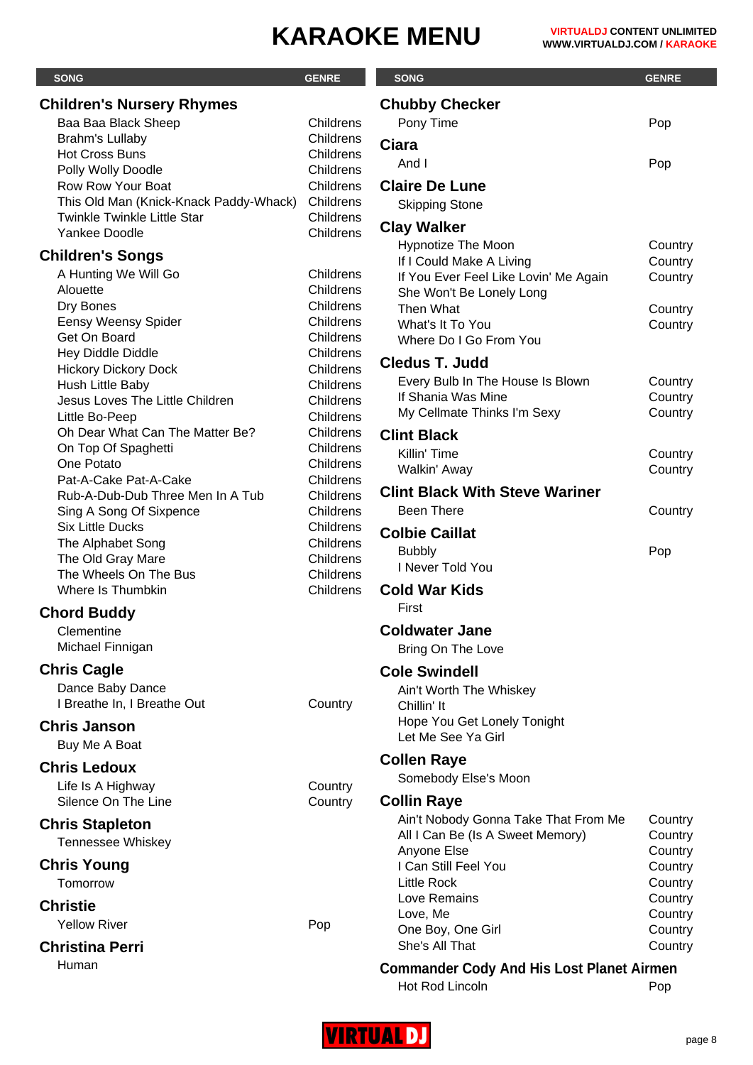# KARAOKE MENU

| SONG | GENRE |
|---|---|
| **Children's Nursery Rhymes** | |
| Baa Baa Black Sheep | Childrens |
| Brahm's Lullaby | Childrens |
| Hot Cross Buns | Childrens |
| Polly Wolly Doodle | Childrens |
| Row Row Your Boat | Childrens |
| This Old Man (Knick-Knack Paddy-Whack) | Childrens |
| Twinkle Twinkle Little Star | Childrens |
| Yankee Doodle | Childrens |
| **Children's Songs** | |
| A Hunting We Will Go | Childrens |
| Alouette | Childrens |
| Dry Bones | Childrens |
| Eensy Weensy Spider | Childrens |
| Get On Board | Childrens |
| Hey Diddle Diddle | Childrens |
| Hickory Dickory Dock | Childrens |
| Hush Little Baby | Childrens |
| Jesus Loves The Little Children | Childrens |
| Little Bo-Peep | Childrens |
| Oh Dear What Can The Matter Be? | Childrens |
| On Top Of Spaghetti | Childrens |
| One Potato | Childrens |
| Pat-A-Cake Pat-A-Cake | Childrens |
| Rub-A-Dub-Dub Three Men In A Tub | Childrens |
| Sing A Song Of Sixpence | Childrens |
| Six Little Ducks | Childrens |
| The Alphabet Song | Childrens |
| The Old Gray Mare | Childrens |
| The Wheels On The Bus | Childrens |
| Where Is Thumbkin | Childrens |
| **Chord Buddy** | |
| Clementine | |
| Michael Finnigan | |
| **Chris Cagle** | |
| Dance Baby Dance | |
| I Breathe In, I Breathe Out | Country |
| **Chris Janson** | |
| Buy Me A Boat | |
| **Chris Ledoux** | |
| Life Is A Highway | Country |
| Silence On The Line | Country |
| **Chris Stapleton** | |
| Tennessee Whiskey | |
| **Chris Young** | |
| Tomorrow | |
| **Christie** | |
| Yellow River | Pop |
| **Christina Perri** | |
| Human | |
| **Chubby Checker** | |
| Pony Time | Pop |
| **Ciara** | |
| And I | Pop |
| **Claire De Lune** | |
| Skipping Stone | |
| **Clay Walker** | |
| Hypnotize The Moon | Country |
| If I Could Make A Living | Country |
| If You Ever Feel Like Lovin' Me Again | Country |
| She Won't Be Lonely Long | |
| Then What | Country |
| What's It To You | Country |
| Where Do I Go From You | |
| **Cledus T. Judd** | |
| Every Bulb In The House Is Blown | Country |
| If Shania Was Mine | Country |
| My Cellmate Thinks I'm Sexy | Country |
| **Clint Black** | |
| Killin' Time | Country |
| Walkin' Away | Country |
| **Clint Black With Steve Wariner** | |
| Been There | Country |
| **Colbie Caillat** | |
| Bubbly | Pop |
| I Never Told You | |
| **Cold War Kids** | |
| First | |
| **Coldwater Jane** | |
| Bring On The Love | |
| **Cole Swindell** | |
| Ain't Worth The Whiskey | |
| Chillin' It | |
| Hope You Get Lonely Tonight | |
| Let Me See Ya Girl | |
| **Collen Raye** | |
| Somebody Else's Moon | |
| **Collin Raye** | |
| Ain't Nobody Gonna Take That From Me | Country |
| All I Can Be (Is A Sweet Memory) | Country |
| Anyone Else | Country |
| I Can Still Feel You | Country |
| Little Rock | Country |
| Love Remains | Country |
| Love, Me | Country |
| One Boy, One Girl | Country |
| She's All That | Country |
| **Commander Cody And His Lost Planet Airmen** | |
| Hot Rod Lincoln | Pop |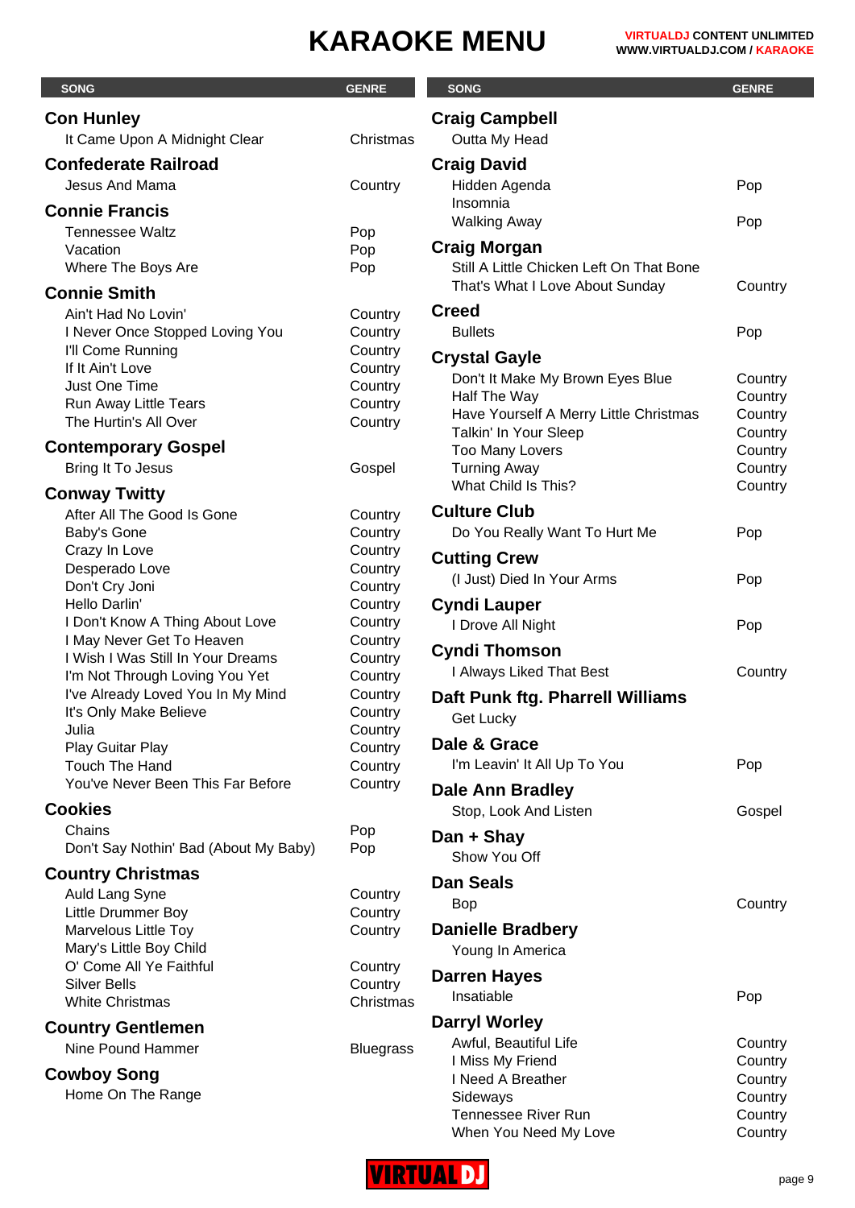# KARAOKE MENU

| SONG | GENRE |
|---|---|
| **Con Hunley** | |
| It Came Upon A Midnight Clear | Christmas |
| **Confederate Railroad** | |
| Jesus And Mama | Country |
| **Connie Francis** | |
| Tennessee Waltz | Pop |
| Vacation | Pop |
| Where The Boys Are | Pop |
| **Connie Smith** | |
| Ain't Had No Lovin' | Country |
| I Never Once Stopped Loving You | Country |
| I'll Come Running | Country |
| If It Ain't Love | Country |
| Just One Time | Country |
| Run Away Little Tears | Country |
| The Hurtin's All Over | Country |
| **Contemporary Gospel** | |
| Bring It To Jesus | Gospel |
| **Conway Twitty** | |
| After All The Good Is Gone | Country |
| Baby's Gone | Country |
| Crazy In Love | Country |
| Desperado Love | Country |
| Don't Cry Joni | Country |
| Hello Darlin' | Country |
| I Don't Know A Thing About Love | Country |
| I May Never Get To Heaven | Country |
| I Wish I Was Still In Your Dreams | Country |
| I'm Not Through Loving You Yet | Country |
| I've Already Loved You In My Mind | Country |
| It's Only Make Believe | Country |
| Julia | Country |
| Play Guitar Play | Country |
| Touch The Hand | Country |
| You've Never Been This Far Before | Country |
| **Cookies** | |
| Chains | Pop |
| Don't Say Nothin' Bad (About My Baby) | Pop |
| **Country Christmas** | |
| Auld Lang Syne | Country |
| Little Drummer Boy | Country |
| Marvelous Little Toy | Country |
| Mary's Little Boy Child | |
| O' Come All Ye Faithful | Country |
| Silver Bells | Country |
| White Christmas | Christmas |
| **Country Gentlemen** | |
| Nine Pound Hammer | Bluegrass |
| **Cowboy Song** | |
| Home On The Range | |
| **Craig Campbell** | |
| Outta My Head | |
| **Craig David** | |
| Hidden Agenda | Pop |
| Insomnia | |
| Walking Away | Pop |
| **Craig Morgan** | |
| Still A Little Chicken Left On That Bone | |
| That's What I Love About Sunday | Country |
| **Creed** | |
| Bullets | Pop |
| **Crystal Gayle** | |
| Don't It Make My Brown Eyes Blue | Country |
| Half The Way | Country |
| Have Yourself A Merry Little Christmas | Country |
| Talkin' In Your Sleep | Country |
| Too Many Lovers | Country |
| Turning Away | Country |
| What Child Is This? | Country |
| **Culture Club** | |
| Do You Really Want To Hurt Me | Pop |
| **Cutting Crew** | |
| (I Just) Died In Your Arms | Pop |
| **Cyndi Lauper** | |
| I Drove All Night | Pop |
| **Cyndi Thomson** | |
| I Always Liked That Best | Country |
| **Daft Punk ftg. Pharrell Williams** | |
| Get Lucky | |
| **Dale & Grace** | |
| I'm Leavin' It All Up To You | Pop |
| **Dale Ann Bradley** | |
| Stop, Look And Listen | Gospel |
| **Dan + Shay** | |
| Show You Off | |
| **Dan Seals** | |
| Bop | Country |
| **Danielle Bradbery** | |
| Young In America | |
| **Darren Hayes** | |
| Insatiable | Pop |
| **Darryl Worley** | |
| Awful, Beautiful Life | Country |
| I Miss My Friend | Country |
| I Need A Breather | Country |
| Sideways | Country |
| Tennessee River Run | Country |
| When You Need My Love | Country |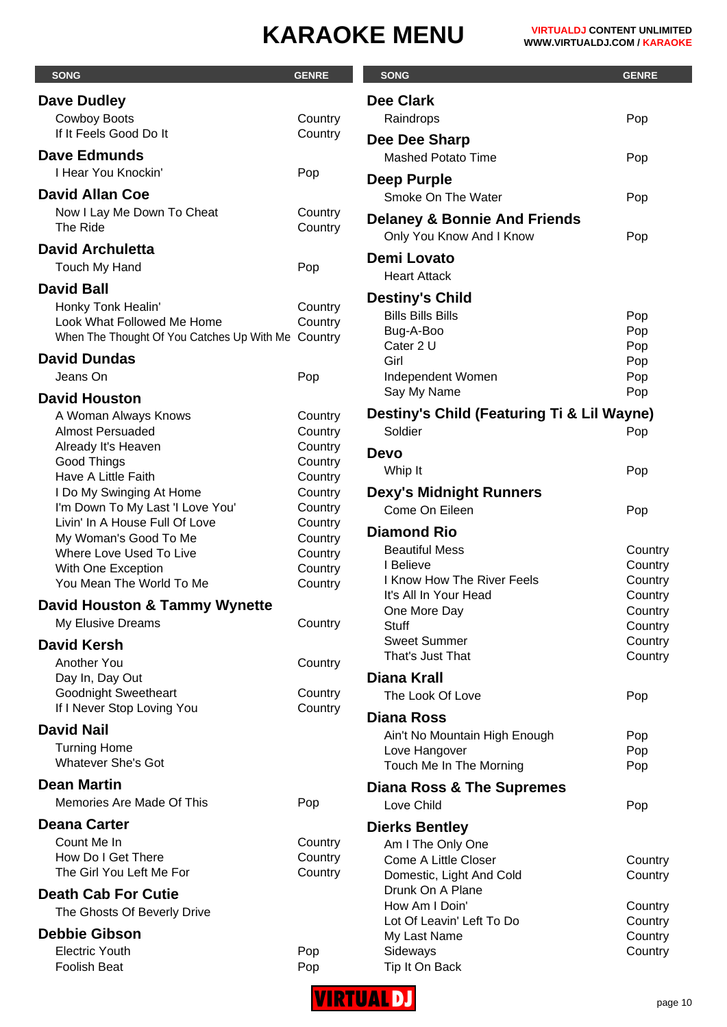# KARAOKE MENU

| SONG | GENRE |
| --- | --- |
| **Dave Dudley** | |
| Cowboy Boots | Country |
| If It Feels Good Do It | Country |
| **Dave Edmunds** | |
| I Hear You Knockin' | Pop |
| **David Allan Coe** | |
| Now I Lay Me Down To Cheat | Country |
| The Ride | Country |
| **David Archuletta** | |
| Touch My Hand | Pop |
| **David Ball** | |
| Honky Tonk Healin' | Country |
| Look What Followed Me Home | Country |
| When The Thought Of You Catches Up With Me | Country |
| **David Dundas** | |
| Jeans On | Pop |
| **David Houston** | |
| A Woman Always Knows | Country |
| Almost Persuaded | Country |
| Already It's Heaven | Country |
| Good Things | Country |
| Have A Little Faith | Country |
| I Do My Swinging At Home | Country |
| I'm Down To My Last 'I Love You' | Country |
| Livin' In A House Full Of Love | Country |
| My Woman's Good To Me | Country |
| Where Love Used To Live | Country |
| With One Exception | Country |
| You Mean The World To Me | Country |
| **David Houston & Tammy Wynette** | |
| My Elusive Dreams | Country |
| **David Kersh** | |
| Another You | Country |
| Day In, Day Out | |
| Goodnight Sweetheart | Country |
| If I Never Stop Loving You | Country |
| **David Nail** | |
| Turning Home | |
| Whatever She's Got | |
| **Dean Martin** | |
| Memories Are Made Of This | Pop |
| **Deana Carter** | |
| Count Me In | Country |
| How Do I Get There | Country |
| The Girl You Left Me For | Country |
| **Death Cab For Cutie** | |
| The Ghosts Of Beverly Drive | |
| **Debbie Gibson** | |
| Electric Youth | Pop |
| Foolish Beat | Pop |
| **Dee Clark** | |
| Raindrops | Pop |
| **Dee Dee Sharp** | |
| Mashed Potato Time | Pop |
| **Deep Purple** | |
| Smoke On The Water | Pop |
| **Delaney & Bonnie And Friends** | |
| Only You Know And I Know | Pop |
| **Demi Lovato** | |
| Heart Attack | |
| **Destiny's Child** | |
| Bills Bills Bills | Pop |
| Bug-A-Boo | Pop |
| Cater 2 U | Pop |
| Girl | Pop |
| Independent Women | Pop |
| Say My Name | Pop |
| **Destiny's Child (Featuring Ti & Lil Wayne)** | |
| Soldier | Pop |
| **Devo** | |
| Whip It | Pop |
| **Dexy's Midnight Runners** | |
| Come On Eileen | Pop |
| **Diamond Rio** | |
| Beautiful Mess | Country |
| I Believe | Country |
| I Know How The River Feels | Country |
| It's All In Your Head | Country |
| One More Day | Country |
| Stuff | Country |
| Sweet Summer | Country |
| That's Just That | Country |
| **Diana Krall** | |
| The Look Of Love | Pop |
| **Diana Ross** | |
| Ain't No Mountain High Enough | Pop |
| Love Hangover | Pop |
| Touch Me In The Morning | Pop |
| **Diana Ross & The Supremes** | |
| Love Child | Pop |
| **Dierks Bentley** | |
| Am I The Only One | |
| Come A Little Closer | Country |
| Domestic, Light And Cold | Country |
| Drunk On A Plane | |
| How Am I Doin' | Country |
| Lot Of Leavin' Left To Do | Country |
| My Last Name | Country |
| Sideways | Country |
| Tip It On Back | |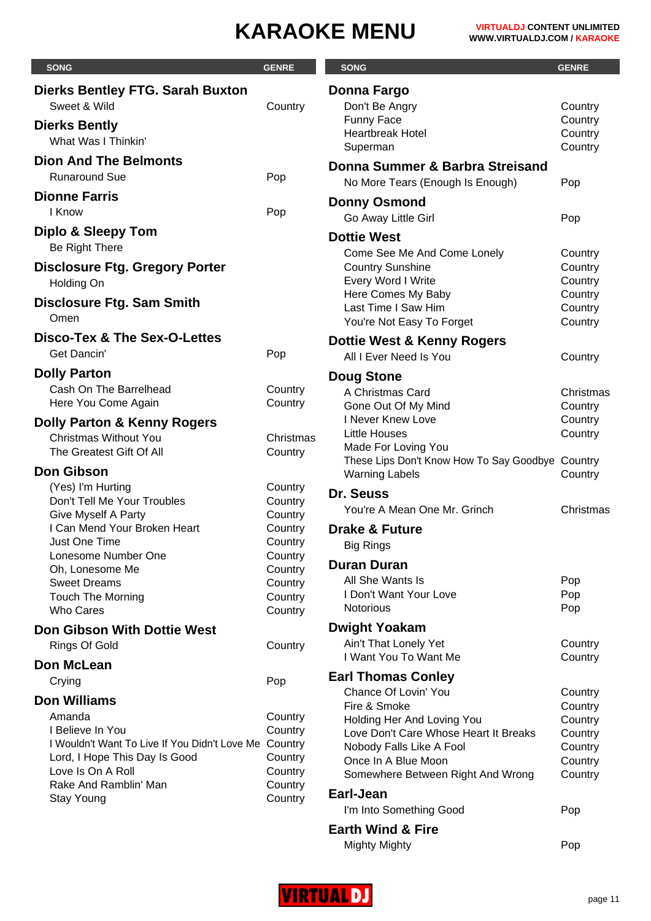# KARAOKE MENU

| SONG | GENRE |
|---|---|
| **Dierks Bentley FTG. Sarah Buxton** | |
| Sweet & Wild | Country |
| **Dierks Bently** | |
| What Was I Thinkin' | |
| **Dion And The Belmonts** | |
| Runaround Sue | Pop |
| **Dionne Farris** | |
| I Know | Pop |
| **Diplo & Sleepy Tom** | |
| Be Right There | |
| **Disclosure Ftg. Gregory Porter** | |
| Holding On | |
| **Disclosure Ftg. Sam Smith** | |
| Omen | |
| **Disco-Tex & The Sex-O-Lettes** | |
| Get Dancin' | Pop |
| **Dolly Parton** | |
| Cash On The Barrelhead | Country |
| Here You Come Again | Country |
| **Dolly Parton & Kenny Rogers** | |
| Christmas Without You | Christmas |
| The Greatest Gift Of All | Country |
| **Don Gibson** | |
| (Yes) I'm Hurting | Country |
| Don't Tell Me Your Troubles | Country |
| Give Myself A Party | Country |
| I Can Mend Your Broken Heart | Country |
| Just One Time | Country |
| Lonesome Number One | Country |
| Oh, Lonesome Me | Country |
| Sweet Dreams | Country |
| Touch The Morning | Country |
| Who Cares | Country |
| **Don Gibson With Dottie West** | |
| Rings Of Gold | Country |
| **Don McLean** | |
| Crying | Pop |
| **Don Williams** | |
| Amanda | Country |
| I Believe In You | Country |
| I Wouldn't Want To Live If You Didn't Love Me | Country |
| Lord, I Hope This Day Is Good | Country |
| Love Is On A Roll | Country |
| Rake And Ramblin' Man | Country |
| Stay Young | Country |
| **Donna Fargo** | |
| Don't Be Angry | Country |
| Funny Face | Country |
| Heartbreak Hotel | Country |
| Superman | Country |
| **Donna Summer & Barbra Streisand** | |
| No More Tears (Enough Is Enough) | Pop |
| **Donny Osmond** | |
| Go Away Little Girl | Pop |
| **Dottie West** | |
| Come See Me And Come Lonely | Country |
| Country Sunshine | Country |
| Every Word I Write | Country |
| Here Comes My Baby | Country |
| Last Time I Saw Him | Country |
| You're Not Easy To Forget | Country |
| **Dottie West & Kenny Rogers** | |
| All I Ever Need Is You | Country |
| **Doug Stone** | |
| A Christmas Card | Christmas |
| Gone Out Of My Mind | Country |
| I Never Knew Love | Country |
| Little Houses | Country |
| Made For Loving You | |
| These Lips Don't Know How To Say Goodbye | Country |
| Warning Labels | Country |
| **Dr. Seuss** | |
| You're A Mean One Mr. Grinch | Christmas |
| **Drake & Future** | |
| Big Rings | |
| **Duran Duran** | |
| All She Wants Is | Pop |
| I Don't Want Your Love | Pop |
| Notorious | Pop |
| **Dwight Yoakam** | |
| Ain't That Lonely Yet | Country |
| I Want You To Want Me | Country |
| **Earl Thomas Conley** | |
| Chance Of Lovin' You | Country |
| Fire & Smoke | Country |
| Holding Her And Loving You | Country |
| Love Don't Care Whose Heart It Breaks | Country |
| Nobody Falls Like A Fool | Country |
| Once In A Blue Moon | Country |
| Somewhere Between Right And Wrong | Country |
| **Earl-Jean** | |
| I'm Into Something Good | Pop |
| **Earth Wind & Fire** | |
| Mighty Mighty | Pop |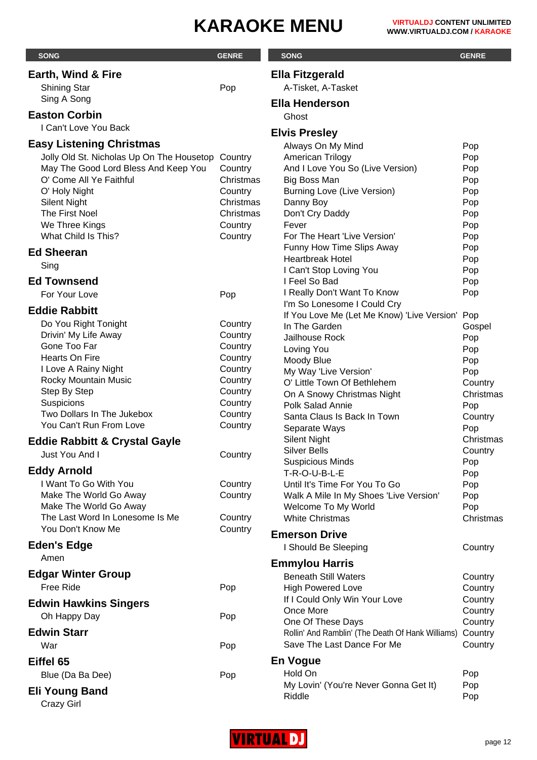# KARAOKE MENU

### Earth, Wind & Fire

| SONG | GENRE |
|---|---|
| Shining Star | Pop |
| Sing A Song | |

### Easton Corbin

| SONG | GENRE |
|---|---|
| I Can't Love You Back | |

### Easy Listening Christmas

| SONG | GENRE |
|---|---|
| Jolly Old St. Nicholas Up On The Housetop | Country |
| May The Good Lord Bless And Keep You | Country |
| O' Come All Ye Faithful | Christmas |
| O' Holy Night | Country |
| Silent Night | Christmas |
| The First Noel | Christmas |
| We Three Kings | Country |
| What Child Is This? | Country |

### Ed Sheeran

| SONG | GENRE |
|---|---|
| Sing | |

### Ed Townsend

| SONG | GENRE |
|---|---|
| For Your Love | Pop |

### Eddie Rabbitt

| SONG | GENRE |
|---|---|
| Do You Right Tonight | Country |
| Drivin' My Life Away | Country |
| Gone Too Far | Country |
| Hearts On Fire | Country |
| I Love A Rainy Night | Country |
| Rocky Mountain Music | Country |
| Step By Step | Country |
| Suspicions | Country |
| Two Dollars In The Jukebox | Country |
| You Can't Run From Love | Country |

### Eddie Rabbitt & Crystal Gayle

| SONG | GENRE |
|---|---|
| Just You And I | Country |

### Eddy Arnold

| SONG | GENRE |
|---|---|
| I Want To Go With You | Country |
| Make The World Go Away | Country |
| Make The World Go Away | |
| The Last Word In Lonesome Is Me | Country |
| You Don't Know Me | Country |

### Eden's Edge

| SONG | GENRE |
|---|---|
| Amen | |

### Edgar Winter Group

| SONG | GENRE |
|---|---|
| Free Ride | Pop |

### Edwin Hawkins Singers

| SONG | GENRE |
|---|---|
| Oh Happy Day | Pop |

### Edwin Starr

| SONG | GENRE |
|---|---|
| War | Pop |

### Eiffel 65

| SONG | GENRE |
|---|---|
| Blue (Da Ba Dee) | Pop |

### Eli Young Band

| SONG | GENRE |
|---|---|
| Crazy Girl | |

### Ella Fitzgerald

| SONG | GENRE |
|---|---|
| A-Tisket, A-Tasket | |

### Ella Henderson

| SONG | GENRE |
|---|---|
| Ghost | |

### Elvis Presley

| SONG | GENRE |
|---|---|
| Always On My Mind | Pop |
| American Trilogy | Pop |
| And I Love You So (Live Version) | Pop |
| Big Boss Man | Pop |
| Burning Love (Live Version) | Pop |
| Danny Boy | Pop |
| Don't Cry Daddy | Pop |
| Fever | Pop |
| For The Heart 'Live Version' | Pop |
| Funny How Time Slips Away | Pop |
| Heartbreak Hotel | Pop |
| I Can't Stop Loving You | Pop |
| I Feel So Bad | Pop |
| I Really Don't Want To Know | Pop |
| I'm So Lonesome I Could Cry | |
| If You Love Me (Let Me Know) 'Live Version' | Pop |
| In The Garden | Gospel |
| Jailhouse Rock | Pop |
| Loving You | Pop |
| Moody Blue | Pop |
| My Way 'Live Version' | Pop |
| O' Little Town Of Bethlehem | Country |
| On A Snowy Christmas Night | Christmas |
| Polk Salad Annie | Pop |
| Santa Claus Is Back In Town | Country |
| Separate Ways | Pop |
| Silent Night | Christmas |
| Silver Bells | Country |
| Suspicious Minds | Pop |
| T-R-O-U-B-L-E | Pop |
| Until It's Time For You To Go | Pop |
| Walk A Mile In My Shoes 'Live Version' | Pop |
| Welcome To My World | Pop |
| White Christmas | Christmas |

### Emerson Drive

| SONG | GENRE |
|---|---|
| I Should Be Sleeping | Country |

### Emmylou Harris

| SONG | GENRE |
|---|---|
| Beneath Still Waters | Country |
| High Powered Love | Country |
| If I Could Only Win Your Love | Country |
| Once More | Country |
| One Of These Days | Country |
| Rollin' And Ramblin' (The Death Of Hank Williams) | Country |
| Save The Last Dance For Me | Country |

### En Vogue

| SONG | GENRE |
|---|---|
| Hold On | Pop |
| My Lovin' (You're Never Gonna Get It) | Pop |
| Riddle | Pop |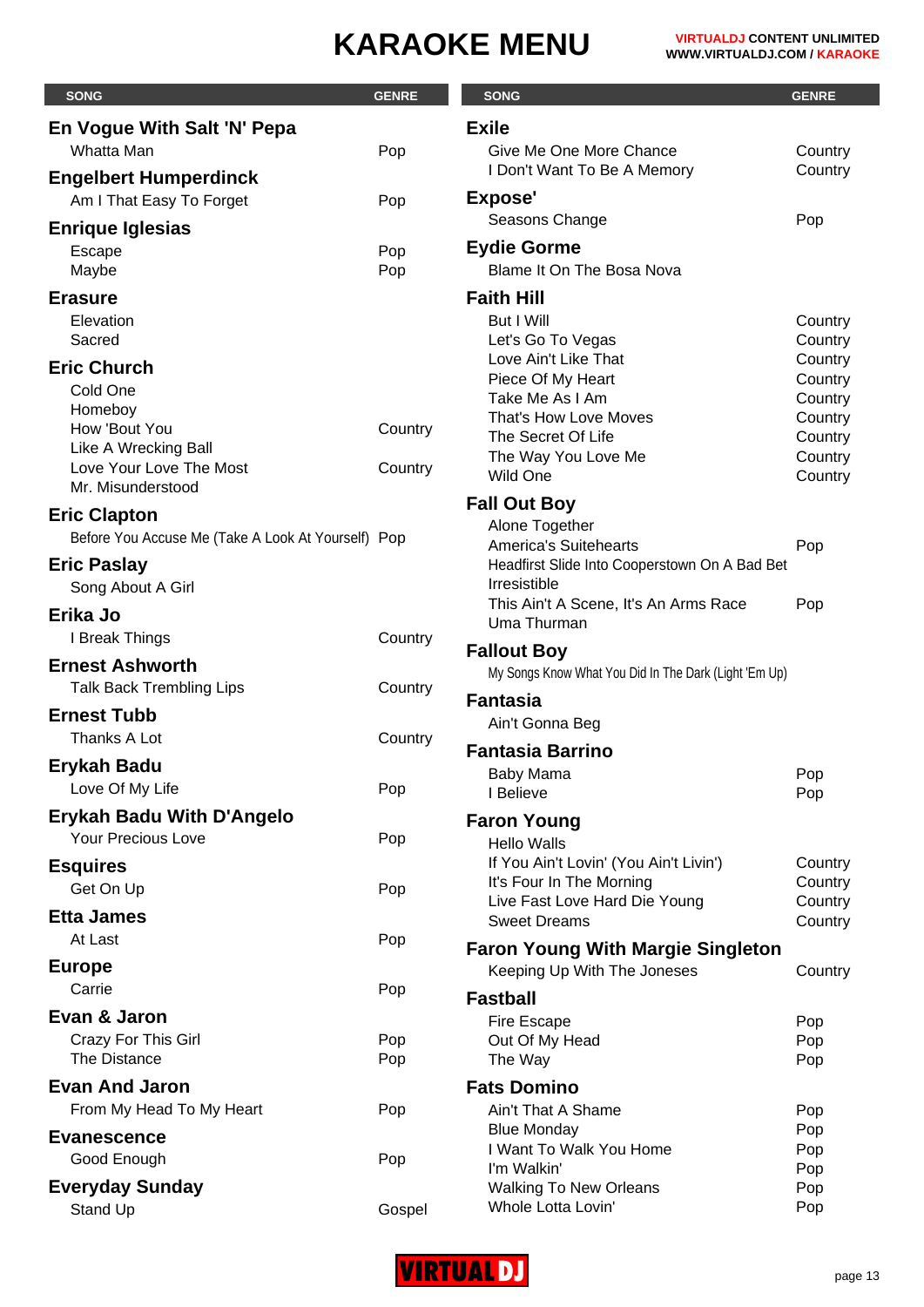# KARAOKE MENU

| SONG | GENRE |
|---|---|
| **En Vogue With Salt 'N' Pepa** | |
| Whatta Man | Pop |
| **Engelbert Humperdinck** | |
| Am I That Easy To Forget | Pop |
| **Enrique Iglesias** | |
| Escape | Pop |
| Maybe | Pop |
| **Erasure** | |
| Elevation | |
| Sacred | |
| **Eric Church** | |
| Cold One | |
| Homeboy | |
| How 'Bout You | Country |
| Like A Wrecking Ball | |
| Love Your Love The Most | Country |
| Mr. Misunderstood | |
| **Eric Clapton** | |
| Before You Accuse Me (Take A Look At Yourself) | Pop |
| **Eric Paslay** | |
| Song About A Girl | |
| **Erika Jo** | |
| I Break Things | Country |
| **Ernest Ashworth** | |
| Talk Back Trembling Lips | Country |
| **Ernest Tubb** | |
| Thanks A Lot | Country |
| **Erykah Badu** | |
| Love Of My Life | Pop |
| **Erykah Badu With D'Angelo** | |
| Your Precious Love | Pop |
| **Esquires** | |
| Get On Up | Pop |
| **Etta James** | |
| At Last | Pop |
| **Europe** | |
| Carrie | Pop |
| **Evan & Jaron** | |
| Crazy For This Girl | Pop |
| The Distance | Pop |
| **Evan And Jaron** | |
| From My Head To My Heart | Pop |
| **Evanescence** | |
| Good Enough | Pop |
| **Everyday Sunday** | |
| Stand Up | Gospel |
| **Exile** | |
| Give Me One More Chance | Country |
| I Don't Want To Be A Memory | Country |
| **Expose'** | |
| Seasons Change | Pop |
| **Eydie Gorme** | |
| Blame It On The Bosa Nova | |
| **Faith Hill** | |
| But I Will | Country |
| Let's Go To Vegas | Country |
| Love Ain't Like That | Country |
| Piece Of My Heart | Country |
| Take Me As I Am | Country |
| That's How Love Moves | Country |
| The Secret Of Life | Country |
| The Way You Love Me | Country |
| Wild One | Country |
| **Fall Out Boy** | |
| Alone Together | |
| America's Suitehearts | Pop |
| Headfirst Slide Into Cooperstown On A Bad Bet | |
| Irresistible | |
| This Ain't A Scene, It's An Arms Race | Pop |
| Uma Thurman | |
| **Fallout Boy** | |
| My Songs Know What You Did In The Dark (Light 'Em Up) | |
| **Fantasia** | |
| Ain't Gonna Beg | |
| **Fantasia Barrino** | |
| Baby Mama | Pop |
| I Believe | Pop |
| **Faron Young** | |
| Hello Walls | |
| If You Ain't Lovin' (You Ain't Livin') | Country |
| It's Four In The Morning | Country |
| Live Fast Love Hard Die Young | Country |
| Sweet Dreams | Country |
| **Faron Young With Margie Singleton** | |
| Keeping Up With The Joneses | Country |
| **Fastball** | |
| Fire Escape | Pop |
| Out Of My Head | Pop |
| The Way | Pop |
| **Fats Domino** | |
| Ain't That A Shame | Pop |
| Blue Monday | Pop |
| I Want To Walk You Home | Pop |
| I'm Walkin' | Pop |
| Walking To New Orleans | Pop |
| Whole Lotta Lovin' | Pop |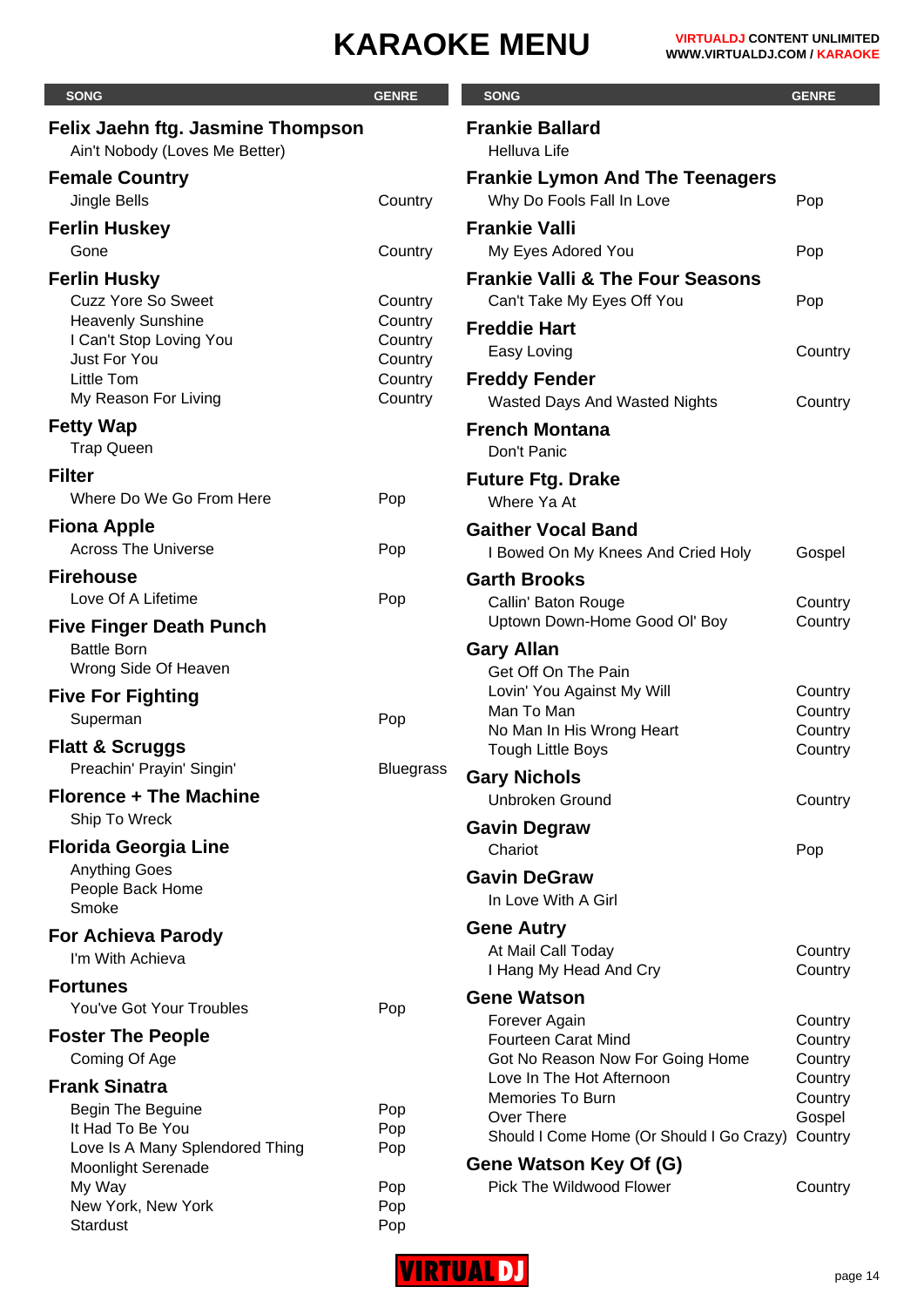# KARAOKE MENU

VIRTUALDJ CONTENT UNLIMITED
WWW.VIRTUALDJ.COM / KARAOKE

| SONG | GENRE |
|---|---|
| **Felix Jaehn ftg. Jasmine Thompson** | |
| Ain't Nobody (Loves Me Better) | |
| **Female Country** | |
| Jingle Bells | Country |
| **Ferlin Huskey** | |
| Gone | Country |
| **Ferlin Husky** | |
| Cuzz Yore So Sweet | Country |
| Heavenly Sunshine | Country |
| I Can't Stop Loving You | Country |
| Just For You | Country |
| Little Tom | Country |
| My Reason For Living | Country |
| **Fetty Wap** | |
| Trap Queen | |
| **Filter** | |
| Where Do We Go From Here | Pop |
| **Fiona Apple** | |
| Across The Universe | Pop |
| **Firehouse** | |
| Love Of A Lifetime | Pop |
| **Five Finger Death Punch** | |
| Battle Born | |
| Wrong Side Of Heaven | |
| **Five For Fighting** | |
| Superman | Pop |
| **Flatt & Scruggs** | |
| Preachin' Prayin' Singin' | Bluegrass |
| **Florence + The Machine** | |
| Ship To Wreck | |
| **Florida Georgia Line** | |
| Anything Goes | |
| People Back Home | |
| Smoke | |
| **For Achieva Parody** | |
| I'm With Achieva | |
| **Fortunes** | |
| You've Got Your Troubles | Pop |
| **Foster The People** | |
| Coming Of Age | |
| **Frank Sinatra** | |
| Begin The Beguine | Pop |
| It Had To Be You | Pop |
| Love Is A Many Splendored Thing | Pop |
| Moonlight Serenade | |
| My Way | Pop |
| New York, New York | Pop |
| Stardust | Pop |
| **Frankie Ballard** | |
| Helluva Life | |
| **Frankie Lymon And The Teenagers** | |
| Why Do Fools Fall In Love | Pop |
| **Frankie Valli** | |
| My Eyes Adored You | Pop |
| **Frankie Valli & The Four Seasons** | |
| Can't Take My Eyes Off You | Pop |
| **Freddie Hart** | |
| Easy Loving | Country |
| **Freddy Fender** | |
| Wasted Days And Wasted Nights | Country |
| **French Montana** | |
| Don't Panic | |
| **Future Ftg. Drake** | |
| Where Ya At | |
| **Gaither Vocal Band** | |
| I Bowed On My Knees And Cried Holy | Gospel |
| **Garth Brooks** | |
| Callin' Baton Rouge | Country |
| Uptown Down-Home Good Ol' Boy | Country |
| **Gary Allan** | |
| Get Off On The Pain | |
| Lovin' You Against My Will | Country |
| Man To Man | Country |
| No Man In His Wrong Heart | Country |
| Tough Little Boys | Country |
| **Gary Nichols** | |
| Unbroken Ground | Country |
| **Gavin Degraw** | |
| Chariot | Pop |
| **Gavin DeGraw** | |
| In Love With A Girl | |
| **Gene Autry** | |
| At Mail Call Today | Country |
| I Hang My Head And Cry | Country |
| **Gene Watson** | |
| Forever Again | Country |
| Fourteen Carat Mind | Country |
| Got No Reason Now For Going Home | Country |
| Love In The Hot Afternoon | Country |
| Memories To Burn | Country |
| Over There | Gospel |
| Should I Come Home (Or Should I Go Crazy) | Country |
| **Gene Watson Key Of (G)** | |
| Pick The Wildwood Flower | Country |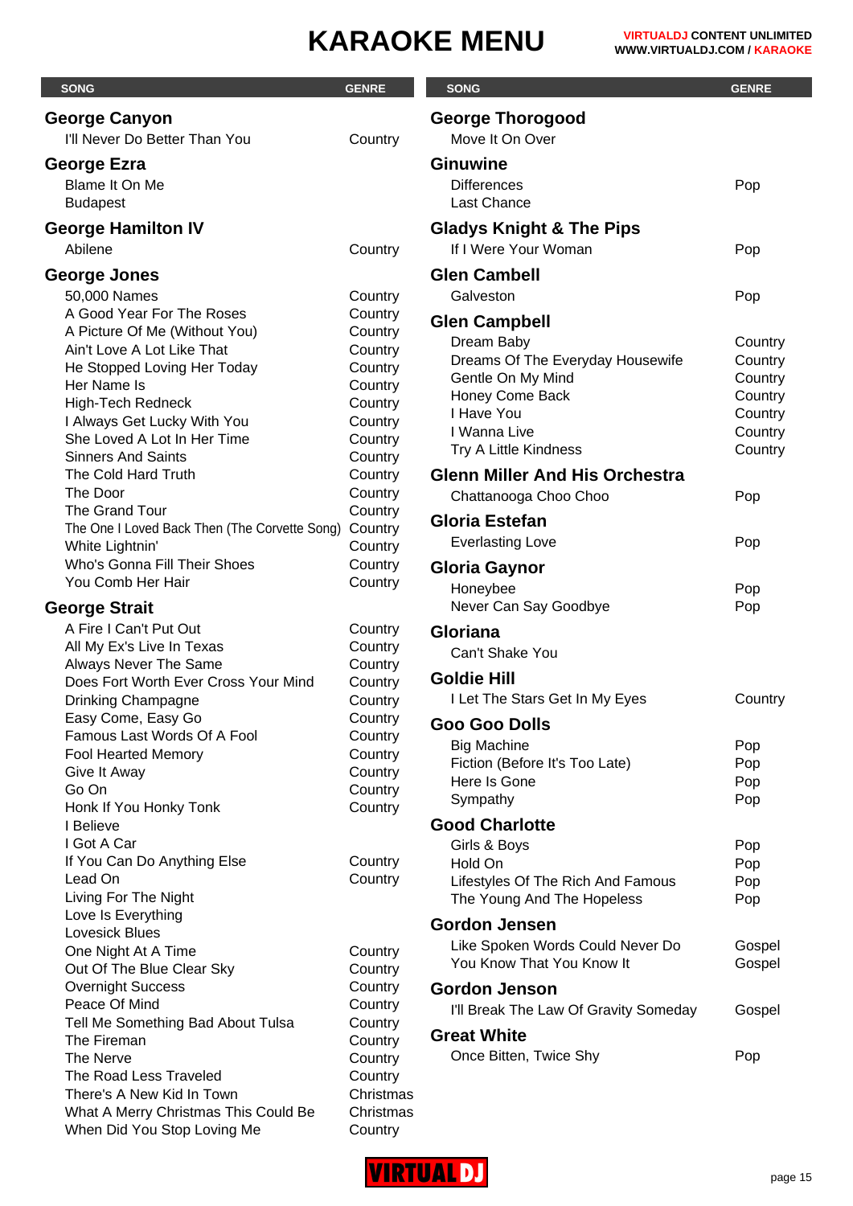# KARAOKE MENU

| SONG | GENRE |
|---|---|
| **George Canyon** | |
| I'll Never Do Better Than You | Country |
| **George Ezra** | |
| Blame It On Me | |
| Budapest | |
| **George Hamilton IV** | |
| Abilene | Country |
| **George Jones** | |
| 50,000 Names | Country |
| A Good Year For The Roses | Country |
| A Picture Of Me (Without You) | Country |
| Ain't Love A Lot Like That | Country |
| He Stopped Loving Her Today | Country |
| Her Name Is | Country |
| High-Tech Redneck | Country |
| I Always Get Lucky With You | Country |
| She Loved A Lot In Her Time | Country |
| Sinners And Saints | Country |
| The Cold Hard Truth | Country |
| The Door | Country |
| The Grand Tour | Country |
| The One I Loved Back Then (The Corvette Song) | Country |
| White Lightnin' | Country |
| Who's Gonna Fill Their Shoes | Country |
| You Comb Her Hair | Country |
| **George Strait** | |
| A Fire I Can't Put Out | Country |
| All My Ex's Live In Texas | Country |
| Always Never The Same | Country |
| Does Fort Worth Ever Cross Your Mind | Country |
| Drinking Champagne | Country |
| Easy Come, Easy Go | Country |
| Famous Last Words Of A Fool | Country |
| Fool Hearted Memory | Country |
| Give It Away | Country |
| Go On | Country |
| Honk If You Honky Tonk | Country |
| I Believe | |
| I Got A Car | |
| If You Can Do Anything Else | Country |
| Lead On | Country |
| Living For The Night | |
| Love Is Everything | |
| Lovesick Blues | |
| One Night At A Time | Country |
| Out Of The Blue Clear Sky | Country |
| Overnight Success | Country |
| Peace Of Mind | Country |
| Tell Me Something Bad About Tulsa | Country |
| The Fireman | Country |
| The Nerve | Country |
| The Road Less Traveled | Country |
| There's A New Kid In Town | Christmas |
| What A Merry Christmas This Could Be | Christmas |
| When Did You Stop Loving Me | Country |
| **George Thorogood** | |
| Move It On Over | |
| **Ginuwine** | |
| Differences | Pop |
| Last Chance | |
| **Gladys Knight & The Pips** | |
| If I Were Your Woman | Pop |
| **Glen Cambell** | |
| Galveston | Pop |
| **Glen Campbell** | |
| Dream Baby | Country |
| Dreams Of The Everyday Housewife | Country |
| Gentle On My Mind | Country |
| Honey Come Back | Country |
| I Have You | Country |
| I Wanna Live | Country |
| Try A Little Kindness | Country |
| **Glenn Miller And His Orchestra** | |
| Chattanooga Choo Choo | Pop |
| **Gloria Estefan** | |
| Everlasting Love | Pop |
| **Gloria Gaynor** | |
| Honeybee | Pop |
| Never Can Say Goodbye | Pop |
| **Gloriana** | |
| Can't Shake You | |
| **Goldie Hill** | |
| I Let The Stars Get In My Eyes | Country |
| **Goo Goo Dolls** | |
| Big Machine | Pop |
| Fiction (Before It's Too Late) | Pop |
| Here Is Gone | Pop |
| Sympathy | Pop |
| **Good Charlotte** | |
| Girls & Boys | Pop |
| Hold On | Pop |
| Lifestyles Of The Rich And Famous | Pop |
| The Young And The Hopeless | Pop |
| **Gordon Jensen** | |
| Like Spoken Words Could Never Do | Gospel |
| You Know That You Know It | Gospel |
| **Gordon Jenson** | |
| I'll Break The Law Of Gravity Someday | Gospel |
| **Great White** | |
| Once Bitten, Twice Shy | Pop |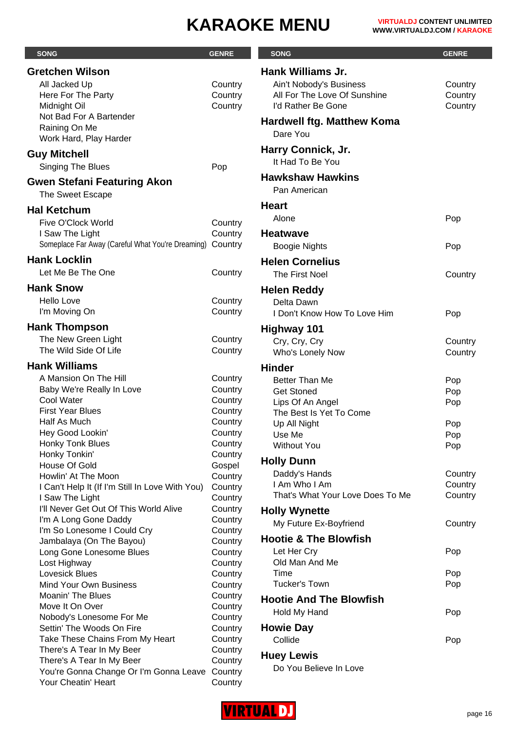# KARAOKE MENU

VIRTUALDJ CONTENT UNLIMITED
WWW.VIRTUALDJ.COM / KARAOKE

| SONG | GENRE |
|---|---|
| **Gretchen Wilson** | |
| All Jacked Up | Country |
| Here For The Party | Country |
| Midnight Oil | Country |
| Not Bad For A Bartender | |
| Raining On Me | |
| Work Hard, Play Harder | |
| **Guy Mitchell** | |
| Singing The Blues | Pop |
| **Gwen Stefani Featuring Akon** | |
| The Sweet Escape | |
| **Hal Ketchum** | |
| Five O'Clock World | Country |
| I Saw The Light | Country |
| Someplace Far Away (Careful What You're Dreaming) | Country |
| **Hank Locklin** | |
| Let Me Be The One | Country |
| **Hank Snow** | |
| Hello Love | Country |
| I'm Moving On | Country |
| **Hank Thompson** | |
| The New Green Light | Country |
| The Wild Side Of Life | Country |
| **Hank Williams** | |
| A Mansion On The Hill | Country |
| Baby We're Really In Love | Country |
| Cool Water | Country |
| First Year Blues | Country |
| Half As Much | Country |
| Hey Good Lookin' | Country |
| Honky Tonk Blues | Country |
| Honky Tonkin' | Country |
| House Of Gold | Gospel |
| Howlin' At The Moon | Country |
| I Can't Help It (If I'm Still In Love With You) | Country |
| I Saw The Light | Country |
| I'll Never Get Out Of This World Alive | Country |
| I'm A Long Gone Daddy | Country |
| I'm So Lonesome I Could Cry | Country |
| Jambalaya (On The Bayou) | Country |
| Long Gone Lonesome Blues | Country |
| Lost Highway | Country |
| Lovesick Blues | Country |
| Mind Your Own Business | Country |
| Moanin' The Blues | Country |
| Move It On Over | Country |
| Nobody's Lonesome For Me | Country |
| Settin' The Woods On Fire | Country |
| Take These Chains From My Heart | Country |
| There's A Tear In My Beer | Country |
| There's A Tear In My Beer | Country |
| You're Gonna Change Or I'm Gonna Leave | Country |
| Your Cheatin' Heart | Country |
| **Hank Williams Jr.** | |
| Ain't Nobody's Business | Country |
| All For The Love Of Sunshine | Country |
| I'd Rather Be Gone | Country |
| **Hardwell ftg. Matthew Koma** | |
| Dare You | |
| **Harry Connick, Jr.** | |
| It Had To Be You | |
| **Hawkshaw Hawkins** | |
| Pan American | |
| **Heart** | |
| Alone | Pop |
| **Heatwave** | |
| Boogie Nights | Pop |
| **Helen Cornelius** | |
| The First Noel | Country |
| **Helen Reddy** | |
| Delta Dawn | |
| I Don't Know How To Love Him | Pop |
| **Highway 101** | |
| Cry, Cry, Cry | Country |
| Who's Lonely Now | Country |
| **Hinder** | |
| Better Than Me | Pop |
| Get Stoned | Pop |
| Lips Of An Angel | Pop |
| The Best Is Yet To Come | |
| Up All Night | Pop |
| Use Me | Pop |
| Without You | Pop |
| **Holly Dunn** | |
| Daddy's Hands | Country |
| I Am Who I Am | Country |
| That's What Your Love Does To Me | Country |
| **Holly Wynette** | |
| My Future Ex-Boyfriend | Country |
| **Hootie & The Blowfish** | |
| Let Her Cry | Pop |
| Old Man And Me | |
| Time | Pop |
| Tucker's Town | Pop |
| **Hootie And The Blowfish** | |
| Hold My Hand | Pop |
| **Howie Day** | |
| Collide | Pop |
| **Huey Lewis** | |
| Do You Believe In Love | |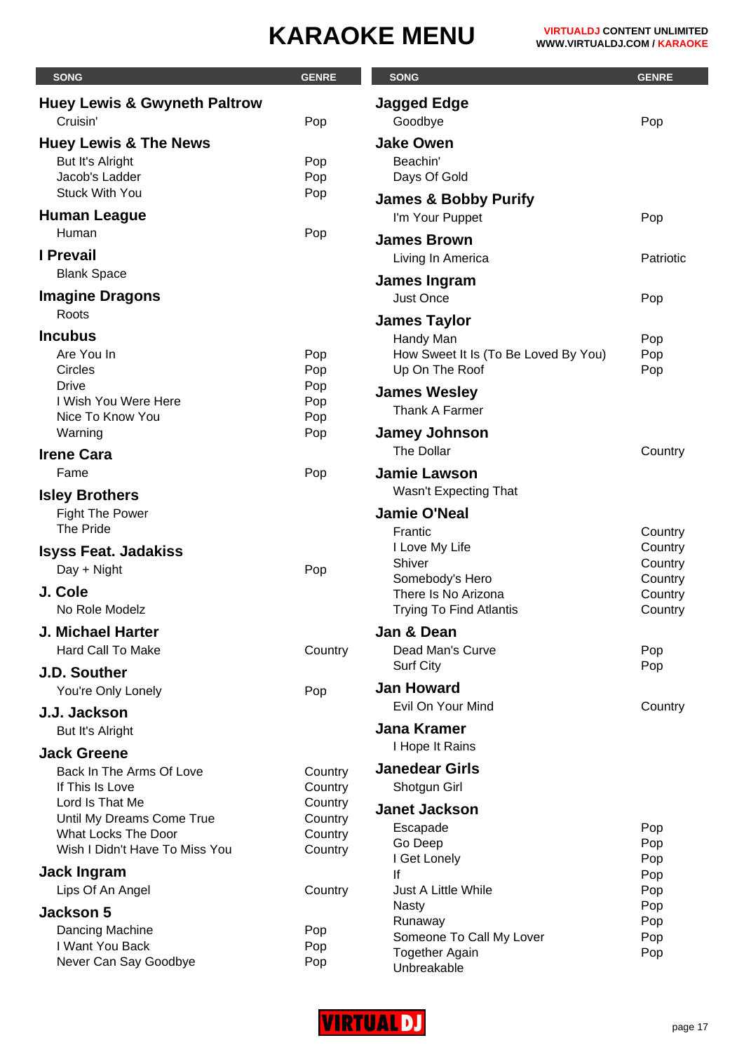# KARAOKE MENU

| SONG | GENRE |
|---|---|
| **Huey Lewis & Gwyneth Paltrow** | |
| Cruisin' | Pop |
| **Huey Lewis & The News** | |
| But It's Alright | Pop |
| Jacob's Ladder | Pop |
| Stuck With You | Pop |
| **Human League** | |
| Human | Pop |
| **I Prevail** | |
| Blank Space | |
| **Imagine Dragons** | |
| Roots | |
| **Incubus** | |
| Are You In | Pop |
| Circles | Pop |
| Drive | Pop |
| I Wish You Were Here | Pop |
| Nice To Know You | Pop |
| Warning | Pop |
| **Irene Cara** | |
| Fame | Pop |
| **Isley Brothers** | |
| Fight The Power | |
| The Pride | |
| **Isyss Feat. Jadakiss** | |
| Day + Night | Pop |
| **J. Cole** | |
| No Role Modelz | |
| **J. Michael Harter** | |
| Hard Call To Make | Country |
| **J.D. Souther** | |
| You're Only Lonely | Pop |
| **J.J. Jackson** | |
| But It's Alright | |
| **Jack Greene** | |
| Back In The Arms Of Love | Country |
| If This Is Love | Country |
| Lord Is That Me | Country |
| Until My Dreams Come True | Country |
| What Locks The Door | Country |
| Wish I Didn't Have To Miss You | Country |
| **Jack Ingram** | |
| Lips Of An Angel | Country |
| **Jackson 5** | |
| Dancing Machine | Pop |
| I Want You Back | Pop |
| Never Can Say Goodbye | Pop |
| **Jagged Edge** | |
| Goodbye | Pop |
| **Jake Owen** | |
| Beachin' | |
| Days Of Gold | |
| **James & Bobby Purify** | |
| I'm Your Puppet | Pop |
| **James Brown** | |
| Living In America | Patriotic |
| **James Ingram** | |
| Just Once | Pop |
| **James Taylor** | |
| Handy Man | Pop |
| How Sweet It Is (To Be Loved By You) | Pop |
| Up On The Roof | Pop |
| **James Wesley** | |
| Thank A Farmer | |
| **Jamey Johnson** | |
| The Dollar | Country |
| **Jamie Lawson** | |
| Wasn't Expecting That | |
| **Jamie O'Neal** | |
| Frantic | Country |
| I Love My Life | Country |
| Shiver | Country |
| Somebody's Hero | Country |
| There Is No Arizona | Country |
| Trying To Find Atlantis | Country |
| **Jan & Dean** | |
| Dead Man's Curve | Pop |
| Surf City | Pop |
| **Jan Howard** | |
| Evil On Your Mind | Country |
| **Jana Kramer** | |
| I Hope It Rains | |
| **Janedear Girls** | |
| Shotgun Girl | |
| **Janet Jackson** | |
| Escapade | Pop |
| Go Deep | Pop |
| I Get Lonely | Pop |
| If | Pop |
| Just A Little While | Pop |
| Nasty | Pop |
| Runaway | Pop |
| Someone To Call My Lover | Pop |
| Together Again | Pop |
| Unbreakable | |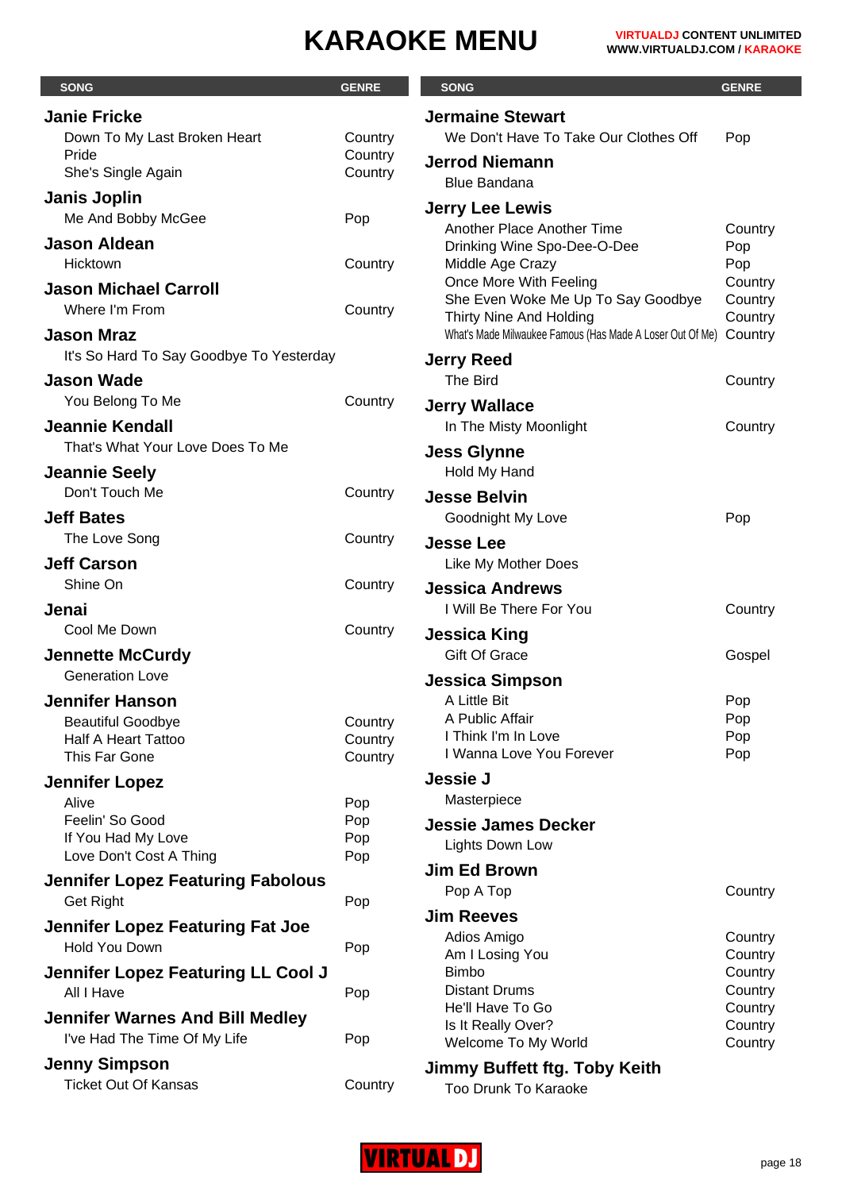# KARAOKE MENU

VIRTUALDJ CONTENT UNLIMITED
WWW.VIRTUALDJ.COM / KARAOKE

| SONG | GENRE |
|---|---|
| **Janie Fricke** | |
| Down To My Last Broken Heart | Country |
| Pride | Country |
| She's Single Again | Country |
| **Janis Joplin** | |
| Me And Bobby McGee | Pop |
| **Jason Aldean** | |
| Hicktown | Country |
| **Jason Michael Carroll** | |
| Where I'm From | Country |
| **Jason Mraz** | |
| It's So Hard To Say Goodbye To Yesterday | |
| **Jason Wade** | |
| You Belong To Me | Country |
| **Jeannie Kendall** | |
| That's What Your Love Does To Me | |
| **Jeannie Seely** | |
| Don't Touch Me | Country |
| **Jeff Bates** | |
| The Love Song | Country |
| **Jeff Carson** | |
| Shine On | Country |
| **Jenai** | |
| Cool Me Down | Country |
| **Jennette McCurdy** | |
| Generation Love | |
| **Jennifer Hanson** | |
| Beautiful Goodbye | Country |
| Half A Heart Tattoo | Country |
| This Far Gone | Country |
| **Jennifer Lopez** | |
| Alive | Pop |
| Feelin' So Good | Pop |
| If You Had My Love | Pop |
| Love Don't Cost A Thing | Pop |
| **Jennifer Lopez Featuring Fabolous** | |
| Get Right | Pop |
| **Jennifer Lopez Featuring Fat Joe** | |
| Hold You Down | Pop |
| **Jennifer Lopez Featuring LL Cool J** | |
| All I Have | Pop |
| **Jennifer Warnes And Bill Medley** | |
| I've Had The Time Of My Life | Pop |
| **Jenny Simpson** | |
| Ticket Out Of Kansas | Country |
| **Jermaine Stewart** | |
| We Don't Have To Take Our Clothes Off | Pop |
| **Jerrod Niemann** | |
| Blue Bandana | |
| **Jerry Lee Lewis** | |
| Another Place Another Time | Country |
| Drinking Wine Spo-Dee-O-Dee | Pop |
| Middle Age Crazy | Pop |
| Once More With Feeling | Country |
| She Even Woke Me Up To Say Goodbye | Country |
| Thirty Nine And Holding | Country |
| What's Made Milwaukee Famous (Has Made A Loser Out Of Me) | Country |
| **Jerry Reed** | |
| The Bird | Country |
| **Jerry Wallace** | |
| In The Misty Moonlight | Country |
| **Jess Glynne** | |
| Hold My Hand | |
| **Jesse Belvin** | |
| Goodnight My Love | Pop |
| **Jesse Lee** | |
| Like My Mother Does | |
| **Jessica Andrews** | |
| I Will Be There For You | Country |
| **Jessica King** | |
| Gift Of Grace | Gospel |
| **Jessica Simpson** | |
| A Little Bit | Pop |
| A Public Affair | Pop |
| I Think I'm In Love | Pop |
| I Wanna Love You Forever | Pop |
| **Jessie J** | |
| Masterpiece | |
| **Jessie James Decker** | |
| Lights Down Low | |
| **Jim Ed Brown** | |
| Pop A Top | Country |
| **Jim Reeves** | |
| Adios Amigo | Country |
| Am I Losing You | Country |
| Bimbo | Country |
| Distant Drums | Country |
| He'll Have To Go | Country |
| Is It Really Over? | Country |
| Welcome To My World | Country |
| **Jimmy Buffett ftg. Toby Keith** | |
| Too Drunk To Karaoke | |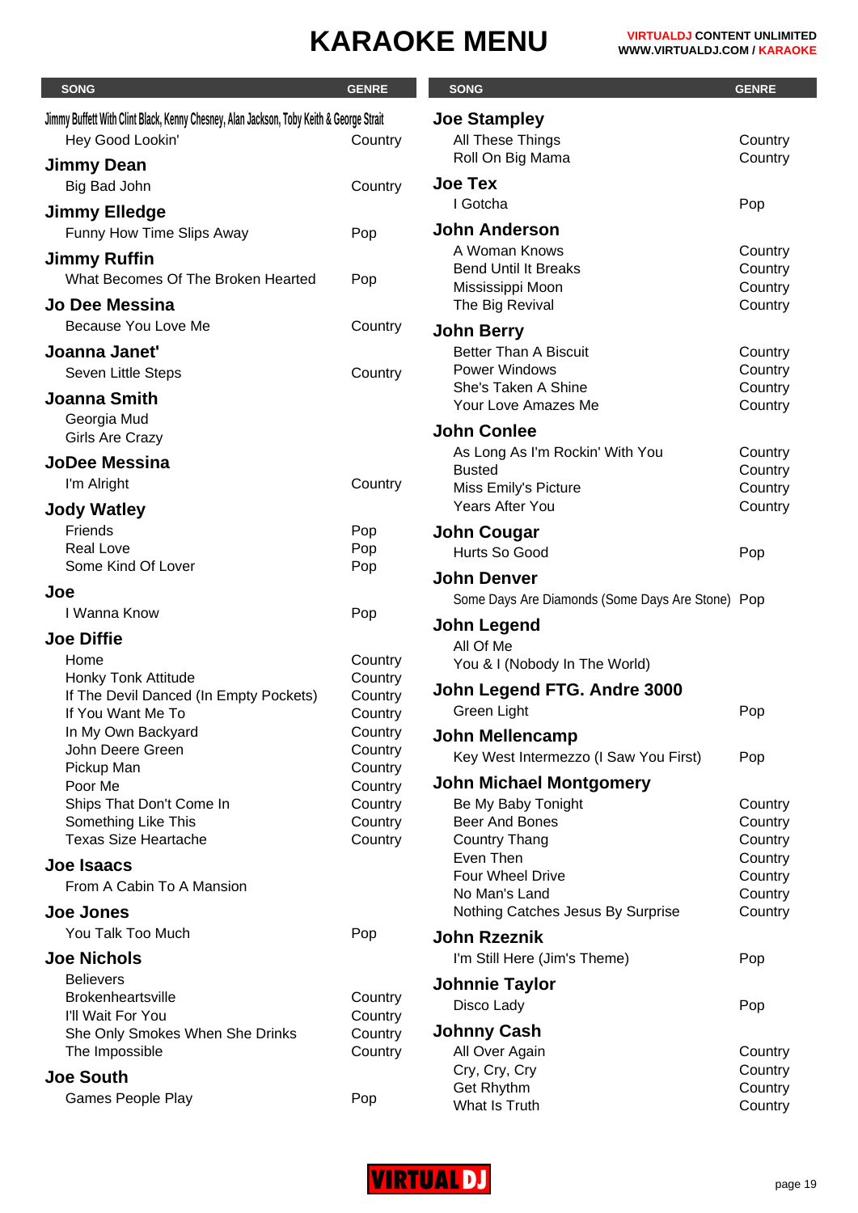# KARAOKE MENU

| SONG | GENRE |
|---|---|
| **Jimmy Buffett With Clint Black, Kenny Chesney, Alan Jackson, Toby Keith & George Strait** | |
| Hey Good Lookin' | Country |
| **Jimmy Dean** | |
| Big Bad John | Country |
| **Jimmy Elledge** | |
| Funny How Time Slips Away | Pop |
| **Jimmy Ruffin** | |
| What Becomes Of The Broken Hearted | Pop |
| **Jo Dee Messina** | |
| Because You Love Me | Country |
| **Joanna Janet'** | |
| Seven Little Steps | Country |
| **Joanna Smith** | |
| Georgia Mud | |
| Girls Are Crazy | |
| **JoDee Messina** | |
| I'm Alright | Country |
| **Jody Watley** | |
| Friends | Pop |
| Real Love | Pop |
| Some Kind Of Lover | Pop |
| **Joe** | |
| I Wanna Know | Pop |
| **Joe Diffie** | |
| Home | Country |
| Honky Tonk Attitude | Country |
| If The Devil Danced (In Empty Pockets) | Country |
| If You Want Me To | Country |
| In My Own Backyard | Country |
| John Deere Green | Country |
| Pickup Man | Country |
| Poor Me | Country |
| Ships That Don't Come In | Country |
| Something Like This | Country |
| Texas Size Heartache | Country |
| **Joe Isaacs** | |
| From A Cabin To A Mansion | |
| **Joe Jones** | |
| You Talk Too Much | Pop |
| **Joe Nichols** | |
| Believers | |
| Brokenheartsville | Country |
| I'll Wait For You | Country |
| She Only Smokes When She Drinks | Country |
| The Impossible | Country |
| **Joe South** | |
| Games People Play | Pop |
| **Joe Stampley** | |
| All These Things | Country |
| Roll On Big Mama | Country |
| **Joe Tex** | |
| I Gotcha | Pop |
| **John Anderson** | |
| A Woman Knows | Country |
| Bend Until It Breaks | Country |
| Mississippi Moon | Country |
| The Big Revival | Country |
| **John Berry** | |
| Better Than A Biscuit | Country |
| Power Windows | Country |
| She's Taken A Shine | Country |
| Your Love Amazes Me | Country |
| **John Conlee** | |
| As Long As I'm Rockin' With You | Country |
| Busted | Country |
| Miss Emily's Picture | Country |
| Years After You | Country |
| **John Cougar** | |
| Hurts So Good | Pop |
| **John Denver** | |
| Some Days Are Diamonds (Some Days Are Stone) | Pop |
| **John Legend** | |
| All Of Me | |
| You & I (Nobody In The World) | |
| **John Legend FTG. Andre 3000** | |
| Green Light | Pop |
| **John Mellencamp** | |
| Key West Intermezzo (I Saw You First) | Pop |
| **John Michael Montgomery** | |
| Be My Baby Tonight | Country |
| Beer And Bones | Country |
| Country Thang | Country |
| Even Then | Country |
| Four Wheel Drive | Country |
| No Man's Land | Country |
| Nothing Catches Jesus By Surprise | Country |
| **John Rzeznik** | |
| I'm Still Here (Jim's Theme) | Pop |
| **Johnnie Taylor** | |
| Disco Lady | Pop |
| **Johnny Cash** | |
| All Over Again | Country |
| Cry, Cry, Cry | Country |
| Get Rhythm | Country |
| What Is Truth | Country |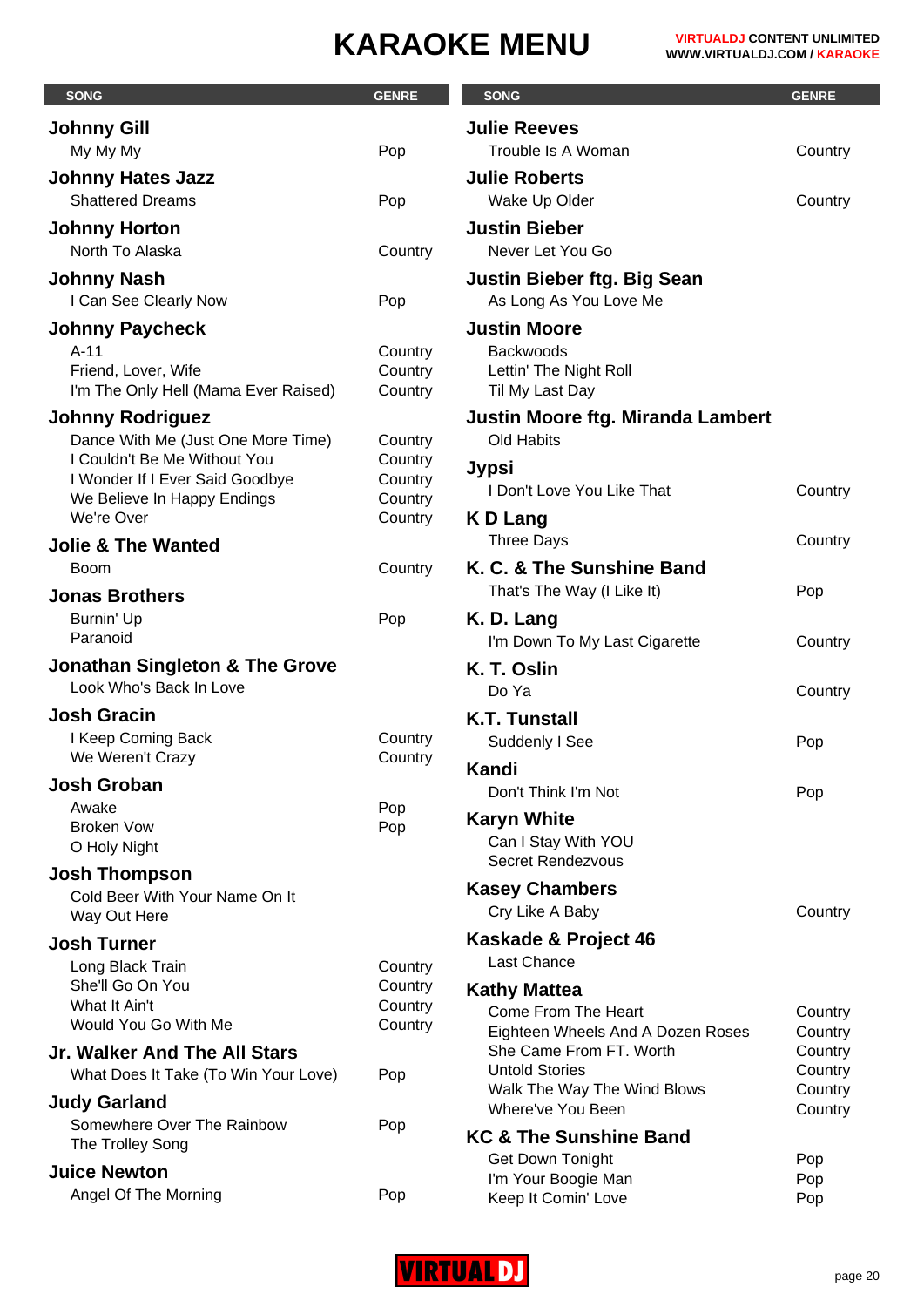# KARAOKE MENU

| SONG | GENRE |
|---|---|
| **Johnny Gill** | |
| My My My | Pop |
| **Johnny Hates Jazz** | |
| Shattered Dreams | Pop |
| **Johnny Horton** | |
| North To Alaska | Country |
| **Johnny Nash** | |
| I Can See Clearly Now | Pop |
| **Johnny Paycheck** | |
| A-11 | Country |
| Friend, Lover, Wife | Country |
| I'm The Only Hell (Mama Ever Raised) | Country |
| **Johnny Rodriguez** | |
| Dance With Me (Just One More Time) | Country |
| I Couldn't Be Me Without You | Country |
| I Wonder If I Ever Said Goodbye | Country |
| We Believe In Happy Endings | Country |
| We're Over | Country |
| **Jolie & The Wanted** | |
| Boom | Country |
| **Jonas Brothers** | |
| Burnin' Up | Pop |
| Paranoid | |
| **Jonathan Singleton & The Grove** | |
| Look Who's Back In Love | |
| **Josh Gracin** | |
| I Keep Coming Back | Country |
| We Weren't Crazy | Country |
| **Josh Groban** | |
| Awake | Pop |
| Broken Vow | Pop |
| O Holy Night | |
| **Josh Thompson** | |
| Cold Beer With Your Name On It | |
| Way Out Here | |
| **Josh Turner** | |
| Long Black Train | Country |
| She'll Go On You | Country |
| What It Ain't | Country |
| Would You Go With Me | Country |
| **Jr. Walker And The All Stars** | |
| What Does It Take (To Win Your Love) | Pop |
| **Judy Garland** | |
| Somewhere Over The Rainbow | Pop |
| The Trolley Song | |
| **Juice Newton** | |
| Angel Of The Morning | Pop |
| **Julie Reeves** | |
| Trouble Is A Woman | Country |
| **Julie Roberts** | |
| Wake Up Older | Country |
| **Justin Bieber** | |
| Never Let You Go | |
| **Justin Bieber ftg. Big Sean** | |
| As Long As You Love Me | |
| **Justin Moore** | |
| Backwoods | |
| Lettin' The Night Roll | |
| Til My Last Day | |
| **Justin Moore ftg. Miranda Lambert** | |
| Old Habits | |
| **Jypsi** | |
| I Don't Love You Like That | Country |
| **K D Lang** | |
| Three Days | Country |
| **K. C. & The Sunshine Band** | |
| That's The Way (I Like It) | Pop |
| **K. D. Lang** | |
| I'm Down To My Last Cigarette | Country |
| **K. T. Oslin** | |
| Do Ya | Country |
| **K.T. Tunstall** | |
| Suddenly I See | Pop |
| **Kandi** | |
| Don't Think I'm Not | Pop |
| **Karyn White** | |
| Can I Stay With YOU | |
| Secret Rendezvous | |
| **Kasey Chambers** | |
| Cry Like A Baby | Country |
| **Kaskade & Project 46** | |
| Last Chance | |
| **Kathy Mattea** | |
| Come From The Heart | Country |
| Eighteen Wheels And A Dozen Roses | Country |
| She Came From FT. Worth | Country |
| Untold Stories | Country |
| Walk The Way The Wind Blows | Country |
| Where've You Been | Country |
| **KC & The Sunshine Band** | |
| Get Down Tonight | Pop |
| I'm Your Boogie Man | Pop |
| Keep It Comin' Love | Pop |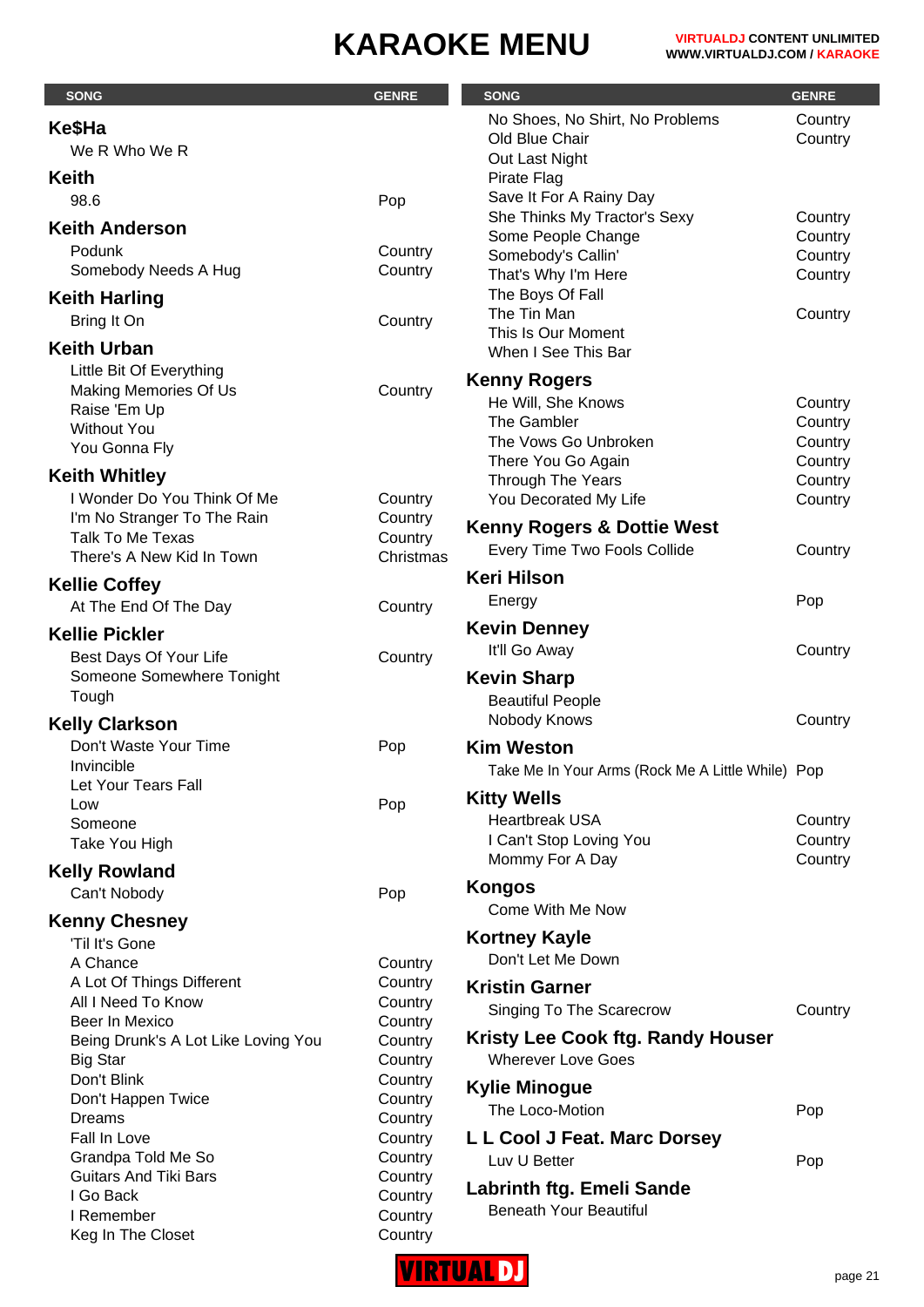# KARAOKE MENU

| SONG | GENRE |
|---|---|
| **Ke$Ha** | |
| We R Who We R | |
| **Keith** | |
| 98.6 | Pop |
| **Keith Anderson** | |
| Podunk | Country |
| Somebody Needs A Hug | Country |
| **Keith Harling** | |
| Bring It On | Country |
| **Keith Urban** | |
| Little Bit Of Everything | |
| Making Memories Of Us | Country |
| Raise 'Em Up | |
| Without You | |
| You Gonna Fly | |
| **Keith Whitley** | |
| I Wonder Do You Think Of Me | Country |
| I'm No Stranger To The Rain | Country |
| Talk To Me Texas | Country |
| There's A New Kid In Town | Christmas |
| **Kellie Coffey** | |
| At The End Of The Day | Country |
| **Kellie Pickler** | |
| Best Days Of Your Life | Country |
| Someone Somewhere Tonight | |
| Tough | |
| **Kelly Clarkson** | |
| Don't Waste Your Time | Pop |
| Invincible | |
| Let Your Tears Fall | |
| Low | Pop |
| Someone | |
| Take You High | |
| **Kelly Rowland** | |
| Can't Nobody | Pop |
| **Kenny Chesney** | |
| 'Til It's Gone | |
| A Chance | Country |
| A Lot Of Things Different | Country |
| All I Need To Know | Country |
| Beer In Mexico | Country |
| Being Drunk's A Lot Like Loving You | Country |
| Big Star | Country |
| Don't Blink | Country |
| Don't Happen Twice | Country |
| Dreams | Country |
| Fall In Love | Country |
| Grandpa Told Me So | Country |
| Guitars And Tiki Bars | Country |
| I Go Back | Country |
| I Remember | Country |
| Keg In The Closet | Country |
| No Shoes, No Shirt, No Problems | Country |
| Old Blue Chair | Country |
| Out Last Night | |
| Pirate Flag | |
| Save It For A Rainy Day | |
| She Thinks My Tractor's Sexy | Country |
| Some People Change | Country |
| Somebody's Callin' | Country |
| That's Why I'm Here | Country |
| The Boys Of Fall | |
| The Tin Man | Country |
| This Is Our Moment | |
| When I See This Bar | |
| **Kenny Rogers** | |
| He Will, She Knows | Country |
| The Gambler | Country |
| The Vows Go Unbroken | Country |
| There You Go Again | Country |
| Through The Years | Country |
| You Decorated My Life | Country |
| **Kenny Rogers & Dottie West** | |
| Every Time Two Fools Collide | Country |
| **Keri Hilson** | |
| Energy | Pop |
| **Kevin Denney** | |
| It'll Go Away | Country |
| **Kevin Sharp** | |
| Beautiful People | |
| Nobody Knows | Country |
| **Kim Weston** | |
| Take Me In Your Arms (Rock Me A Little While) | Pop |
| **Kitty Wells** | |
| Heartbreak USA | Country |
| I Can't Stop Loving You | Country |
| Mommy For A Day | Country |
| **Kongos** | |
| Come With Me Now | |
| **Kortney Kayle** | |
| Don't Let Me Down | |
| **Kristin Garner** | |
| Singing To The Scarecrow | Country |
| **Kristy Lee Cook ftg. Randy Houser** | |
| Wherever Love Goes | |
| **Kylie Minogue** | |
| The Loco-Motion | Pop |
| **L L Cool J Feat. Marc Dorsey** | |
| Luv U Better | Pop |
| **Labrinth ftg. Emeli Sande** | |
| Beneath Your Beautiful | |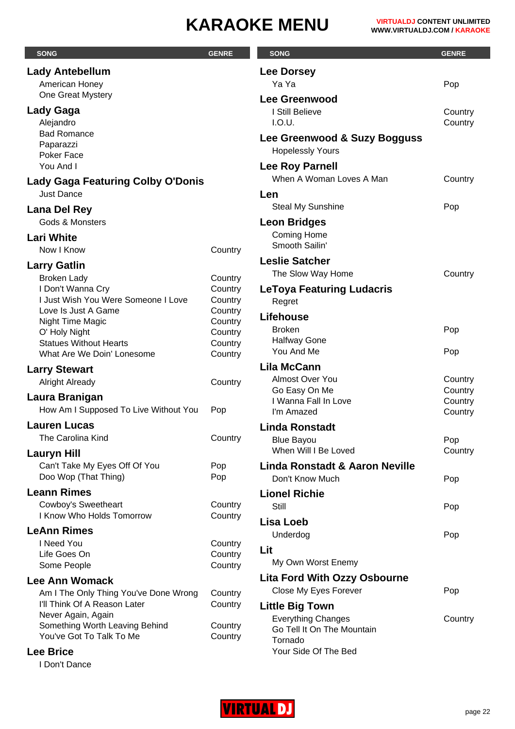# KARAOKE MENU

VIRTUALDJ CONTENT UNLIMITED
WWW.VIRTUALDJ.COM / KARAOKE

| SONG | GENRE |
|---|---|
| **Lady Antebellum** | |
| American Honey | |
| One Great Mystery | |
| **Lady Gaga** | |
| Alejandro | |
| Bad Romance | |
| Paparazzi | |
| Poker Face | |
| You And I | |
| **Lady Gaga Featuring Colby O'Donis** | |
| Just Dance | |
| **Lana Del Rey** | |
| Gods & Monsters | |
| **Lari White** | |
| Now I Know | Country |
| **Larry Gatlin** | |
| Broken Lady | Country |
| I Don't Wanna Cry | Country |
| I Just Wish You Were Someone I Love | Country |
| Love Is Just A Game | Country |
| Night Time Magic | Country |
| O' Holy Night | Country |
| Statues Without Hearts | Country |
| What Are We Doin' Lonesome | Country |
| **Larry Stewart** | |
| Alright Already | Country |
| **Laura Branigan** | |
| How Am I Supposed To Live Without You | Pop |
| **Lauren Lucas** | |
| The Carolina Kind | Country |
| **Lauryn Hill** | |
| Can't Take My Eyes Off Of You | Pop |
| Doo Wop (That Thing) | Pop |
| **Leann Rimes** | |
| Cowboy's Sweetheart | Country |
| I Know Who Holds Tomorrow | Country |
| **LeAnn Rimes** | |
| I Need You | Country |
| Life Goes On | Country |
| Some People | Country |
| **Lee Ann Womack** | |
| Am I The Only Thing You've Done Wrong | Country |
| I'll Think Of A Reason Later | Country |
| Never Again, Again | |
| Something Worth Leaving Behind | Country |
| You've Got To Talk To Me | Country |
| **Lee Brice** | |
| I Don't Dance | |
| **Lee Dorsey** | |
| Ya Ya | Pop |
| **Lee Greenwood** | |
| I Still Believe | Country |
| I.O.U. | Country |
| **Lee Greenwood & Suzy Bogguss** | |
| Hopelessly Yours | |
| **Lee Roy Parnell** | |
| When A Woman Loves A Man | Country |
| **Len** | |
| Steal My Sunshine | Pop |
| **Leon Bridges** | |
| Coming Home | |
| Smooth Sailin' | |
| **Leslie Satcher** | |
| The Slow Way Home | Country |
| **LeToya Featuring Ludacris** | |
| Regret | |
| **Lifehouse** | |
| Broken | Pop |
| Halfway Gone | |
| You And Me | Pop |
| **Lila McCann** | |
| Almost Over You | Country |
| Go Easy On Me | Country |
| I Wanna Fall In Love | Country |
| I'm Amazed | Country |
| **Linda Ronstadt** | |
| Blue Bayou | Pop |
| When Will I Be Loved | Country |
| **Linda Ronstadt & Aaron Neville** | |
| Don't Know Much | Pop |
| **Lionel Richie** | |
| Still | Pop |
| **Lisa Loeb** | |
| Underdog | Pop |
| **Lit** | |
| My Own Worst Enemy | |
| **Lita Ford With Ozzy Osbourne** | |
| Close My Eyes Forever | Pop |
| **Little Big Town** | |
| Everything Changes | Country |
| Go Tell It On The Mountain | |
| Tornado | |
| Your Side Of The Bed | |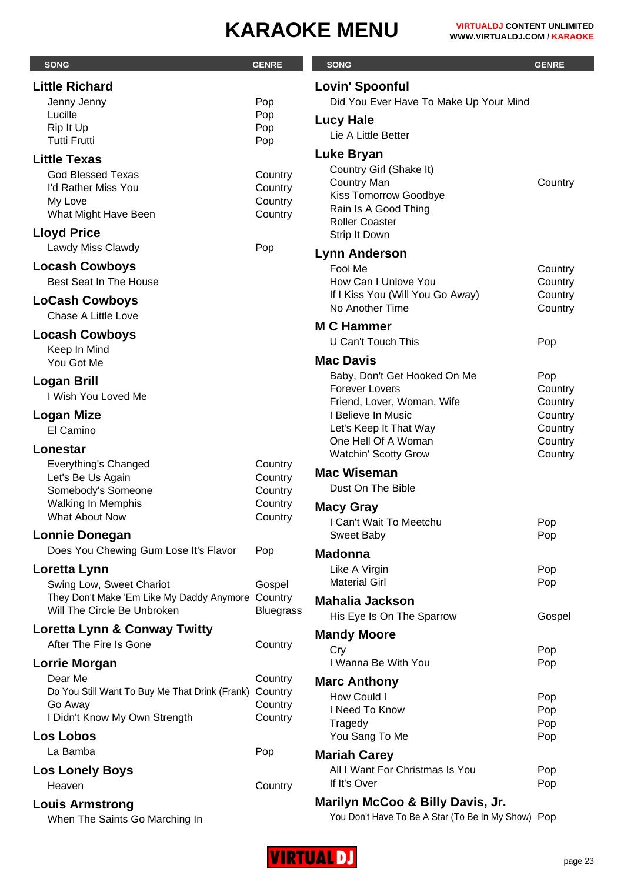# KARAOKE MENU

| SONG | GENRE |
|---|---|
| **Little Richard** | |
| Jenny Jenny | Pop |
| Lucille | Pop |
| Rip It Up | Pop |
| Tutti Frutti | Pop |
| **Little Texas** | |
| God Blessed Texas | Country |
| I'd Rather Miss You | Country |
| My Love | Country |
| What Might Have Been | Country |
| **Lloyd Price** | |
| Lawdy Miss Clawdy | Pop |
| **Locash Cowboys** | |
| Best Seat In The House | |
| **LoCash Cowboys** | |
| Chase A Little Love | |
| **Locash Cowboys** | |
| Keep In Mind | |
| You Got Me | |
| **Logan Brill** | |
| I Wish You Loved Me | |
| **Logan Mize** | |
| El Camino | |
| **Lonestar** | |
| Everything's Changed | Country |
| Let's Be Us Again | Country |
| Somebody's Someone | Country |
| Walking In Memphis | Country |
| What About Now | Country |
| **Lonnie Donegan** | |
| Does You Chewing Gum Lose It's Flavor | Pop |
| **Loretta Lynn** | |
| Swing Low, Sweet Chariot | Gospel |
| They Don't Make 'Em Like My Daddy Anymore | Country |
| Will The Circle Be Unbroken | Bluegrass |
| **Loretta Lynn & Conway Twitty** | |
| After The Fire Is Gone | Country |
| **Lorrie Morgan** | |
| Dear Me | Country |
| Do You Still Want To Buy Me That Drink (Frank) | Country |
| Go Away | Country |
| I Didn't Know My Own Strength | Country |
| **Los Lobos** | |
| La Bamba | Pop |
| **Los Lonely Boys** | |
| Heaven | Country |
| **Louis Armstrong** | |
| When The Saints Go Marching In | |
| **Lovin' Spoonful** | |
| Did You Ever Have To Make Up Your Mind | |
| **Lucy Hale** | |
| Lie A Little Better | |
| **Luke Bryan** | |
| Country Girl (Shake It) | |
| Country Man | Country |
| Kiss Tomorrow Goodbye | |
| Rain Is A Good Thing | |
| Roller Coaster | |
| Strip It Down | |
| **Lynn Anderson** | |
| Fool Me | Country |
| How Can I Unlove You | Country |
| If I Kiss You (Will You Go Away) | Country |
| No Another Time | Country |
| **M C Hammer** | |
| U Can't Touch This | Pop |
| **Mac Davis** | |
| Baby, Don't Get Hooked On Me | Pop |
| Forever Lovers | Country |
| Friend, Lover, Woman, Wife | Country |
| I Believe In Music | Country |
| Let's Keep It That Way | Country |
| One Hell Of A Woman | Country |
| Watchin' Scotty Grow | Country |
| **Mac Wiseman** | |
| Dust On The Bible | |
| **Macy Gray** | |
| I Can't Wait To Meetchu | Pop |
| Sweet Baby | Pop |
| **Madonna** | |
| Like A Virgin | Pop |
| Material Girl | Pop |
| **Mahalia Jackson** | |
| His Eye Is On The Sparrow | Gospel |
| **Mandy Moore** | |
| Cry | Pop |
| I Wanna Be With You | Pop |
| **Marc Anthony** | |
| How Could I | Pop |
| I Need To Know | Pop |
| Tragedy | Pop |
| You Sang To Me | Pop |
| **Mariah Carey** | |
| All I Want For Christmas Is You | Pop |
| If It's Over | Pop |
| **Marilyn McCoo & Billy Davis, Jr.** | |
| You Don't Have To Be A Star (To Be In My Show) | Pop |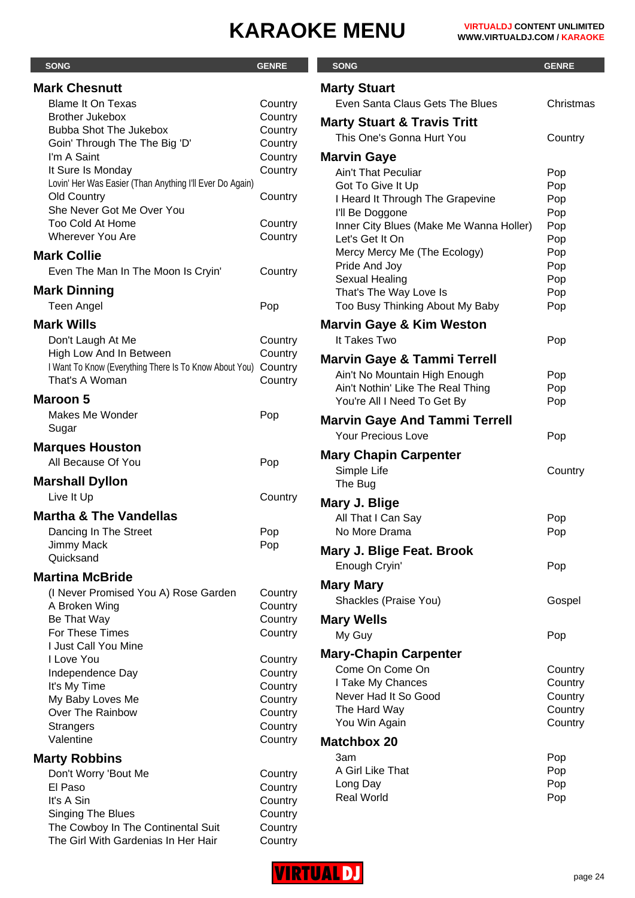# KARAOKE MENU

| SONG | GENRE |
|---|---|
| **Mark Chesnutt** | |
| Blame It On Texas | Country |
| Brother Jukebox | Country |
| Bubba Shot The Jukebox | Country |
| Goin' Through The The Big 'D' | Country |
| I'm A Saint | Country |
| It Sure Is Monday | Country |
| Lovin' Her Was Easier (Than Anything I'll Ever Do Again) | |
| Old Country | Country |
| She Never Got Me Over You | |
| Too Cold At Home | Country |
| Wherever You Are | Country |
| **Mark Collie** | |
| Even The Man In The Moon Is Cryin' | Country |
| **Mark Dinning** | |
| Teen Angel | Pop |
| **Mark Wills** | |
| Don't Laugh At Me | Country |
| High Low And In Between | Country |
| I Want To Know (Everything There Is To Know About You) | Country |
| That's A Woman | Country |
| **Maroon 5** | |
| Makes Me Wonder | Pop |
| Sugar | |
| **Marques Houston** | |
| All Because Of You | Pop |
| **Marshall Dyllon** | |
| Live It Up | Country |
| **Martha & The Vandellas** | |
| Dancing In The Street | Pop |
| Jimmy Mack | Pop |
| Quicksand | |
| **Martina McBride** | |
| (I Never Promised You A) Rose Garden | Country |
| A Broken Wing | Country |
| Be That Way | Country |
| For These Times | Country |
| I Just Call You Mine | |
| I Love You | Country |
| Independence Day | Country |
| It's My Time | Country |
| My Baby Loves Me | Country |
| Over The Rainbow | Country |
| Strangers | Country |
| Valentine | Country |
| **Marty Robbins** | |
| Don't Worry 'Bout Me | Country |
| El Paso | Country |
| It's A Sin | Country |
| Singing The Blues | Country |
| The Cowboy In The Continental Suit | Country |
| The Girl With Gardenias In Her Hair | Country |
| **Marty Stuart** | |
| Even Santa Claus Gets The Blues | Christmas |
| **Marty Stuart & Travis Tritt** | |
| This One's Gonna Hurt You | Country |
| **Marvin Gaye** | |
| Ain't That Peculiar | Pop |
| Got To Give It Up | Pop |
| I Heard It Through The Grapevine | Pop |
| I'll Be Doggone | Pop |
| Inner City Blues (Make Me Wanna Holler) | Pop |
| Let's Get It On | Pop |
| Mercy Mercy Me (The Ecology) | Pop |
| Pride And Joy | Pop |
| Sexual Healing | Pop |
| That's The Way Love Is | Pop |
| Too Busy Thinking About My Baby | Pop |
| **Marvin Gaye & Kim Weston** | |
| It Takes Two | Pop |
| **Marvin Gaye & Tammi Terrell** | |
| Ain't No Mountain High Enough | Pop |
| Ain't Nothin' Like The Real Thing | Pop |
| You're All I Need To Get By | Pop |
| **Marvin Gaye And Tammi Terrell** | |
| Your Precious Love | Pop |
| **Mary Chapin Carpenter** | |
| Simple Life | Country |
| The Bug | |
| **Mary J. Blige** | |
| All That I Can Say | Pop |
| No More Drama | Pop |
| **Mary J. Blige Feat. Brook** | |
| Enough Cryin' | Pop |
| **Mary Mary** | |
| Shackles (Praise You) | Gospel |
| **Mary Wells** | |
| My Guy | Pop |
| **Mary-Chapin Carpenter** | |
| Come On Come On | Country |
| I Take My Chances | Country |
| Never Had It So Good | Country |
| The Hard Way | Country |
| You Win Again | Country |
| **Matchbox 20** | |
| 3am | Pop |
| A Girl Like That | Pop |
| Long Day | Pop |
| Real World | Pop |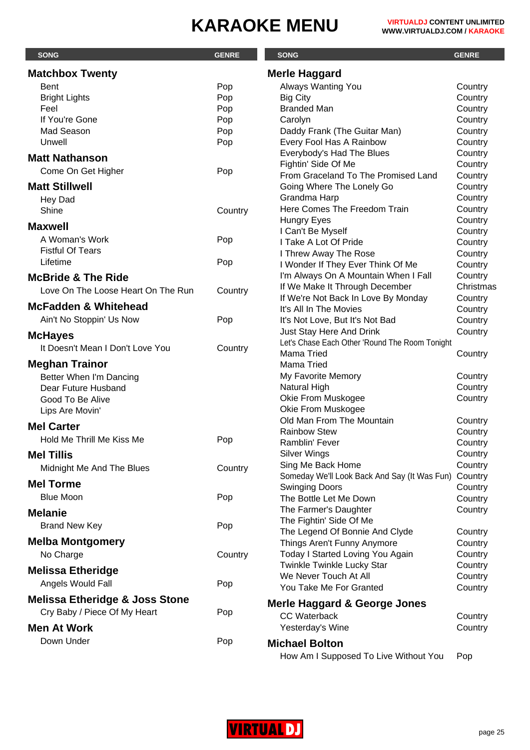# KARAOKE MENU

**VIRTUALDJ CONTENT UNLIMITED**
**WWW.VIRTUALDJ.COM / KARAOKE**

| SONG | GENRE |
|---|---|
| **Matchbox Twenty** | |
| Bent | Pop |
| Bright Lights | Pop |
| Feel | Pop |
| If You're Gone | Pop |
| Mad Season | Pop |
| Unwell | Pop |
| **Matt Nathanson** | |
| Come On Get Higher | Pop |
| **Matt Stillwell** | |
| Hey Dad | |
| Shine | Country |
| **Maxwell** | |
| A Woman's Work | Pop |
| Fistful Of Tears | |
| Lifetime | Pop |
| **McBride & The Ride** | |
| Love On The Loose Heart On The Run | Country |
| **McFadden & Whitehead** | |
| Ain't No Stoppin' Us Now | Pop |
| **McHayes** | |
| It Doesn't Mean I Don't Love You | Country |
| **Meghan Trainor** | |
| Better When I'm Dancing | |
| Dear Future Husband | |
| Good To Be Alive | |
| Lips Are Movin' | |
| **Mel Carter** | |
| Hold Me Thrill Me Kiss Me | Pop |
| **Mel Tillis** | |
| Midnight Me And The Blues | Country |
| **Mel Torme** | |
| Blue Moon | Pop |
| **Melanie** | |
| Brand New Key | Pop |
| **Melba Montgomery** | |
| No Charge | Country |
| **Melissa Etheridge** | |
| Angels Would Fall | Pop |
| **Melissa Etheridge & Joss Stone** | |
| Cry Baby / Piece Of My Heart | Pop |
| **Men At Work** | |
| Down Under | Pop |
| **Merle Haggard** | |
| Always Wanting You | Country |
| Big City | Country |
| Branded Man | Country |
| Carolyn | Country |
| Daddy Frank (The Guitar Man) | Country |
| Every Fool Has A Rainbow | Country |
| Everybody's Had The Blues | Country |
| Fightin' Side Of Me | Country |
| From Graceland To The Promised Land | Country |
| Going Where The Lonely Go | Country |
| Grandma Harp | Country |
| Here Comes The Freedom Train | Country |
| Hungry Eyes | Country |
| I Can't Be Myself | Country |
| I Take A Lot Of Pride | Country |
| I Threw Away The Rose | Country |
| I Wonder If They Ever Think Of Me | Country |
| I'm Always On A Mountain When I Fall | Country |
| If We Make It Through December | Christmas |
| If We're Not Back In Love By Monday | Country |
| It's All In The Movies | Country |
| It's Not Love, But It's Not Bad | Country |
| Just Stay Here And Drink | Country |
| Let's Chase Each Other 'Round The Room Tonight | |
| Mama Tried | Country |
| Mama Tried | |
| My Favorite Memory | Country |
| Natural High | Country |
| Okie From Muskogee | Country |
| Okie From Muskogee | |
| Old Man From The Mountain | Country |
| Rainbow Stew | Country |
| Ramblin' Fever | Country |
| Silver Wings | Country |
| Sing Me Back Home | Country |
| Someday We'll Look Back And Say (It Was Fun) | Country |
| Swinging Doors | Country |
| The Bottle Let Me Down | Country |
| The Farmer's Daughter | Country |
| The Fightin' Side Of Me | |
| The Legend Of Bonnie And Clyde | Country |
| Things Aren't Funny Anymore | Country |
| Today I Started Loving You Again | Country |
| Twinkle Twinkle Lucky Star | Country |
| We Never Touch At All | Country |
| You Take Me For Granted | Country |
| **Merle Haggard & George Jones** | |
| CC Waterback | Country |
| Yesterday's Wine | Country |
| **Michael Bolton** | |
| How Am I Supposed To Live Without You | Pop |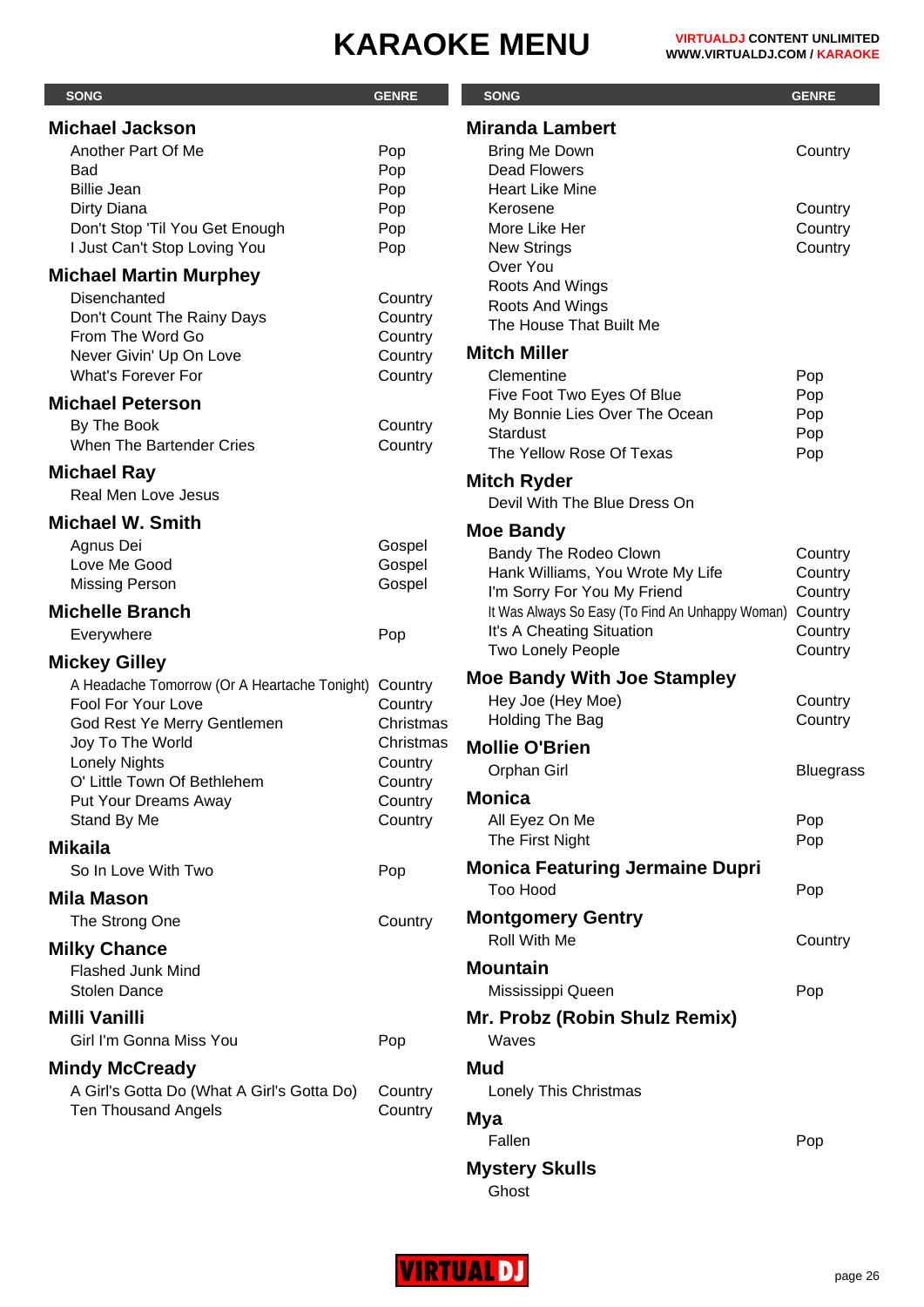# KARAOKE MENU

**VIRTUALDJ CONTENT UNLIMITED**
**WWW.VIRTUALDJ.COM / KARAOKE**

| SONG | GENRE |
|---|---|
| **Michael Jackson** | |
| Another Part Of Me | Pop |
| Bad | Pop |
| Billie Jean | Pop |
| Dirty Diana | Pop |
| Don't Stop 'Til You Get Enough | Pop |
| I Just Can't Stop Loving You | Pop |
| **Michael Martin Murphey** | |
| Disenchanted | Country |
| Don't Count The Rainy Days | Country |
| From The Word Go | Country |
| Never Givin' Up On Love | Country |
| What's Forever For | Country |
| **Michael Peterson** | |
| By The Book | Country |
| When The Bartender Cries | Country |
| **Michael Ray** | |
| Real Men Love Jesus | |
| **Michael W. Smith** | |
| Agnus Dei | Gospel |
| Love Me Good | Gospel |
| Missing Person | Gospel |
| **Michelle Branch** | |
| Everywhere | Pop |
| **Mickey Gilley** | |
| A Headache Tomorrow (Or A Heartache Tonight) | Country |
| Fool For Your Love | Country |
| God Rest Ye Merry Gentlemen | Christmas |
| Joy To The World | Christmas |
| Lonely Nights | Country |
| O' Little Town Of Bethlehem | Country |
| Put Your Dreams Away | Country |
| Stand By Me | Country |
| **Mikaila** | |
| So In Love With Two | Pop |
| **Mila Mason** | |
| The Strong One | Country |
| **Milky Chance** | |
| Flashed Junk Mind | |
| Stolen Dance | |
| **Milli Vanilli** | |
| Girl I'm Gonna Miss You | Pop |
| **Mindy McCready** | |
| A Girl's Gotta Do (What A Girl's Gotta Do) | Country |
| Ten Thousand Angels | Country |
| **Miranda Lambert** | |
| Bring Me Down | Country |
| Dead Flowers | |
| Heart Like Mine | |
| Kerosene | Country |
| More Like Her | Country |
| New Strings | Country |
| Over You | |
| Roots And Wings | |
| Roots And Wings | |
| The House That Built Me | |
| **Mitch Miller** | |
| Clementine | Pop |
| Five Foot Two Eyes Of Blue | Pop |
| My Bonnie Lies Over The Ocean | Pop |
| Stardust | Pop |
| The Yellow Rose Of Texas | Pop |
| **Mitch Ryder** | |
| Devil With The Blue Dress On | |
| **Moe Bandy** | |
| Bandy The Rodeo Clown | Country |
| Hank Williams, You Wrote My Life | Country |
| I'm Sorry For You My Friend | Country |
| It Was Always So Easy (To Find An Unhappy Woman) | Country |
| It's A Cheating Situation | Country |
| Two Lonely People | Country |
| **Moe Bandy With Joe Stampley** | |
| Hey Joe (Hey Moe) | Country |
| Holding The Bag | Country |
| **Mollie O'Brien** | |
| Orphan Girl | Bluegrass |
| **Monica** | |
| All Eyez On Me | Pop |
| The First Night | Pop |
| **Monica Featuring Jermaine Dupri** | |
| Too Hood | Pop |
| **Montgomery Gentry** | |
| Roll With Me | Country |
| **Mountain** | |
| Mississippi Queen | Pop |
| **Mr. Probz (Robin Shulz Remix)** | |
| Waves | |
| **Mud** | |
| Lonely This Christmas | |
| **Mya** | |
| Fallen | Pop |
| **Mystery Skulls** | |
| Ghost | |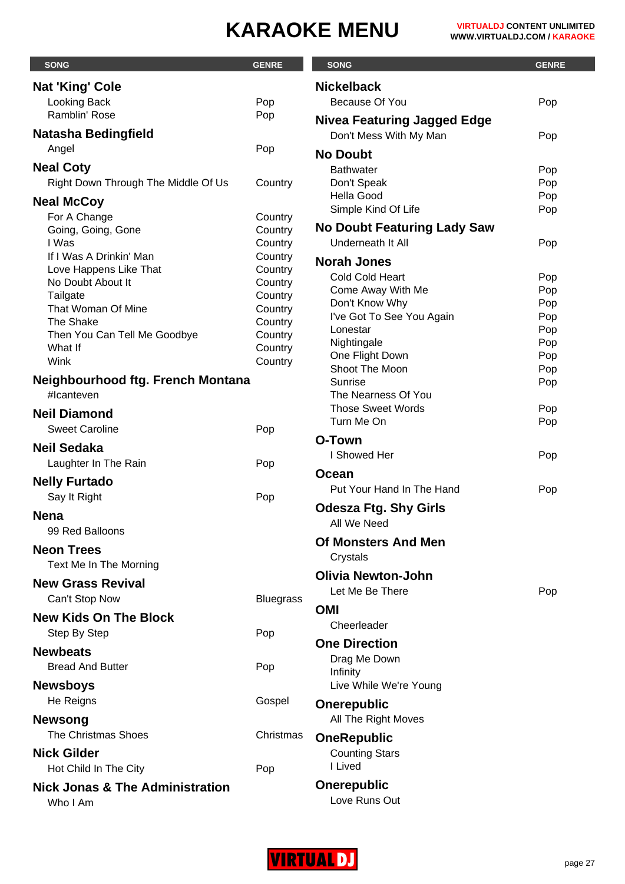# KARAOKE MENU

| SONG | GENRE |
|---|---|
| **Nat 'King' Cole** | |
| Looking Back | Pop |
| Ramblin' Rose | Pop |
| **Natasha Bedingfield** | |
| Angel | Pop |
| **Neal Coty** | |
| Right Down Through The Middle Of Us | Country |
| **Neal McCoy** | |
| For A Change | Country |
| Going, Going, Gone | Country |
| I Was | Country |
| If I Was A Drinkin' Man | Country |
| Love Happens Like That | Country |
| No Doubt About It | Country |
| Tailgate | Country |
| That Woman Of Mine | Country |
| The Shake | Country |
| Then You Can Tell Me Goodbye | Country |
| What If | Country |
| Wink | Country |
| **Neighbourhood ftg. French Montana** | |
| #Icanteven | |
| **Neil Diamond** | |
| Sweet Caroline | Pop |
| **Neil Sedaka** | |
| Laughter In The Rain | Pop |
| **Nelly Furtado** | |
| Say It Right | Pop |
| **Nena** | |
| 99 Red Balloons | |
| **Neon Trees** | |
| Text Me In The Morning | |
| **New Grass Revival** | |
| Can't Stop Now | Bluegrass |
| **New Kids On The Block** | |
| Step By Step | Pop |
| **Newbeats** | |
| Bread And Butter | Pop |
| **Newsboys** | |
| He Reigns | Gospel |
| **Newsong** | |
| The Christmas Shoes | Christmas |
| **Nick Gilder** | |
| Hot Child In The City | Pop |
| **Nick Jonas & The Administration** | |
| Who I Am | |
| **Nickelback** | |
| Because Of You | Pop |
| **Nivea Featuring Jagged Edge** | |
| Don't Mess With My Man | Pop |
| **No Doubt** | |
| Bathwater | Pop |
| Don't Speak | Pop |
| Hella Good | Pop |
| Simple Kind Of Life | Pop |
| **No Doubt Featuring Lady Saw** | |
| Underneath It All | Pop |
| **Norah Jones** | |
| Cold Cold Heart | Pop |
| Come Away With Me | Pop |
| Don't Know Why | Pop |
| I've Got To See You Again | Pop |
| Lonestar | Pop |
| Nightingale | Pop |
| One Flight Down | Pop |
| Shoot The Moon | Pop |
| Sunrise | Pop |
| The Nearness Of You | |
| Those Sweet Words | Pop |
| Turn Me On | Pop |
| **O-Town** | |
| I Showed Her | Pop |
| **Ocean** | |
| Put Your Hand In The Hand | Pop |
| **Odesza Ftg. Shy Girls** | |
| All We Need | |
| **Of Monsters And Men** | |
| Crystals | |
| **Olivia Newton-John** | |
| Let Me Be There | Pop |
| **OMI** | |
| Cheerleader | |
| **One Direction** | |
| Drag Me Down | |
| Infinity | |
| Live While We're Young | |
| **Onerepublic** | |
| All The Right Moves | |
| **OneRepublic** | |
| Counting Stars | |
| I Lived | |
| **Onerepublic** | |
| Love Runs Out | |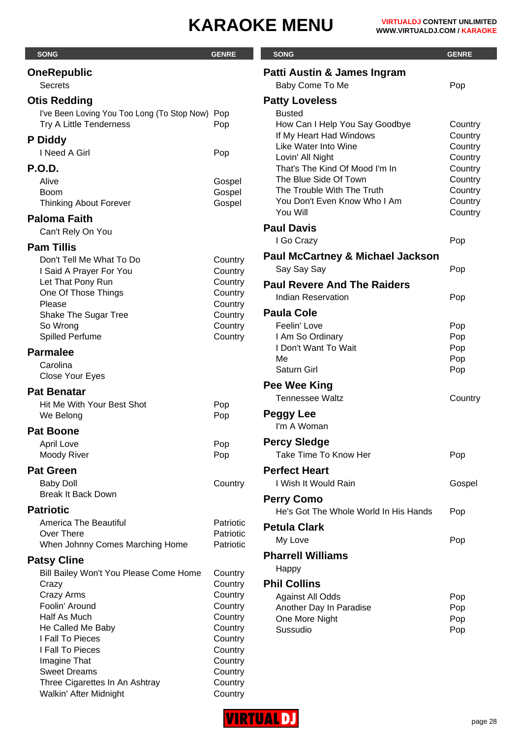# KARAOKE MENU

| SONG | GENRE |
|---|---|
| **OneRepublic** | |
| Secrets | |
| **Otis Redding** | |
| I've Been Loving You Too Long (To Stop Now) | Pop |
| Try A Little Tenderness | Pop |
| **P Diddy** | |
| I Need A Girl | Pop |
| **P.O.D.** | |
| Alive | Gospel |
| Boom | Gospel |
| Thinking About Forever | Gospel |
| **Paloma Faith** | |
| Can't Rely On You | |
| **Pam Tillis** | |
| Don't Tell Me What To Do | Country |
| I Said A Prayer For You | Country |
| Let That Pony Run | Country |
| One Of Those Things | Country |
| Please | Country |
| Shake The Sugar Tree | Country |
| So Wrong | Country |
| Spilled Perfume | Country |
| **Parmalee** | |
| Carolina | |
| Close Your Eyes | |
| **Pat Benatar** | |
| Hit Me With Your Best Shot | Pop |
| We Belong | Pop |
| **Pat Boone** | |
| April Love | Pop |
| Moody River | Pop |
| **Pat Green** | |
| Baby Doll | Country |
| Break It Back Down | |
| **Patriotic** | |
| America The Beautiful | Patriotic |
| Over There | Patriotic |
| When Johnny Comes Marching Home | Patriotic |
| **Patsy Cline** | |
| Bill Bailey Won't You Please Come Home | Country |
| Crazy | Country |
| Crazy Arms | Country |
| Foolin' Around | Country |
| Half As Much | Country |
| He Called Me Baby | Country |
| I Fall To Pieces | Country |
| I Fall To Pieces | Country |
| Imagine That | Country |
| Sweet Dreams | Country |
| Three Cigarettes In An Ashtray | Country |
| Walkin' After Midnight | Country |
| **Patti Austin & James Ingram** | |
| Baby Come To Me | Pop |
| **Patty Loveless** | |
| Busted | |
| How Can I Help You Say Goodbye | Country |
| If My Heart Had Windows | Country |
| Like Water Into Wine | Country |
| Lovin' All Night | Country |
| That's The Kind Of Mood I'm In | Country |
| The Blue Side Of Town | Country |
| The Trouble With The Truth | Country |
| You Don't Even Know Who I Am | Country |
| You Will | Country |
| **Paul Davis** | |
| I Go Crazy | Pop |
| **Paul McCartney & Michael Jackson** | |
| Say Say Say | Pop |
| **Paul Revere And The Raiders** | |
| Indian Reservation | Pop |
| **Paula Cole** | |
| Feelin' Love | Pop |
| I Am So Ordinary | Pop |
| I Don't Want To Wait | Pop |
| Me | Pop |
| Saturn Girl | Pop |
| **Pee Wee King** | |
| Tennessee Waltz | Country |
| **Peggy Lee** | |
| I'm A Woman | |
| **Percy Sledge** | |
| Take Time To Know Her | Pop |
| **Perfect Heart** | |
| I Wish It Would Rain | Gospel |
| **Perry Como** | |
| He's Got The Whole World In His Hands | Pop |
| **Petula Clark** | |
| My Love | Pop |
| **Pharrell Williams** | |
| Happy | |
| **Phil Collins** | |
| Against All Odds | Pop |
| Another Day In Paradise | Pop |
| One More Night | Pop |
| Sussudio | Pop |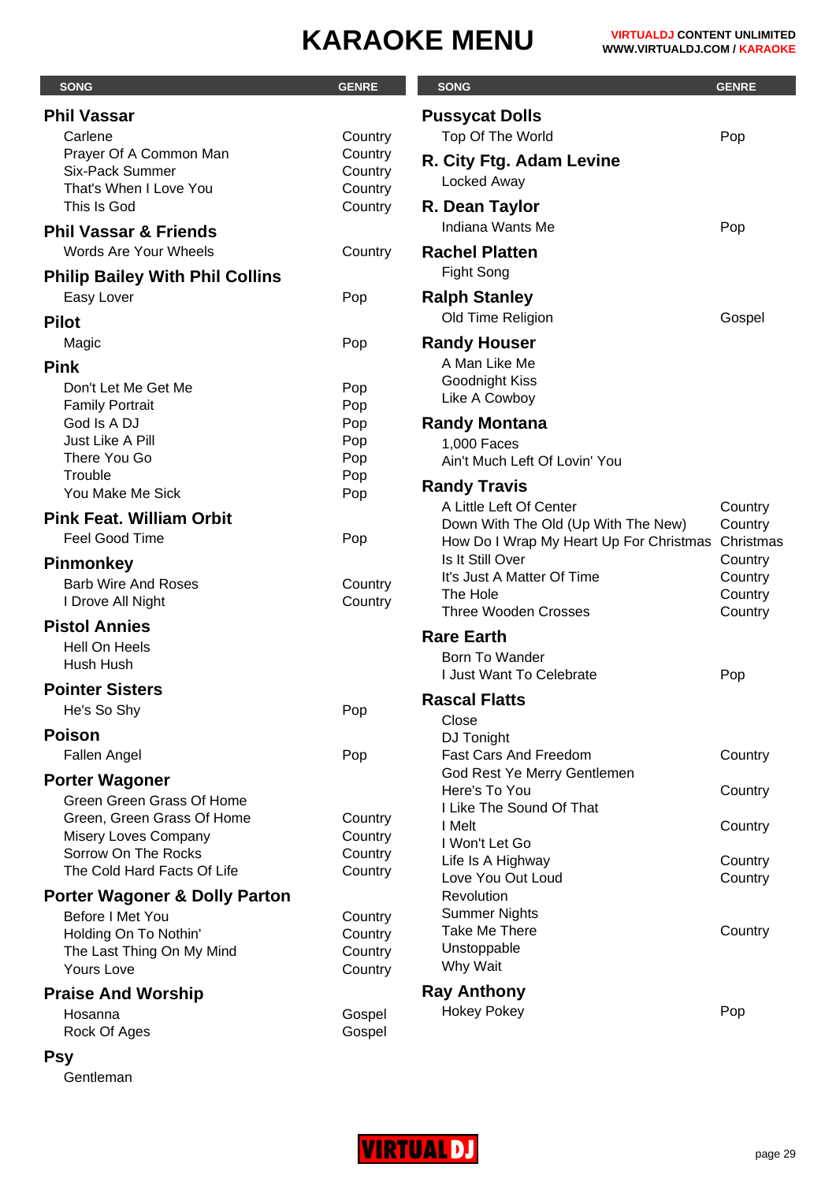# KARAOKE MENU

VIRTUALDJ CONTENT UNLIMITED
WWW.VIRTUALDJ.COM / KARAOKE

| SONG | GENRE |
|---|---|
| **Phil Vassar** | |
| Carlene | Country |
| Prayer Of A Common Man | Country |
| Six-Pack Summer | Country |
| That's When I Love You | Country |
| This Is God | Country |
| **Phil Vassar & Friends** | |
| Words Are Your Wheels | Country |
| **Philip Bailey With Phil Collins** | |
| Easy Lover | Pop |
| **Pilot** | |
| Magic | Pop |
| **Pink** | |
| Don't Let Me Get Me | Pop |
| Family Portrait | Pop |
| God Is A DJ | Pop |
| Just Like A Pill | Pop |
| There You Go | Pop |
| Trouble | Pop |
| You Make Me Sick | Pop |
| **Pink Feat. William Orbit** | |
| Feel Good Time | Pop |
| **Pinmonkey** | |
| Barb Wire And Roses | Country |
| I Drove All Night | Country |
| **Pistol Annies** | |
| Hell On Heels | |
| Hush Hush | |
| **Pointer Sisters** | |
| He's So Shy | Pop |
| **Poison** | |
| Fallen Angel | Pop |
| **Porter Wagoner** | |
| Green Green Grass Of Home | |
| Green, Green Grass Of Home | Country |
| Misery Loves Company | Country |
| Sorrow On The Rocks | Country |
| The Cold Hard Facts Of Life | Country |
| **Porter Wagoner & Dolly Parton** | |
| Before I Met You | Country |
| Holding On To Nothin' | Country |
| The Last Thing On My Mind | Country |
| Yours Love | Country |
| **Praise And Worship** | |
| Hosanna | Gospel |
| Rock Of Ages | Gospel |
| **Psy** | |
| Gentleman | |
| **Pussycat Dolls** | |
| Top Of The World | Pop |
| **R. City Ftg. Adam Levine** | |
| Locked Away | |
| **R. Dean Taylor** | |
| Indiana Wants Me | Pop |
| **Rachel Platten** | |
| Fight Song | |
| **Ralph Stanley** | |
| Old Time Religion | Gospel |
| **Randy Houser** | |
| A Man Like Me | |
| Goodnight Kiss | |
| Like A Cowboy | |
| **Randy Montana** | |
| 1,000 Faces | |
| Ain't Much Left Of Lovin' You | |
| **Randy Travis** | |
| A Little Left Of Center | Country |
| Down With The Old (Up With The New) | Country |
| How Do I Wrap My Heart Up For Christmas | Christmas |
| Is It Still Over | Country |
| It's Just A Matter Of Time | Country |
| The Hole | Country |
| Three Wooden Crosses | Country |
| **Rare Earth** | |
| Born To Wander | |
| I Just Want To Celebrate | Pop |
| **Rascal Flatts** | |
| Close | |
| DJ Tonight | |
| Fast Cars And Freedom | Country |
| God Rest Ye Merry Gentlemen | |
| Here's To You | Country |
| I Like The Sound Of That | |
| I Melt | Country |
| I Won't Let Go | |
| Life Is A Highway | Country |
| Love You Out Loud | Country |
| Revolution | |
| Summer Nights | |
| Take Me There | Country |
| Unstoppable | |
| Why Wait | |
| **Ray Anthony** | |
| Hokey Pokey | Pop |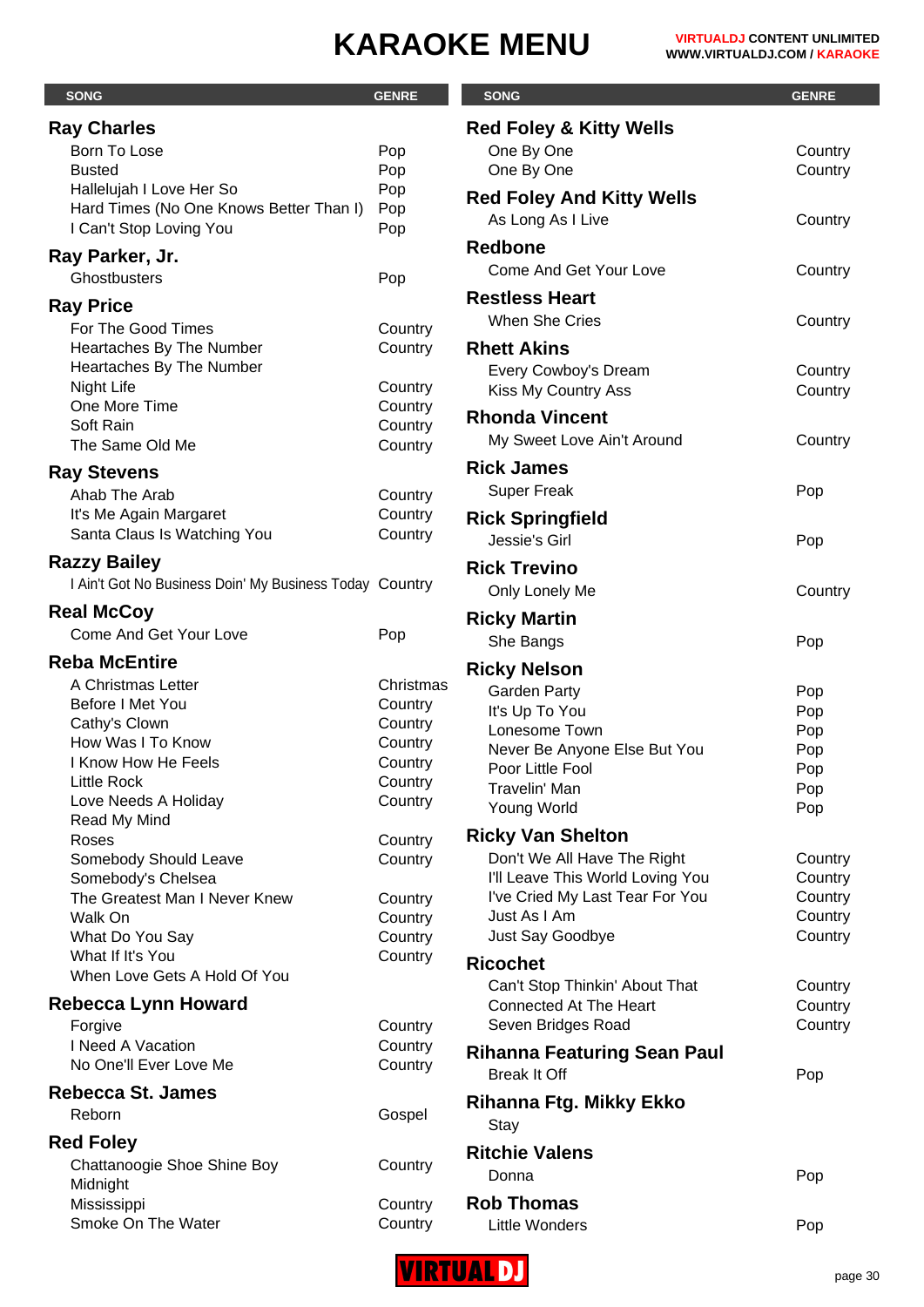# KARAOKE MENU

| SONG | GENRE |
|---|---|
| **Ray Charles** | |
| Born To Lose | Pop |
| Busted | Pop |
| Hallelujah I Love Her So | Pop |
| Hard Times (No One Knows Better Than I) | Pop |
| I Can't Stop Loving You | Pop |
| **Ray Parker, Jr.** | |
| Ghostbusters | Pop |
| **Ray Price** | |
| For The Good Times | Country |
| Heartaches By The Number | Country |
| Heartaches By The Number | |
| Night Life | Country |
| One More Time | Country |
| Soft Rain | Country |
| The Same Old Me | Country |
| **Ray Stevens** | |
| Ahab The Arab | Country |
| It's Me Again Margaret | Country |
| Santa Claus Is Watching You | Country |
| **Razzy Bailey** | |
| I Ain't Got No Business Doin' My Business Today | Country |
| **Real McCoy** | |
| Come And Get Your Love | Pop |
| **Reba McEntire** | |
| A Christmas Letter | Christmas |
| Before I Met You | Country |
| Cathy's Clown | Country |
| How Was I To Know | Country |
| I Know How He Feels | Country |
| Little Rock | Country |
| Love Needs A Holiday | Country |
| Read My Mind | |
| Roses | Country |
| Somebody Should Leave | Country |
| Somebody's Chelsea | |
| The Greatest Man I Never Knew | Country |
| Walk On | Country |
| What Do You Say | Country |
| What If It's You | Country |
| When Love Gets A Hold Of You | |
| **Rebecca Lynn Howard** | |
| Forgive | Country |
| I Need A Vacation | Country |
| No One'll Ever Love Me | Country |
| **Rebecca St. James** | |
| Reborn | Gospel |
| **Red Foley** | |
| Chattanoogie Shoe Shine Boy | Country |
| Midnight | |
| Mississippi | Country |
| Smoke On The Water | Country |
| **Red Foley & Kitty Wells** | |
| One By One | Country |
| One By One | Country |
| **Red Foley And Kitty Wells** | |
| As Long As I Live | Country |
| **Redbone** | |
| Come And Get Your Love | Country |
| **Restless Heart** | |
| When She Cries | Country |
| **Rhett Akins** | |
| Every Cowboy's Dream | Country |
| Kiss My Country Ass | Country |
| **Rhonda Vincent** | |
| My Sweet Love Ain't Around | Country |
| **Rick James** | |
| Super Freak | Pop |
| **Rick Springfield** | |
| Jessie's Girl | Pop |
| **Rick Trevino** | |
| Only Lonely Me | Country |
| **Ricky Martin** | |
| She Bangs | Pop |
| **Ricky Nelson** | |
| Garden Party | Pop |
| It's Up To You | Pop |
| Lonesome Town | Pop |
| Never Be Anyone Else But You | Pop |
| Poor Little Fool | Pop |
| Travelin' Man | Pop |
| Young World | Pop |
| **Ricky Van Shelton** | |
| Don't We All Have The Right | Country |
| I'll Leave This World Loving You | Country |
| I've Cried My Last Tear For You | Country |
| Just As I Am | Country |
| Just Say Goodbye | Country |
| **Ricochet** | |
| Can't Stop Thinkin' About That | Country |
| Connected At The Heart | Country |
| Seven Bridges Road | Country |
| **Rihanna Featuring Sean Paul** | |
| Break It Off | Pop |
| **Rihanna Ftg. Mikky Ekko** | |
| Stay | |
| **Ritchie Valens** | |
| Donna | Pop |
| **Rob Thomas** | |
| Little Wonders | Pop |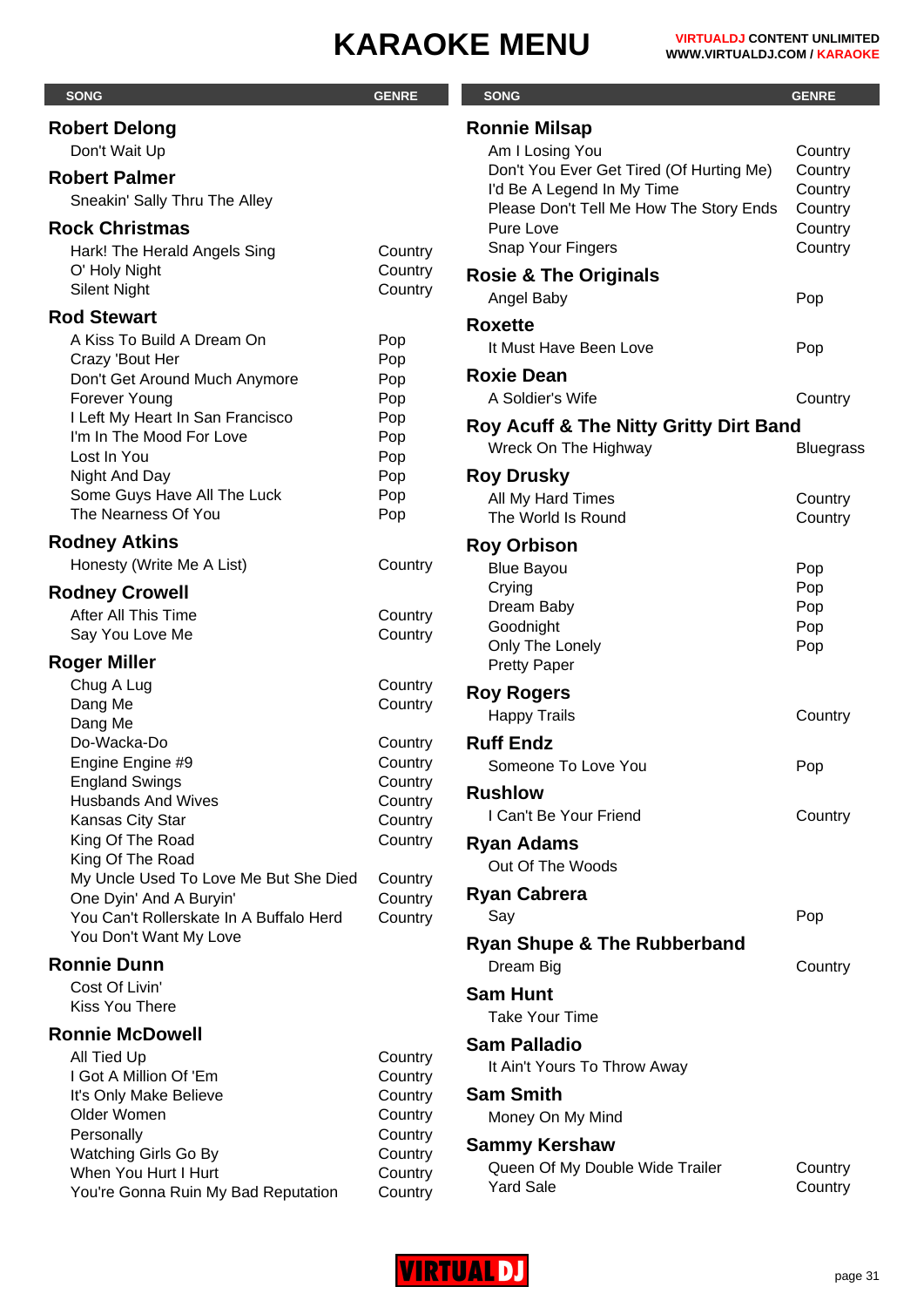# KARAOKE MENU

| SONG | GENRE |
|---|---|
| **Robert Delong** | |
| Don't Wait Up | |
| **Robert Palmer** | |
| Sneakin' Sally Thru The Alley | |
| **Rock Christmas** | |
| Hark! The Herald Angels Sing | Country |
| O' Holy Night | Country |
| Silent Night | Country |
| **Rod Stewart** | |
| A Kiss To Build A Dream On | Pop |
| Crazy 'Bout Her | Pop |
| Don't Get Around Much Anymore | Pop |
| Forever Young | Pop |
| I Left My Heart In San Francisco | Pop |
| I'm In The Mood For Love | Pop |
| Lost In You | Pop |
| Night And Day | Pop |
| Some Guys Have All The Luck | Pop |
| The Nearness Of You | Pop |
| **Rodney Atkins** | |
| Honesty (Write Me A List) | Country |
| **Rodney Crowell** | |
| After All This Time | Country |
| Say You Love Me | Country |
| **Roger Miller** | |
| Chug A Lug | Country |
| Dang Me | Country |
| Dang Me | |
| Do-Wacka-Do | Country |
| Engine Engine #9 | Country |
| England Swings | Country |
| Husbands And Wives | Country |
| Kansas City Star | Country |
| King Of The Road | Country |
| King Of The Road | |
| My Uncle Used To Love Me But She Died | Country |
| One Dyin' And A Buryin' | Country |
| You Can't Rollerskate In A Buffalo Herd | Country |
| You Don't Want My Love | |
| **Ronnie Dunn** | |
| Cost Of Livin' | |
| Kiss You There | |
| **Ronnie McDowell** | |
| All Tied Up | Country |
| I Got A Million Of 'Em | Country |
| It's Only Make Believe | Country |
| Older Women | Country |
| Personally | Country |
| Watching Girls Go By | Country |
| When You Hurt I Hurt | Country |
| You're Gonna Ruin My Bad Reputation | Country |
| **Ronnie Milsap** | |
| Am I Losing You | Country |
| Don't You Ever Get Tired (Of Hurting Me) | Country |
| I'd Be A Legend In My Time | Country |
| Please Don't Tell Me How The Story Ends | Country |
| Pure Love | Country |
| Snap Your Fingers | Country |
| **Rosie & The Originals** | |
| Angel Baby | Pop |
| **Roxette** | |
| It Must Have Been Love | Pop |
| **Roxie Dean** | |
| A Soldier's Wife | Country |
| **Roy Acuff & The Nitty Gritty Dirt Band** | |
| Wreck On The Highway | Bluegrass |
| **Roy Drusky** | |
| All My Hard Times | Country |
| The World Is Round | Country |
| **Roy Orbison** | |
| Blue Bayou | Pop |
| Crying | Pop |
| Dream Baby | Pop |
| Goodnight | Pop |
| Only The Lonely | Pop |
| Pretty Paper | |
| **Roy Rogers** | |
| Happy Trails | Country |
| **Ruff Endz** | |
| Someone To Love You | Pop |
| **Rushlow** | |
| I Can't Be Your Friend | Country |
| **Ryan Adams** | |
| Out Of The Woods | |
| **Ryan Cabrera** | |
| Say | Pop |
| **Ryan Shupe & The Rubberband** | |
| Dream Big | Country |
| **Sam Hunt** | |
| Take Your Time | |
| **Sam Palladio** | |
| It Ain't Yours To Throw Away | |
| **Sam Smith** | |
| Money On My Mind | |
| **Sammy Kershaw** | |
| Queen Of My Double Wide Trailer | Country |
| Yard Sale | Country |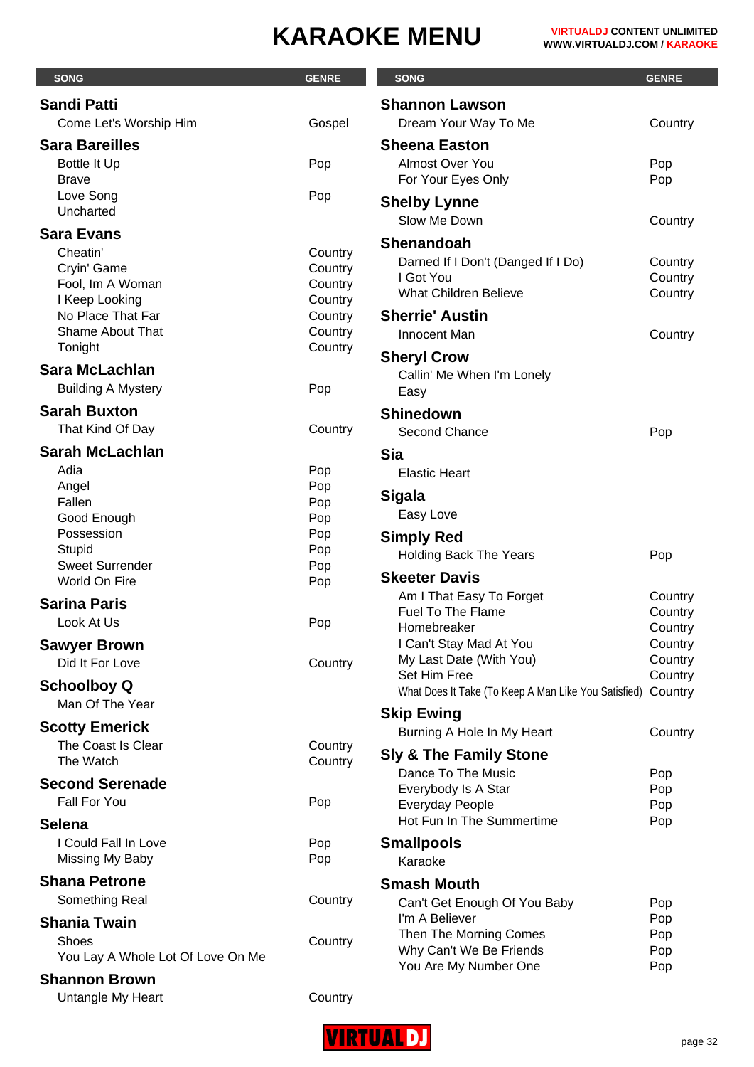# KARAOKE MENU

VIRTUALDJ CONTENT UNLIMITED
WWW.VIRTUALDJ.COM / KARAOKE

| SONG | GENRE |
|---|---|
| **Sandi Patti** | |
| Come Let's Worship Him | Gospel |
| **Sara Bareilles** | |
| Bottle It Up | Pop |
| Brave | |
| Love Song | Pop |
| Uncharted | |
| **Sara Evans** | |
| Cheatin' | Country |
| Cryin' Game | Country |
| Fool, Im A Woman | Country |
| I Keep Looking | Country |
| No Place That Far | Country |
| Shame About That | Country |
| Tonight | Country |
| **Sara McLachlan** | |
| Building A Mystery | Pop |
| **Sarah Buxton** | |
| That Kind Of Day | Country |
| **Sarah McLachlan** | |
| Adia | Pop |
| Angel | Pop |
| Fallen | Pop |
| Good Enough | Pop |
| Possession | Pop |
| Stupid | Pop |
| Sweet Surrender | Pop |
| World On Fire | Pop |
| **Sarina Paris** | |
| Look At Us | Pop |
| **Sawyer Brown** | |
| Did It For Love | Country |
| **Schoolboy Q** | |
| Man Of The Year | |
| **Scotty Emerick** | |
| The Coast Is Clear | Country |
| The Watch | Country |
| **Second Serenade** | |
| Fall For You | Pop |
| **Selena** | |
| I Could Fall In Love | Pop |
| Missing My Baby | Pop |
| **Shana Petrone** | |
| Something Real | Country |
| **Shania Twain** | |
| Shoes | Country |
| You Lay A Whole Lot Of Love On Me | |
| **Shannon Brown** | |
| Untangle My Heart | Country |
| **Shannon Lawson** | |
| Dream Your Way To Me | Country |
| **Sheena Easton** | |
| Almost Over You | Pop |
| For Your Eyes Only | Pop |
| **Shelby Lynne** | |
| Slow Me Down | Country |
| **Shenandoah** | |
| Darned If I Don't (Danged If I Do) | Country |
| I Got You | Country |
| What Children Believe | Country |
| **Sherrie' Austin** | |
| Innocent Man | Country |
| **Sheryl Crow** | |
| Callin' Me When I'm Lonely | |
| Easy | |
| **Shinedown** | |
| Second Chance | Pop |
| **Sia** | |
| Elastic Heart | |
| **Sigala** | |
| Easy Love | |
| **Simply Red** | |
| Holding Back The Years | Pop |
| **Skeeter Davis** | |
| Am I That Easy To Forget | Country |
| Fuel To The Flame | Country |
| Homebreaker | Country |
| I Can't Stay Mad At You | Country |
| My Last Date (With You) | Country |
| Set Him Free | Country |
| What Does It Take (To Keep A Man Like You Satisfied) | Country |
| **Skip Ewing** | |
| Burning A Hole In My Heart | Country |
| **Sly & The Family Stone** | |
| Dance To The Music | Pop |
| Everybody Is A Star | Pop |
| Everyday People | Pop |
| Hot Fun In The Summertime | Pop |
| **Smallpools** | |
| Karaoke | |
| **Smash Mouth** | |
| Can't Get Enough Of You Baby | Pop |
| I'm A Believer | Pop |
| Then The Morning Comes | Pop |
| Why Can't We Be Friends | Pop |
| You Are My Number One | Pop |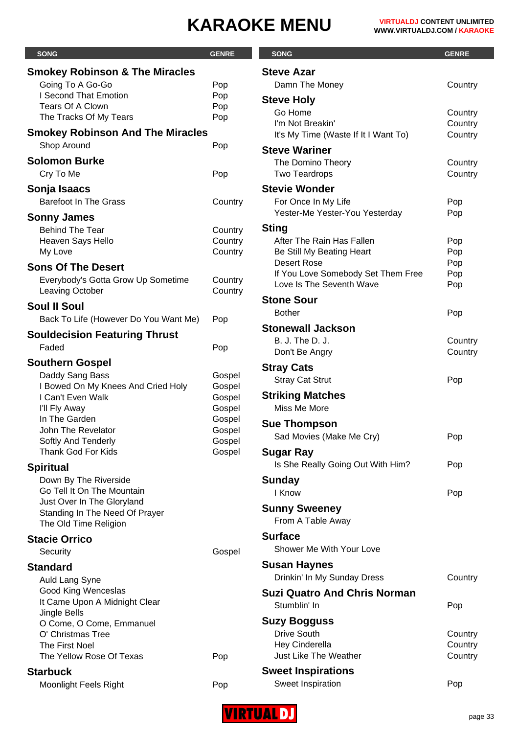# KARAOKE MENU

| SONG | GENRE |
|---|---|
| **Smokey Robinson & The Miracles** | |
| Going To A Go-Go | Pop |
| I Second That Emotion | Pop |
| Tears Of A Clown | Pop |
| The Tracks Of My Tears | Pop |
| **Smokey Robinson And The Miracles** | |
| Shop Around | Pop |
| **Solomon Burke** | |
| Cry To Me | Pop |
| **Sonja Isaacs** | |
| Barefoot In The Grass | Country |
| **Sonny James** | |
| Behind The Tear | Country |
| Heaven Says Hello | Country |
| My Love | Country |
| **Sons Of The Desert** | |
| Everybody's Gotta Grow Up Sometime | Country |
| Leaving October | Country |
| **Soul II Soul** | |
| Back To Life (However Do You Want Me) | Pop |
| **Souldecision Featuring Thrust** | |
| Faded | Pop |
| **Southern Gospel** | |
| Daddy Sang Bass | Gospel |
| I Bowed On My Knees And Cried Holy | Gospel |
| I Can't Even Walk | Gospel |
| I'll Fly Away | Gospel |
| In The Garden | Gospel |
| John The Revelator | Gospel |
| Softly And Tenderly | Gospel |
| Thank God For Kids | Gospel |
| **Spiritual** | |
| Down By The Riverside | |
| Go Tell It On The Mountain | |
| Just Over In The Gloryland | |
| Standing In The Need Of Prayer | |
| The Old Time Religion | |
| **Stacie Orrico** | |
| Security | Gospel |
| **Standard** | |
| Auld Lang Syne | |
| Good King Wenceslas | |
| It Came Upon A Midnight Clear | |
| Jingle Bells | |
| O Come, O Come, Emmanuel | |
| O' Christmas Tree | |
| The First Noel | |
| The Yellow Rose Of Texas | Pop |
| **Starbuck** | |
| Moonlight Feels Right | Pop |
| **Steve Azar** | |
| Damn The Money | Country |
| **Steve Holy** | |
| Go Home | Country |
| I'm Not Breakin' | Country |
| It's My Time (Waste If It I Want To) | Country |
| **Steve Wariner** | |
| The Domino Theory | Country |
| Two Teardrops | Country |
| **Stevie Wonder** | |
| For Once In My Life | Pop |
| Yester-Me Yester-You Yesterday | Pop |
| **Sting** | |
| After The Rain Has Fallen | Pop |
| Be Still My Beating Heart | Pop |
| Desert Rose | Pop |
| If You Love Somebody Set Them Free | Pop |
| Love Is The Seventh Wave | Pop |
| **Stone Sour** | |
| Bother | Pop |
| **Stonewall Jackson** | |
| B. J. The D. J. | Country |
| Don't Be Angry | Country |
| **Stray Cats** | |
| Stray Cat Strut | Pop |
| **Striking Matches** | |
| Miss Me More | |
| **Sue Thompson** | |
| Sad Movies (Make Me Cry) | Pop |
| **Sugar Ray** | |
| Is She Really Going Out With Him? | Pop |
| **Sunday** | |
| I Know | Pop |
| **Sunny Sweeney** | |
| From A Table Away | |
| **Surface** | |
| Shower Me With Your Love | |
| **Susan Haynes** | |
| Drinkin' In My Sunday Dress | Country |
| **Suzi Quatro And Chris Norman** | |
| Stumblin' In | Pop |
| **Suzy Bogguss** | |
| Drive South | Country |
| Hey Cinderella | Country |
| Just Like The Weather | Country |
| **Sweet Inspirations** | |
| Sweet Inspiration | Pop |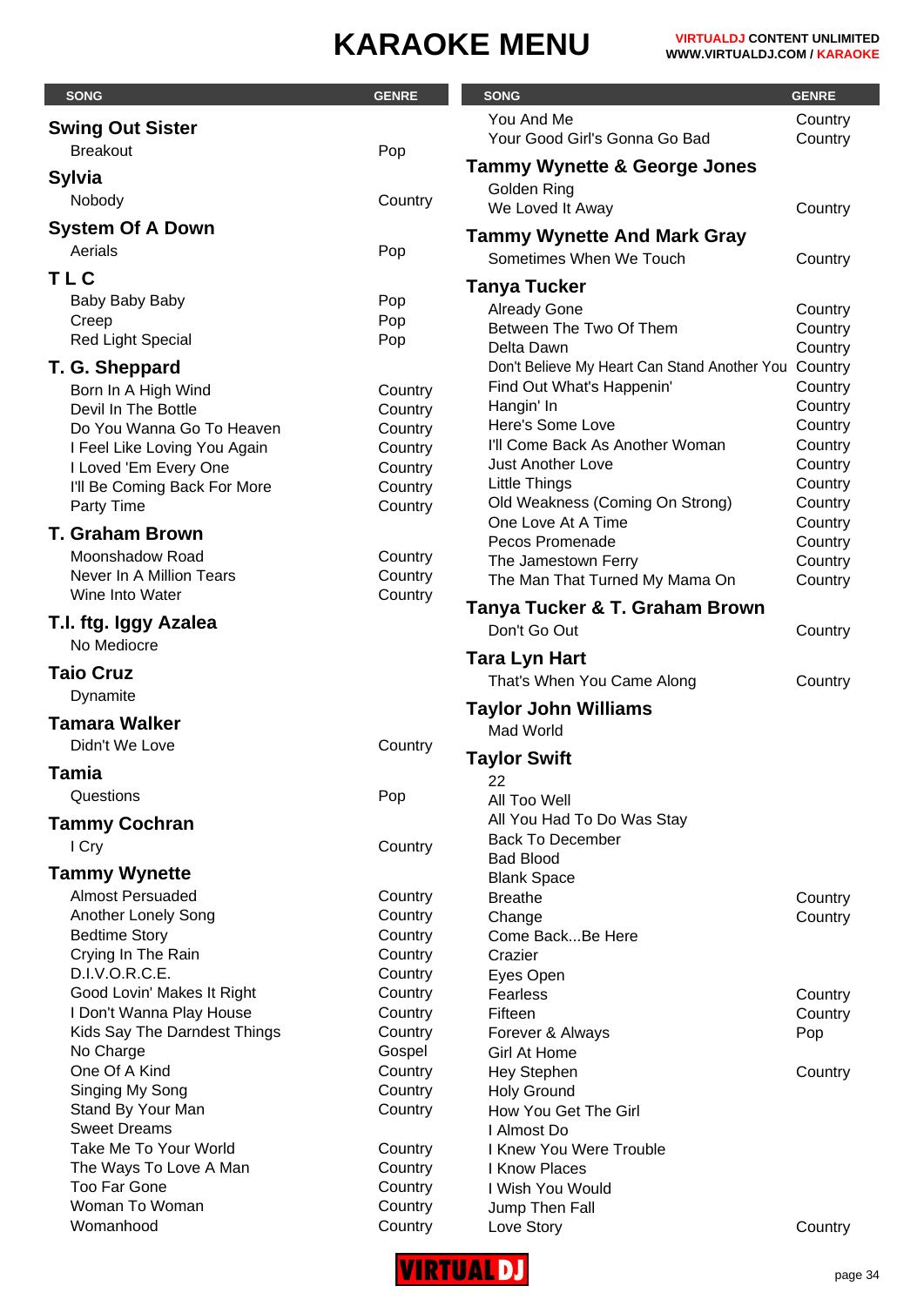# KARAOKE MENU

| SONG | GENRE |
|---|---|
| **Swing Out Sister** | |
| Breakout | Pop |
| **Sylvia** | |
| Nobody | Country |
| **System Of A Down** | |
| Aerials | Pop |
| **T L C** | |
| Baby Baby Baby | Pop |
| Creep | Pop |
| Red Light Special | Pop |
| **T. G. Sheppard** | |
| Born In A High Wind | Country |
| Devil In The Bottle | Country |
| Do You Wanna Go To Heaven | Country |
| I Feel Like Loving You Again | Country |
| I Loved 'Em Every One | Country |
| I'll Be Coming Back For More | Country |
| Party Time | Country |
| **T. Graham Brown** | |
| Moonshadow Road | Country |
| Never In A Million Tears | Country |
| Wine Into Water | Country |
| **T.I. ftg. Iggy Azalea** | |
| No Mediocre | |
| **Taio Cruz** | |
| Dynamite | |
| **Tamara Walker** | |
| Didn't We Love | Country |
| **Tamia** | |
| Questions | Pop |
| **Tammy Cochran** | |
| I Cry | Country |
| **Tammy Wynette** | |
| Almost Persuaded | Country |
| Another Lonely Song | Country |
| Bedtime Story | Country |
| Crying In The Rain | Country |
| D.I.V.O.R.C.E. | Country |
| Good Lovin' Makes It Right | Country |
| I Don't Wanna Play House | Country |
| Kids Say The Darndest Things | Country |
| No Charge | Gospel |
| One Of A Kind | Country |
| Singing My Song | Country |
| Stand By Your Man | Country |
| Sweet Dreams | |
| Take Me To Your World | Country |
| The Ways To Love A Man | Country |
| Too Far Gone | Country |
| Woman To Woman | Country |
| Womanhood | Country |
| You And Me | Country |
| Your Good Girl's Gonna Go Bad | Country |
| **Tammy Wynette & George Jones** | |
| Golden Ring | |
| We Loved It Away | Country |
| **Tammy Wynette And Mark Gray** | |
| Sometimes When We Touch | Country |
| **Tanya Tucker** | |
| Already Gone | Country |
| Between The Two Of Them | Country |
| Delta Dawn | Country |
| Don't Believe My Heart Can Stand Another You | Country |
| Find Out What's Happenin' | Country |
| Hangin' In | Country |
| Here's Some Love | Country |
| I'll Come Back As Another Woman | Country |
| Just Another Love | Country |
| Little Things | Country |
| Old Weakness (Coming On Strong) | Country |
| One Love At A Time | Country |
| Pecos Promenade | Country |
| The Jamestown Ferry | Country |
| The Man That Turned My Mama On | Country |
| **Tanya Tucker & T. Graham Brown** | |
| Don't Go Out | Country |
| **Tara Lyn Hart** | |
| That's When You Came Along | Country |
| **Taylor John Williams** | |
| Mad World | |
| **Taylor Swift** | |
| 22 | |
| All Too Well | |
| All You Had To Do Was Stay | |
| Back To December | |
| Bad Blood | |
| Blank Space | |
| Breathe | Country |
| Change | Country |
| Come Back...Be Here | |
| Crazier | |
| Eyes Open | |
| Fearless | Country |
| Fifteen | Country |
| Forever & Always | Pop |
| Girl At Home | |
| Hey Stephen | Country |
| Holy Ground | |
| How You Get The Girl | |
| I Almost Do | |
| I Knew You Were Trouble | |
| I Know Places | |
| I Wish You Would | |
| Jump Then Fall | |
| Love Story | Country |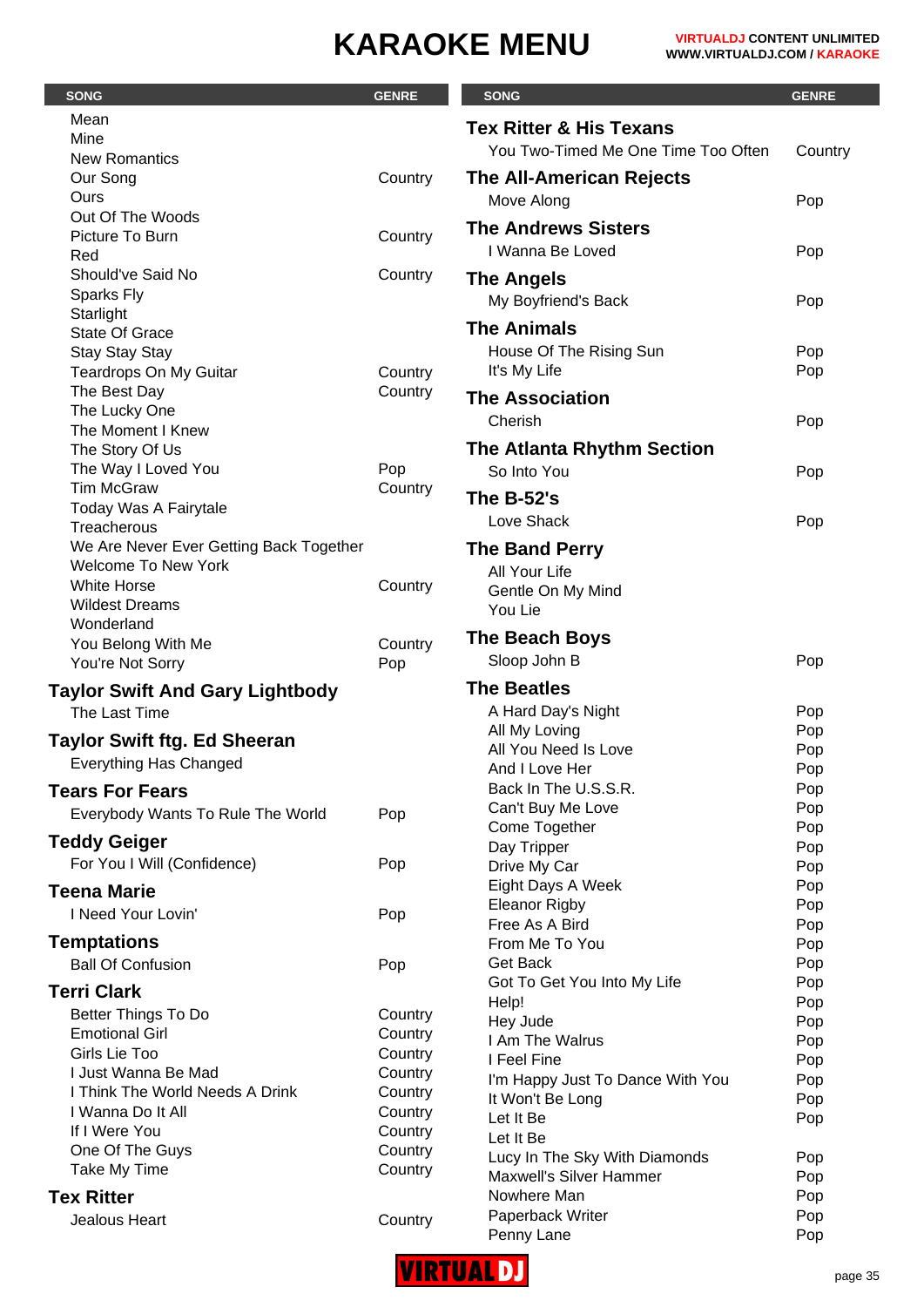# KARAOKE MENU

| SONG | GENRE |
|---|---|
| Mean | |
| Mine | |
| New Romantics | |
| Our Song | Country |
| Ours | |
| Out Of The Woods | |
| Picture To Burn | Country |
| Red | |
| Should've Said No | Country |
| Sparks Fly | |
| Starlight | |
| State Of Grace | |
| Stay Stay Stay | |
| Teardrops On My Guitar | Country |
| The Best Day | Country |
| The Lucky One | |
| The Moment I Knew | |
| The Story Of Us | |
| The Way I Loved You | Pop |
| Tim McGraw | Country |
| Today Was A Fairytale | |
| Treacherous | |
| We Are Never Ever Getting Back Together | |
| Welcome To New York | |
| White Horse | Country |
| Wildest Dreams | |
| Wonderland | |
| You Belong With Me | Country |
| You're Not Sorry | Pop |

## Taylor Swift And Gary Lightbody

| SONG | GENRE |
|---|---|
| The Last Time | |

## Taylor Swift ftg. Ed Sheeran

| SONG | GENRE |
|---|---|
| Everything Has Changed | |

## Tears For Fears

| SONG | GENRE |
|---|---|
| Everybody Wants To Rule The World | Pop |

## Teddy Geiger

| SONG | GENRE |
|---|---|
| For You I Will (Confidence) | Pop |

## Teena Marie

| SONG | GENRE |
|---|---|
| I Need Your Lovin' | Pop |

## Temptations

| SONG | GENRE |
|---|---|
| Ball Of Confusion | Pop |

## Terri Clark

| SONG | GENRE |
|---|---|
| Better Things To Do | Country |
| Emotional Girl | Country |
| Girls Lie Too | Country |
| I Just Wanna Be Mad | Country |
| I Think The World Needs A Drink | Country |
| I Wanna Do It All | Country |
| If I Were You | Country |
| One Of The Guys | Country |
| Take My Time | Country |

## Tex Ritter

| SONG | GENRE |
|---|---|
| Jealous Heart | Country |

## Tex Ritter & His Texans

| SONG | GENRE |
|---|---|
| You Two-Timed Me One Time Too Often | Country |

## The All-American Rejects

| SONG | GENRE |
|---|---|
| Move Along | Pop |

## The Andrews Sisters

| SONG | GENRE |
|---|---|
| I Wanna Be Loved | Pop |

## The Angels

| SONG | GENRE |
|---|---|
| My Boyfriend's Back | Pop |

## The Animals

| SONG | GENRE |
|---|---|
| House Of The Rising Sun | Pop |
| It's My Life | Pop |

## The Association

| SONG | GENRE |
|---|---|
| Cherish | Pop |

## The Atlanta Rhythm Section

| SONG | GENRE |
|---|---|
| So Into You | Pop |

## The B-52's

| SONG | GENRE |
|---|---|
| Love Shack | Pop |

## The Band Perry

| SONG | GENRE |
|---|---|
| All Your Life | |
| Gentle On My Mind | |
| You Lie | |

## The Beach Boys

| SONG | GENRE |
|---|---|
| Sloop John B | Pop |

## The Beatles

| SONG | GENRE |
|---|---|
| A Hard Day's Night | Pop |
| All My Loving | Pop |
| All You Need Is Love | Pop |
| And I Love Her | Pop |
| Back In The U.S.S.R. | Pop |
| Can't Buy Me Love | Pop |
| Come Together | Pop |
| Day Tripper | Pop |
| Drive My Car | Pop |
| Eight Days A Week | Pop |
| Eleanor Rigby | Pop |
| Free As A Bird | Pop |
| From Me To You | Pop |
| Get Back | Pop |
| Got To Get You Into My Life | Pop |
| Help! | Pop |
| Hey Jude | Pop |
| I Am The Walrus | Pop |
| I Feel Fine | Pop |
| I'm Happy Just To Dance With You | Pop |
| It Won't Be Long | Pop |
| Let It Be | Pop |
| Let It Be | |
| Lucy In The Sky With Diamonds | Pop |
| Maxwell's Silver Hammer | Pop |
| Nowhere Man | Pop |
| Paperback Writer | Pop |
| Penny Lane | Pop |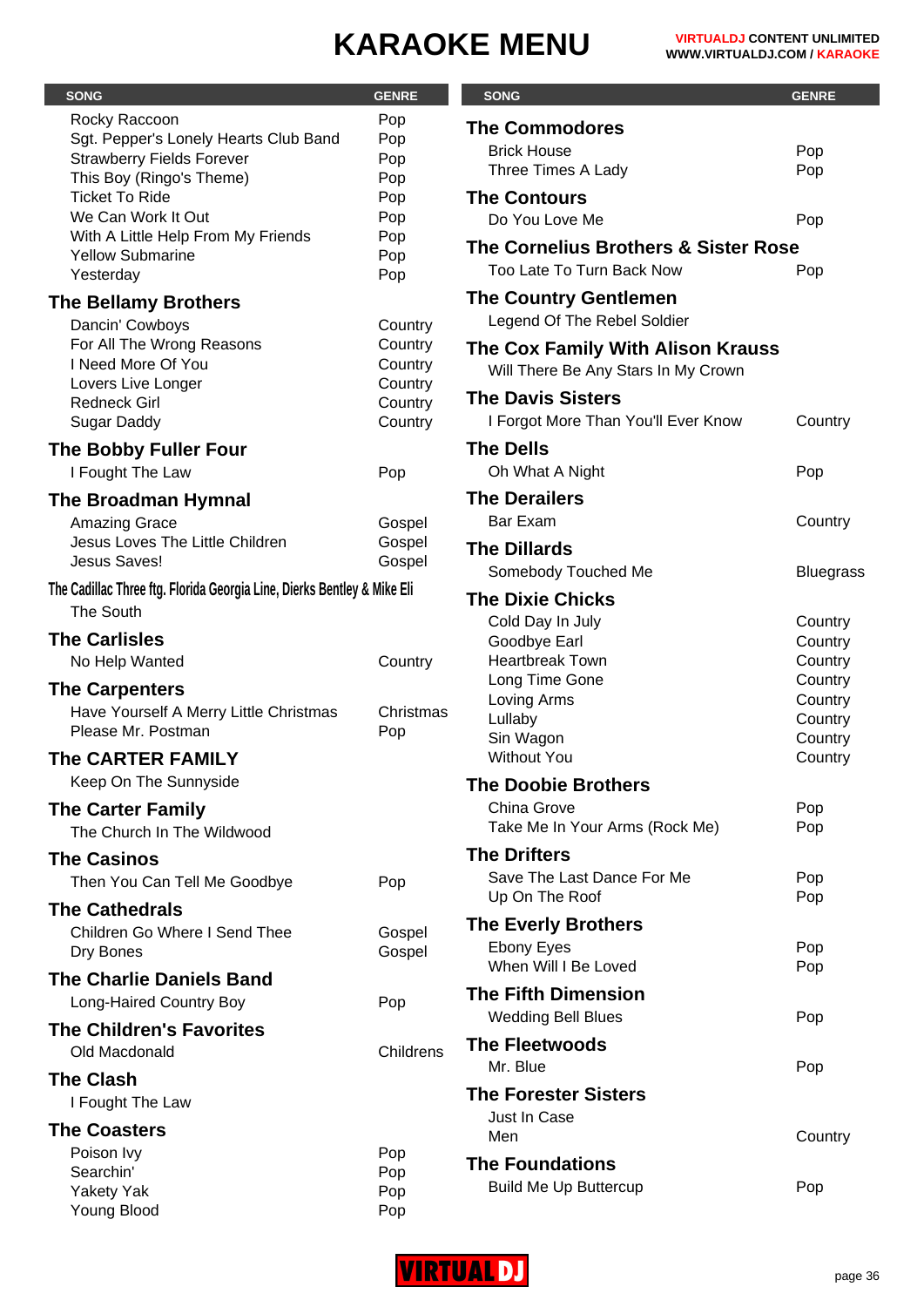# KARAOKE MENU

| SONG | GENRE |
|---|---|
| Rocky Raccoon | Pop |
| Sgt. Pepper's Lonely Hearts Club Band | Pop |
| Strawberry Fields Forever | Pop |
| This Boy (Ringo's Theme) | Pop |
| Ticket To Ride | Pop |
| We Can Work It Out | Pop |
| With A Little Help From My Friends | Pop |
| Yellow Submarine | Pop |
| Yesterday | Pop |

### The Bellamy Brothers

| SONG | GENRE |
|---|---|
| Dancin' Cowboys | Country |
| For All The Wrong Reasons | Country |
| I Need More Of You | Country |
| Lovers Live Longer | Country |
| Redneck Girl | Country |
| Sugar Daddy | Country |

### The Bobby Fuller Four

| SONG | GENRE |
|---|---|
| I Fought The Law | Pop |

### The Broadman Hymnal

| SONG | GENRE |
|---|---|
| Amazing Grace | Gospel |
| Jesus Loves The Little Children | Gospel |
| Jesus Saves! | Gospel |

### The Cadillac Three ftg. Florida Georgia Line, Dierks Bentley & Mike Eli

| SONG | GENRE |
|---|---|
| The South | |

### The Carlisles

| SONG | GENRE |
|---|---|
| No Help Wanted | Country |

### The Carpenters

| SONG | GENRE |
|---|---|
| Have Yourself A Merry Little Christmas | Christmas |
| Please Mr. Postman | Pop |

### The CARTER FAMILY

| SONG | GENRE |
|---|---|
| Keep On The Sunnyside | |

### The Carter Family

| SONG | GENRE |
|---|---|
| The Church In The Wildwood | |

### The Casinos

| SONG | GENRE |
|---|---|
| Then You Can Tell Me Goodbye | Pop |

### The Cathedrals

| SONG | GENRE |
|---|---|
| Children Go Where I Send Thee | Gospel |
| Dry Bones | Gospel |

### The Charlie Daniels Band

| SONG | GENRE |
|---|---|
| Long-Haired Country Boy | Pop |

### The Children's Favorites

| SONG | GENRE |
|---|---|
| Old Macdonald | Childrens |

### The Clash

| SONG | GENRE |
|---|---|
| I Fought The Law | |

### The Coasters

| SONG | GENRE |
|---|---|
| Poison Ivy | Pop |
| Searchin' | Pop |
| Yakety Yak | Pop |
| Young Blood | Pop |

### The Commodores

| SONG | GENRE |
|---|---|
| Brick House | Pop |
| Three Times A Lady | Pop |

### The Contours

| SONG | GENRE |
|---|---|
| Do You Love Me | Pop |

### The Cornelius Brothers & Sister Rose

| SONG | GENRE |
|---|---|
| Too Late To Turn Back Now | Pop |

### The Country Gentlemen

| SONG | GENRE |
|---|---|
| Legend Of The Rebel Soldier | |

### The Cox Family With Alison Krauss

| SONG | GENRE |
|---|---|
| Will There Be Any Stars In My Crown | |

### The Davis Sisters

| SONG | GENRE |
|---|---|
| I Forgot More Than You'll Ever Know | Country |

### The Dells

| SONG | GENRE |
|---|---|
| Oh What A Night | Pop |

### The Derailers

| SONG | GENRE |
|---|---|
| Bar Exam | Country |

### The Dillards

| SONG | GENRE |
|---|---|
| Somebody Touched Me | Bluegrass |

### The Dixie Chicks

| SONG | GENRE |
|---|---|
| Cold Day In July | Country |
| Goodbye Earl | Country |
| Heartbreak Town | Country |
| Long Time Gone | Country |
| Loving Arms | Country |
| Lullaby | Country |
| Sin Wagon | Country |
| Without You | Country |

### The Doobie Brothers

| SONG | GENRE |
|---|---|
| China Grove | Pop |
| Take Me In Your Arms (Rock Me) | Pop |

### The Drifters

| SONG | GENRE |
|---|---|
| Save The Last Dance For Me | Pop |
| Up On The Roof | Pop |

### The Everly Brothers

| SONG | GENRE |
|---|---|
| Ebony Eyes | Pop |
| When Will I Be Loved | Pop |

### The Fifth Dimension

| SONG | GENRE |
|---|---|
| Wedding Bell Blues | Pop |

### The Fleetwoods

| SONG | GENRE |
|---|---|
| Mr. Blue | Pop |

### The Forester Sisters

| SONG | GENRE |
|---|---|
| Just In Case | |
| Men | Country |

### The Foundations

| SONG | GENRE |
|---|---|
| Build Me Up Buttercup | Pop |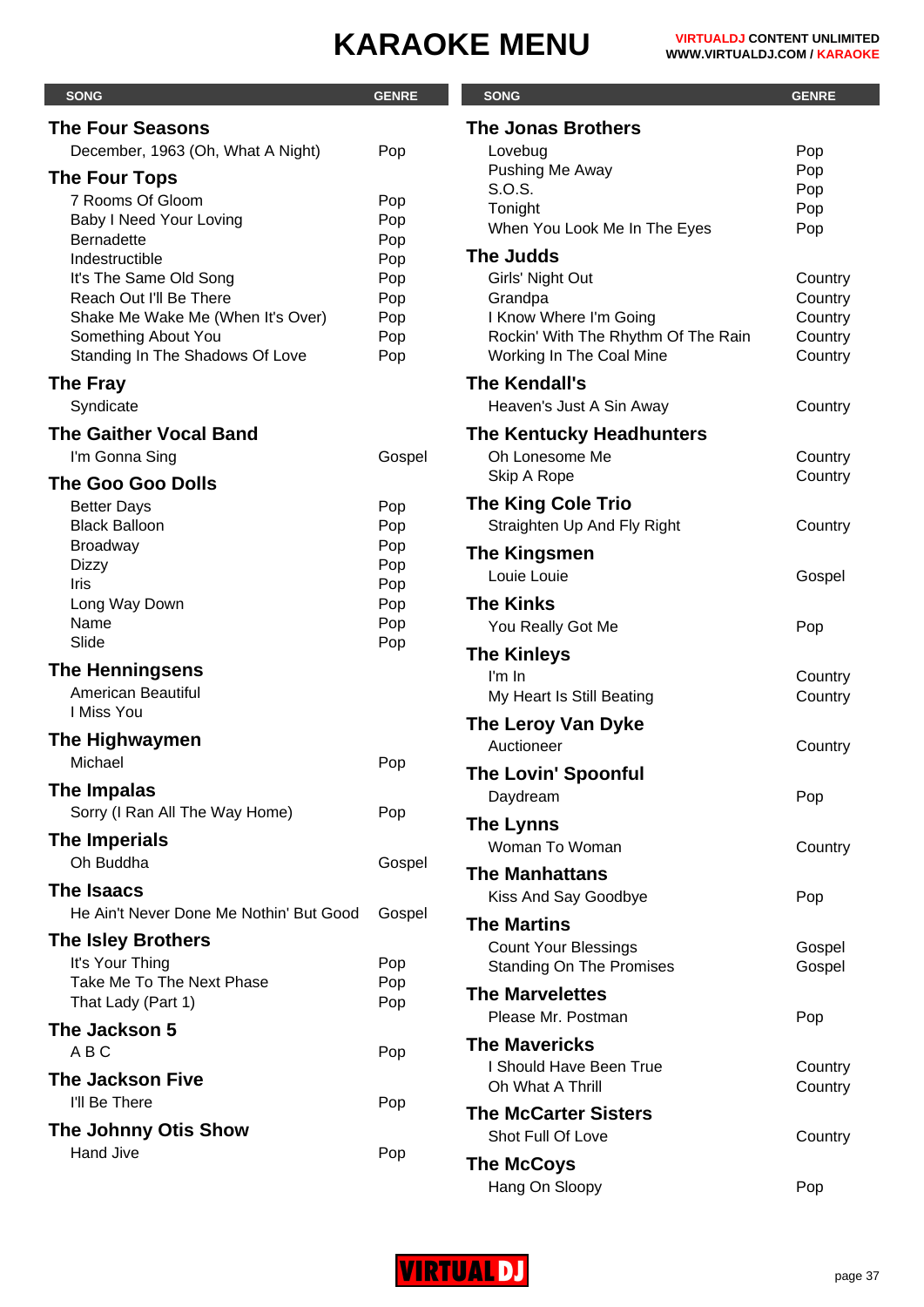# KARAOKE MENU

| SONG | GENRE |
|---|---|
| **The Four Seasons** | |
| December, 1963 (Oh, What A Night) | Pop |
| **The Four Tops** | |
| 7 Rooms Of Gloom | Pop |
| Baby I Need Your Loving | Pop |
| Bernadette | Pop |
| Indestructible | Pop |
| It's The Same Old Song | Pop |
| Reach Out I'll Be There | Pop |
| Shake Me Wake Me (When It's Over) | Pop |
| Something About You | Pop |
| Standing In The Shadows Of Love | Pop |
| **The Fray** | |
| Syndicate | |
| **The Gaither Vocal Band** | |
| I'm Gonna Sing | Gospel |
| **The Goo Goo Dolls** | |
| Better Days | Pop |
| Black Balloon | Pop |
| Broadway | Pop |
| Dizzy | Pop |
| Iris | Pop |
| Long Way Down | Pop |
| Name | Pop |
| Slide | Pop |
| **The Henningsens** | |
| American Beautiful | |
| I Miss You | |
| **The Highwaymen** | |
| Michael | Pop |
| **The Impalas** | |
| Sorry (I Ran All The Way Home) | Pop |
| **The Imperials** | |
| Oh Buddha | Gospel |
| **The Isaacs** | |
| He Ain't Never Done Me Nothin' But Good | Gospel |
| **The Isley Brothers** | |
| It's Your Thing | Pop |
| Take Me To The Next Phase | Pop |
| That Lady (Part 1) | Pop |
| **The Jackson 5** | |
| A B C | Pop |
| **The Jackson Five** | |
| I'll Be There | Pop |
| **The Johnny Otis Show** | |
| Hand Jive | Pop |
| **The Jonas Brothers** | |
| Lovebug | Pop |
| Pushing Me Away | Pop |
| S.O.S. | Pop |
| Tonight | Pop |
| When You Look Me In The Eyes | Pop |
| **The Judds** | |
| Girls' Night Out | Country |
| Grandpa | Country |
| I Know Where I'm Going | Country |
| Rockin' With The Rhythm Of The Rain | Country |
| Working In The Coal Mine | Country |
| **The Kendall's** | |
| Heaven's Just A Sin Away | Country |
| **The Kentucky Headhunters** | |
| Oh Lonesome Me | Country |
| Skip A Rope | Country |
| **The King Cole Trio** | |
| Straighten Up And Fly Right | Country |
| **The Kingsmen** | |
| Louie Louie | Gospel |
| **The Kinks** | |
| You Really Got Me | Pop |
| **The Kinleys** | |
| I'm In | Country |
| My Heart Is Still Beating | Country |
| **The Leroy Van Dyke** | |
| Auctioneer | Country |
| **The Lovin' Spoonful** | |
| Daydream | Pop |
| **The Lynns** | |
| Woman To Woman | Country |
| **The Manhattans** | |
| Kiss And Say Goodbye | Pop |
| **The Martins** | |
| Count Your Blessings | Gospel |
| Standing On The Promises | Gospel |
| **The Marvelettes** | |
| Please Mr. Postman | Pop |
| **The Mavericks** | |
| I Should Have Been True | Country |
| Oh What A Thrill | Country |
| **The McCarter Sisters** | |
| Shot Full Of Love | Country |
| **The McCoys** | |
| Hang On Sloopy | Pop |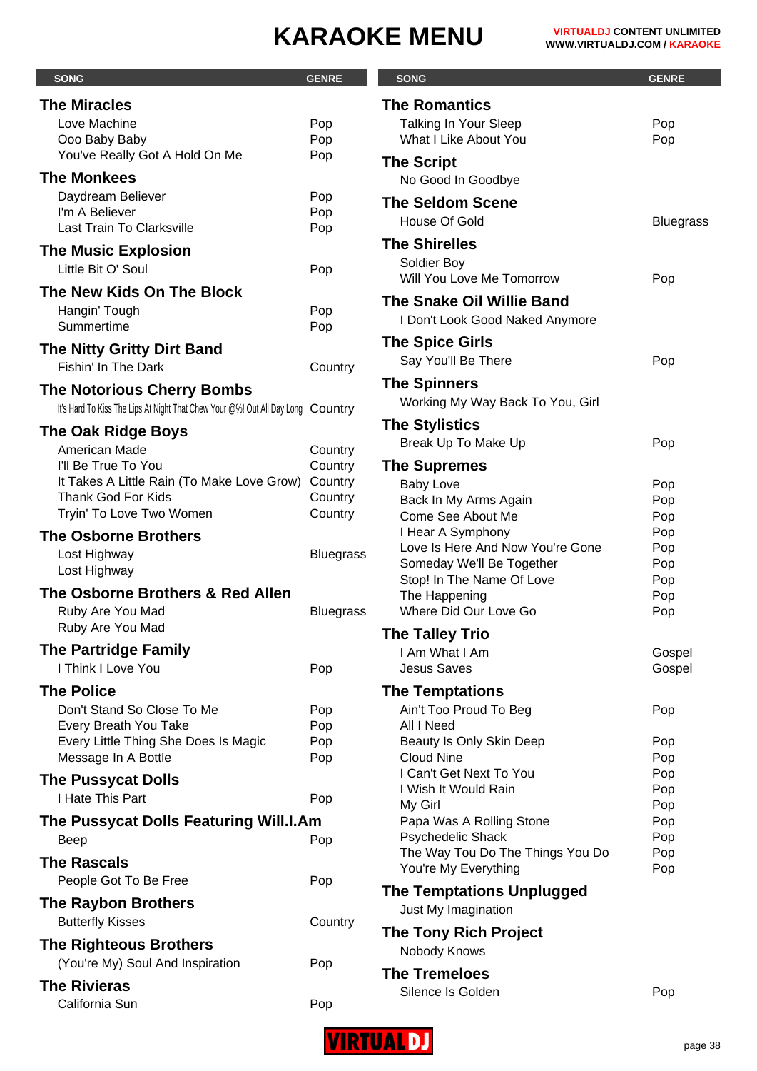# KARAOKE MENU

VIRTUALDJ CONTENT UNLIMITED
WWW.VIRTUALDJ.COM / KARAOKE

| SONG | GENRE |
|---|---|
| **The Miracles** | |
| Love Machine | Pop |
| Ooo Baby Baby | Pop |
| You've Really Got A Hold On Me | Pop |
| **The Monkees** | |
| Daydream Believer | Pop |
| I'm A Believer | Pop |
| Last Train To Clarksville | Pop |
| **The Music Explosion** | |
| Little Bit O' Soul | Pop |
| **The New Kids On The Block** | |
| Hangin' Tough | Pop |
| Summertime | Pop |
| **The Nitty Gritty Dirt Band** | |
| Fishin' In The Dark | Country |
| **The Notorious Cherry Bombs** | |
| It's Hard To Kiss The Lips At Night That Chew Your @%! Out All Day Long | Country |
| **The Oak Ridge Boys** | |
| American Made | Country |
| I'll Be True To You | Country |
| It Takes A Little Rain (To Make Love Grow) | Country |
| Thank God For Kids | Country |
| Tryin' To Love Two Women | Country |
| **The Osborne Brothers** | |
| Lost Highway | Bluegrass |
| Lost Highway | |
| **The Osborne Brothers & Red Allen** | |
| Ruby Are You Mad | Bluegrass |
| Ruby Are You Mad | |
| **The Partridge Family** | |
| I Think I Love You | Pop |
| **The Police** | |
| Don't Stand So Close To Me | Pop |
| Every Breath You Take | Pop |
| Every Little Thing She Does Is Magic | Pop |
| Message In A Bottle | Pop |
| **The Pussycat Dolls** | |
| I Hate This Part | Pop |
| **The Pussycat Dolls Featuring Will.I.Am** | |
| Beep | Pop |
| **The Rascals** | |
| People Got To Be Free | Pop |
| **The Raybon Brothers** | |
| Butterfly Kisses | Country |
| **The Righteous Brothers** | |
| (You're My) Soul And Inspiration | Pop |
| **The Rivieras** | |
| California Sun | Pop |
| **The Romantics** | |
| Talking In Your Sleep | Pop |
| What I Like About You | Pop |
| **The Script** | |
| No Good In Goodbye | |
| **The Seldom Scene** | |
| House Of Gold | Bluegrass |
| **The Shirelles** | |
| Soldier Boy | |
| Will You Love Me Tomorrow | Pop |
| **The Snake Oil Willie Band** | |
| I Don't Look Good Naked Anymore | |
| **The Spice Girls** | |
| Say You'll Be There | Pop |
| **The Spinners** | |
| Working My Way Back To You, Girl | |
| **The Stylistics** | |
| Break Up To Make Up | Pop |
| **The Supremes** | |
| Baby Love | Pop |
| Back In My Arms Again | Pop |
| Come See About Me | Pop |
| I Hear A Symphony | Pop |
| Love Is Here And Now You're Gone | Pop |
| Someday We'll Be Together | Pop |
| Stop! In The Name Of Love | Pop |
| The Happening | Pop |
| Where Did Our Love Go | Pop |
| **The Talley Trio** | |
| I Am What I Am | Gospel |
| Jesus Saves | Gospel |
| **The Temptations** | |
| Ain't Too Proud To Beg | Pop |
| All I Need | |
| Beauty Is Only Skin Deep | Pop |
| Cloud Nine | Pop |
| I Can't Get Next To You | Pop |
| I Wish It Would Rain | Pop |
| My Girl | Pop |
| Papa Was A Rolling Stone | Pop |
| Psychedelic Shack | Pop |
| The Way Tou Do The Things You Do | Pop |
| You're My Everything | Pop |
| **The Temptations Unplugged** | |
| Just My Imagination | |
| **The Tony Rich Project** | |
| Nobody Knows | |
| **The Tremeloes** | |
| Silence Is Golden | Pop |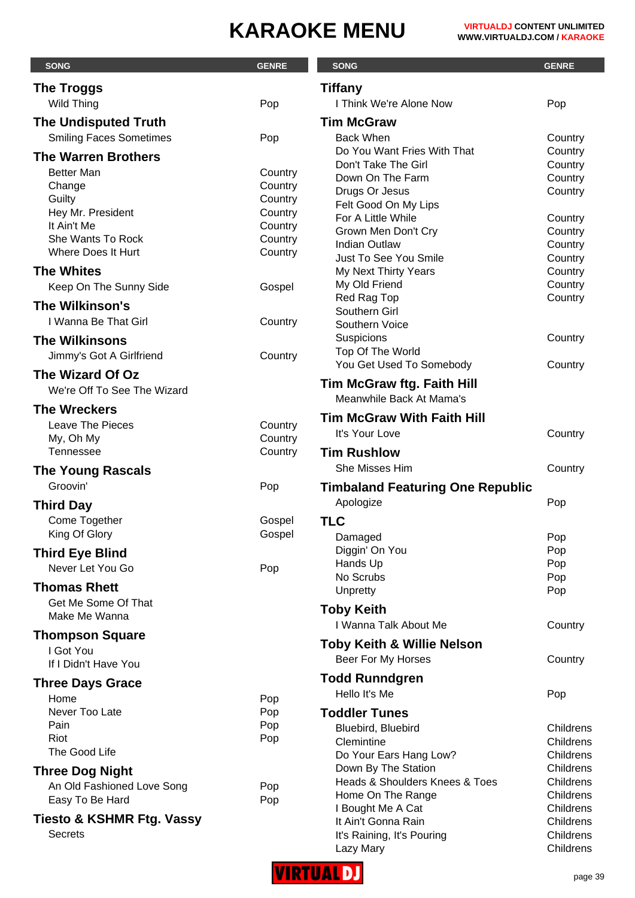# KARAOKE MENU

VIRTUALDJ CONTENT UNLIMITED
WWW.VIRTUALDJ.COM / KARAOKE

| SONG | GENRE |
|---|---|
| **The Troggs** | |
| Wild Thing | Pop |
| **The Undisputed Truth** | |
| Smiling Faces Sometimes | Pop |
| **The Warren Brothers** | |
| Better Man | Country |
| Change | Country |
| Guilty | Country |
| Hey Mr. President | Country |
| It Ain't Me | Country |
| She Wants To Rock | Country |
| Where Does It Hurt | Country |
| **The Whites** | |
| Keep On The Sunny Side | Gospel |
| **The Wilkinson's** | |
| I Wanna Be That Girl | Country |
| **The Wilkinsons** | |
| Jimmy's Got A Girlfriend | Country |
| **The Wizard Of Oz** | |
| We're Off To See The Wizard | |
| **The Wreckers** | |
| Leave The Pieces | Country |
| My, Oh My | Country |
| Tennessee | Country |
| **The Young Rascals** | |
| Groovin' | Pop |
| **Third Day** | |
| Come Together | Gospel |
| King Of Glory | Gospel |
| **Third Eye Blind** | |
| Never Let You Go | Pop |
| **Thomas Rhett** | |
| Get Me Some Of That | |
| Make Me Wanna | |
| **Thompson Square** | |
| I Got You | |
| If I Didn't Have You | |
| **Three Days Grace** | |
| Home | Pop |
| Never Too Late | Pop |
| Pain | Pop |
| Riot | Pop |
| The Good Life | |
| **Three Dog Night** | |
| An Old Fashioned Love Song | Pop |
| Easy To Be Hard | Pop |
| **Tiesto & KSHMR Ftg. Vassy** | |
| Secrets | |
| **Tiffany** | |
| I Think We're Alone Now | Pop |
| **Tim McGraw** | |
| Back When | Country |
| Do You Want Fries With That | Country |
| Don't Take The Girl | Country |
| Down On The Farm | Country |
| Drugs Or Jesus | Country |
| Felt Good On My Lips | |
| For A Little While | Country |
| Grown Men Don't Cry | Country |
| Indian Outlaw | Country |
| Just To See You Smile | Country |
| My Next Thirty Years | Country |
| My Old Friend | Country |
| Red Rag Top | Country |
| Southern Girl | |
| Southern Voice | |
| Suspicions | Country |
| Top Of The World | |
| You Get Used To Somebody | Country |
| **Tim McGraw ftg. Faith Hill** | |
| Meanwhile Back At Mama's | |
| **Tim McGraw With Faith Hill** | |
| It's Your Love | Country |
| **Tim Rushlow** | |
| She Misses Him | Country |
| **Timbaland Featuring One Republic** | |
| Apologize | Pop |
| **TLC** | |
| Damaged | Pop |
| Diggin' On You | Pop |
| Hands Up | Pop |
| No Scrubs | Pop |
| Unpretty | Pop |
| **Toby Keith** | |
| I Wanna Talk About Me | Country |
| **Toby Keith & Willie Nelson** | |
| Beer For My Horses | Country |
| **Todd Runndgren** | |
| Hello It's Me | Pop |
| **Toddler Tunes** | |
| Bluebird, Bluebird | Childrens |
| Clemintine | Childrens |
| Do Your Ears Hang Low? | Childrens |
| Down By The Station | Childrens |
| Heads & Shoulders Knees & Toes | Childrens |
| Home On The Range | Childrens |
| I Bought Me A Cat | Childrens |
| It Ain't Gonna Rain | Childrens |
| It's Raining, It's Pouring | Childrens |
| Lazy Mary | Childrens |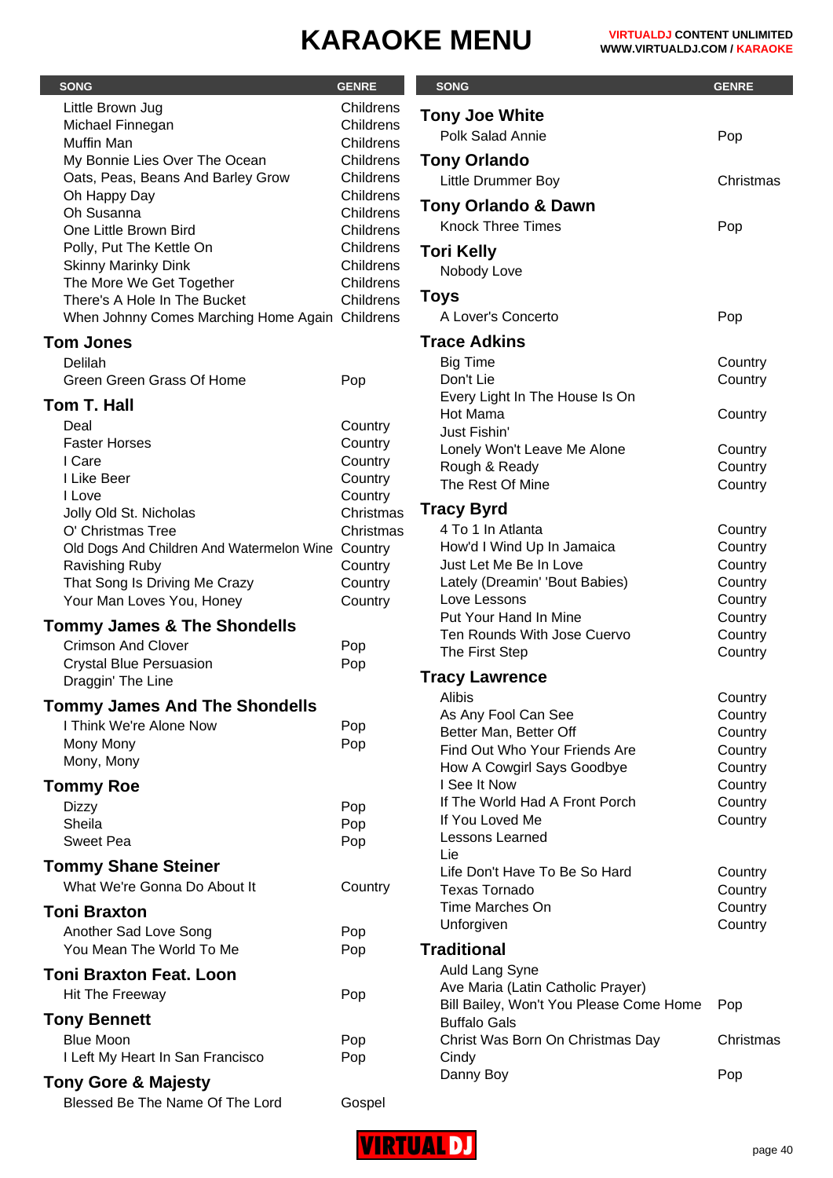# KARAOKE MENU

| SONG | GENRE |
|---|---|
| Little Brown Jug | Childrens |
| Michael Finnegan | Childrens |
| Muffin Man | Childrens |
| My Bonnie Lies Over The Ocean | Childrens |
| Oats, Peas, Beans And Barley Grow | Childrens |
| Oh Happy Day | Childrens |
| Oh Susanna | Childrens |
| One Little Brown Bird | Childrens |
| Polly, Put The Kettle On | Childrens |
| Skinny Marinky Dink | Childrens |
| The More We Get Together | Childrens |
| There's A Hole In The Bucket | Childrens |
| When Johnny Comes Marching Home Again | Childrens |

## Tom Jones

| SONG | GENRE |
|---|---|
| Delilah | |
| Green Green Grass Of Home | Pop |

## Tom T. Hall

| SONG | GENRE |
|---|---|
| Deal | Country |
| Faster Horses | Country |
| I Care | Country |
| I Like Beer | Country |
| I Love | Country |
| Jolly Old St. Nicholas | Christmas |
| O' Christmas Tree | Christmas |
| Old Dogs And Children And Watermelon Wine | Country |
| Ravishing Ruby | Country |
| That Song Is Driving Me Crazy | Country |
| Your Man Loves You, Honey | Country |

## Tommy James & The Shondells

| SONG | GENRE |
|---|---|
| Crimson And Clover | Pop |
| Crystal Blue Persuasion | Pop |
| Draggin' The Line | |

## Tommy James And The Shondells

| SONG | GENRE |
|---|---|
| I Think We're Alone Now | Pop |
| Mony Mony | Pop |
| Mony, Mony | |

## Tommy Roe

| SONG | GENRE |
|---|---|
| Dizzy | Pop |
| Sheila | Pop |
| Sweet Pea | Pop |

## Tommy Shane Steiner

| SONG | GENRE |
|---|---|
| What We're Gonna Do About It | Country |

## Toni Braxton

| SONG | GENRE |
|---|---|
| Another Sad Love Song | Pop |
| You Mean The World To Me | Pop |

## Toni Braxton Feat. Loon

| SONG | GENRE |
|---|---|
| Hit The Freeway | Pop |

## Tony Bennett

| SONG | GENRE |
|---|---|
| Blue Moon | Pop |
| I Left My Heart In San Francisco | Pop |

## Tony Gore & Majesty

| SONG | GENRE |
|---|---|
| Blessed Be The Name Of The Lord | Gospel |

## Tony Joe White

| SONG | GENRE |
|---|---|
| Polk Salad Annie | Pop |

## Tony Orlando

| SONG | GENRE |
|---|---|
| Little Drummer Boy | Christmas |

## Tony Orlando & Dawn

| SONG | GENRE |
|---|---|
| Knock Three Times | Pop |

## Tori Kelly

| SONG | GENRE |
|---|---|
| Nobody Love | |

## Toys

| SONG | GENRE |
|---|---|
| A Lover's Concerto | Pop |

## Trace Adkins

| SONG | GENRE |
|---|---|
| Big Time | Country |
| Don't Lie | Country |
| Every Light In The House Is On | |
| Hot Mama | Country |
| Just Fishin' | |
| Lonely Won't Leave Me Alone | Country |
| Rough & Ready | Country |
| The Rest Of Mine | Country |

## Tracy Byrd

| SONG | GENRE |
|---|---|
| 4 To 1 In Atlanta | Country |
| How'd I Wind Up In Jamaica | Country |
| Just Let Me Be In Love | Country |
| Lately (Dreamin' 'Bout Babies) | Country |
| Love Lessons | Country |
| Put Your Hand In Mine | Country |
| Ten Rounds With Jose Cuervo | Country |
| The First Step | Country |

## Tracy Lawrence

| SONG | GENRE |
|---|---|
| Alibis | Country |
| As Any Fool Can See | Country |
| Better Man, Better Off | Country |
| Find Out Who Your Friends Are | Country |
| How A Cowgirl Says Goodbye | Country |
| I See It Now | Country |
| If The World Had A Front Porch | Country |
| If You Loved Me | Country |
| Lessons Learned | |
| Lie | |
| Life Don't Have To Be So Hard | Country |
| Texas Tornado | Country |
| Time Marches On | Country |
| Unforgiven | Country |

## Traditional

| SONG | GENRE |
|---|---|
| Auld Lang Syne | |
| Ave Maria (Latin Catholic Prayer) | |
| Bill Bailey, Won't You Please Come Home | Pop |
| Buffalo Gals | |
| Christ Was Born On Christmas Day | Christmas |
| Cindy | |
| Danny Boy | Pop |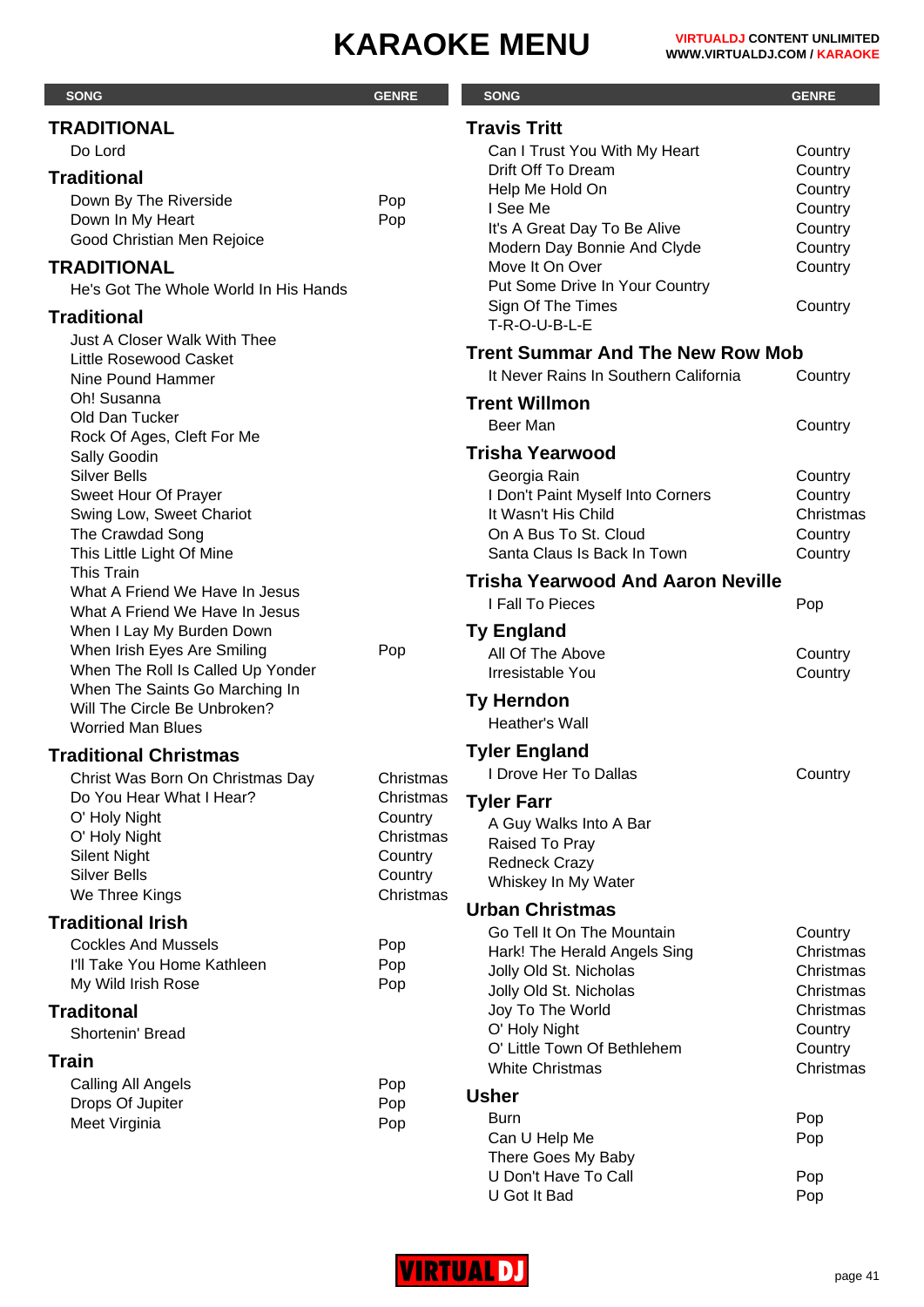# KARAOKE MENU

| SONG | GENRE |
|---|---|
| **TRADITIONAL** | |
| Do Lord | |
| **Traditional** | |
| Down By The Riverside | Pop |
| Down In My Heart | Pop |
| Good Christian Men Rejoice | |
| **TRADITIONAL** | |
| He's Got The Whole World In His Hands | |
| **Traditional** | |
| Just A Closer Walk With Thee | |
| Little Rosewood Casket | |
| Nine Pound Hammer | |
| Oh! Susanna | |
| Old Dan Tucker | |
| Rock Of Ages, Cleft For Me | |
| Sally Goodin | |
| Silver Bells | |
| Sweet Hour Of Prayer | |
| Swing Low, Sweet Chariot | |
| The Crawdad Song | |
| This Little Light Of Mine | |
| This Train | |
| What A Friend We Have In Jesus | |
| What A Friend We Have In Jesus | |
| When I Lay My Burden Down | |
| When Irish Eyes Are Smiling | Pop |
| When The Roll Is Called Up Yonder | |
| When The Saints Go Marching In | |
| Will The Circle Be Unbroken? | |
| Worried Man Blues | |
| **Traditional Christmas** | |
| Christ Was Born On Christmas Day | Christmas |
| Do You Hear What I Hear? | Christmas |
| O' Holy Night | Country |
| O' Holy Night | Christmas |
| Silent Night | Country |
| Silver Bells | Country |
| We Three Kings | Christmas |
| **Traditional Irish** | |
| Cockles And Mussels | Pop |
| I'll Take You Home Kathleen | Pop |
| My Wild Irish Rose | Pop |
| **Traditonal** | |
| Shortenin' Bread | |
| **Train** | |
| Calling All Angels | Pop |
| Drops Of Jupiter | Pop |
| Meet Virginia | Pop |
| **Travis Tritt** | |
| Can I Trust You With My Heart | Country |
| Drift Off To Dream | Country |
| Help Me Hold On | Country |
| I See Me | Country |
| It's A Great Day To Be Alive | Country |
| Modern Day Bonnie And Clyde | Country |
| Move It On Over | Country |
| Put Some Drive In Your Country | |
| Sign Of The Times | Country |
| T-R-O-U-B-L-E | |
| **Trent Summar And The New Row Mob** | |
| It Never Rains In Southern California | Country |
| **Trent Willmon** | |
| Beer Man | Country |
| **Trisha Yearwood** | |
| Georgia Rain | Country |
| I Don't Paint Myself Into Corners | Country |
| It Wasn't His Child | Christmas |
| On A Bus To St. Cloud | Country |
| Santa Claus Is Back In Town | Country |
| **Trisha Yearwood And Aaron Neville** | |
| I Fall To Pieces | Pop |
| **Ty England** | |
| All Of The Above | Country |
| Irresistable You | Country |
| **Ty Herndon** | |
| Heather's Wall | |
| **Tyler England** | |
| I Drove Her To Dallas | Country |
| **Tyler Farr** | |
| A Guy Walks Into A Bar | |
| Raised To Pray | |
| Redneck Crazy | |
| Whiskey In My Water | |
| **Urban Christmas** | |
| Go Tell It On The Mountain | Country |
| Hark! The Herald Angels Sing | Christmas |
| Jolly Old St. Nicholas | Christmas |
| Jolly Old St. Nicholas | Christmas |
| Joy To The World | Christmas |
| O' Holy Night | Country |
| O' Little Town Of Bethlehem | Country |
| White Christmas | Christmas |
| **Usher** | |
| Burn | Pop |
| Can U Help Me | Pop |
| There Goes My Baby | |
| U Don't Have To Call | Pop |
| U Got It Bad | Pop |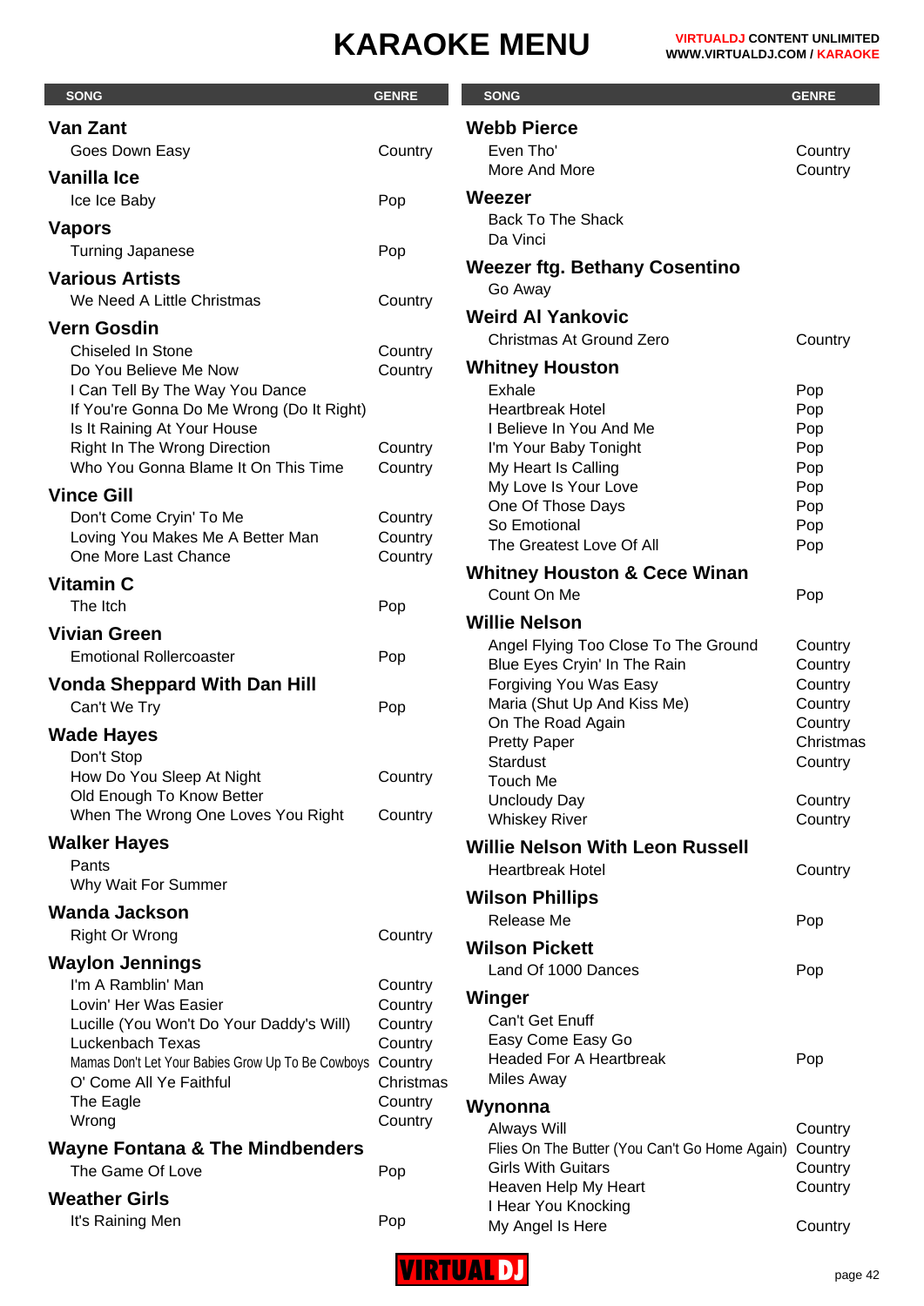# KARAOKE MENU

| SONG | GENRE |
|---|---|
| **Van Zant** | |
| Goes Down Easy | Country |
| **Vanilla Ice** | |
| Ice Ice Baby | Pop |
| **Vapors** | |
| Turning Japanese | Pop |
| **Various Artists** | |
| We Need A Little Christmas | Country |
| **Vern Gosdin** | |
| Chiseled In Stone | Country |
| Do You Believe Me Now | Country |
| I Can Tell By The Way You Dance | |
| If You're Gonna Do Me Wrong (Do It Right) | |
| Is It Raining At Your House | |
| Right In The Wrong Direction | Country |
| Who You Gonna Blame It On This Time | Country |
| **Vince Gill** | |
| Don't Come Cryin' To Me | Country |
| Loving You Makes Me A Better Man | Country |
| One More Last Chance | Country |
| **Vitamin C** | |
| The Itch | Pop |
| **Vivian Green** | |
| Emotional Rollercoaster | Pop |
| **Vonda Sheppard With Dan Hill** | |
| Can't We Try | Pop |
| **Wade Hayes** | |
| Don't Stop | |
| How Do You Sleep At Night | Country |
| Old Enough To Know Better | |
| When The Wrong One Loves You Right | Country |
| **Walker Hayes** | |
| Pants | |
| Why Wait For Summer | |
| **Wanda Jackson** | |
| Right Or Wrong | Country |
| **Waylon Jennings** | |
| I'm A Ramblin' Man | Country |
| Lovin' Her Was Easier | Country |
| Lucille (You Won't Do Your Daddy's Will) | Country |
| Luckenbach Texas | Country |
| Mamas Don't Let Your Babies Grow Up To Be Cowboys | Country |
| O' Come All Ye Faithful | Christmas |
| The Eagle | Country |
| Wrong | Country |
| **Wayne Fontana & The Mindbenders** | |
| The Game Of Love | Pop |
| **Weather Girls** | |
| It's Raining Men | Pop |
| **Webb Pierce** | |
| Even Tho' | Country |
| More And More | Country |
| **Weezer** | |
| Back To The Shack | |
| Da Vinci | |
| **Weezer ftg. Bethany Cosentino** | |
| Go Away | |
| **Weird Al Yankovic** | |
| Christmas At Ground Zero | Country |
| **Whitney Houston** | |
| Exhale | Pop |
| Heartbreak Hotel | Pop |
| I Believe In You And Me | Pop |
| I'm Your Baby Tonight | Pop |
| My Heart Is Calling | Pop |
| My Love Is Your Love | Pop |
| One Of Those Days | Pop |
| So Emotional | Pop |
| The Greatest Love Of All | Pop |
| **Whitney Houston & Cece Winan** | |
| Count On Me | Pop |
| **Willie Nelson** | |
| Angel Flying Too Close To The Ground | Country |
| Blue Eyes Cryin' In The Rain | Country |
| Forgiving You Was Easy | Country |
| Maria (Shut Up And Kiss Me) | Country |
| On The Road Again | Country |
| Pretty Paper | Christmas |
| Stardust | Country |
| Touch Me | |
| Uncloudy Day | Country |
| Whiskey River | Country |
| **Willie Nelson With Leon Russell** | |
| Heartbreak Hotel | Country |
| **Wilson Phillips** | |
| Release Me | Pop |
| **Wilson Pickett** | |
| Land Of 1000 Dances | Pop |
| **Winger** | |
| Can't Get Enuff | |
| Easy Come Easy Go | |
| Headed For A Heartbreak | Pop |
| Miles Away | |
| **Wynonna** | |
| Always Will | Country |
| Flies On The Butter (You Can't Go Home Again) | Country |
| Girls With Guitars | Country |
| Heaven Help My Heart | Country |
| I Hear You Knocking | |
| My Angel Is Here | Country |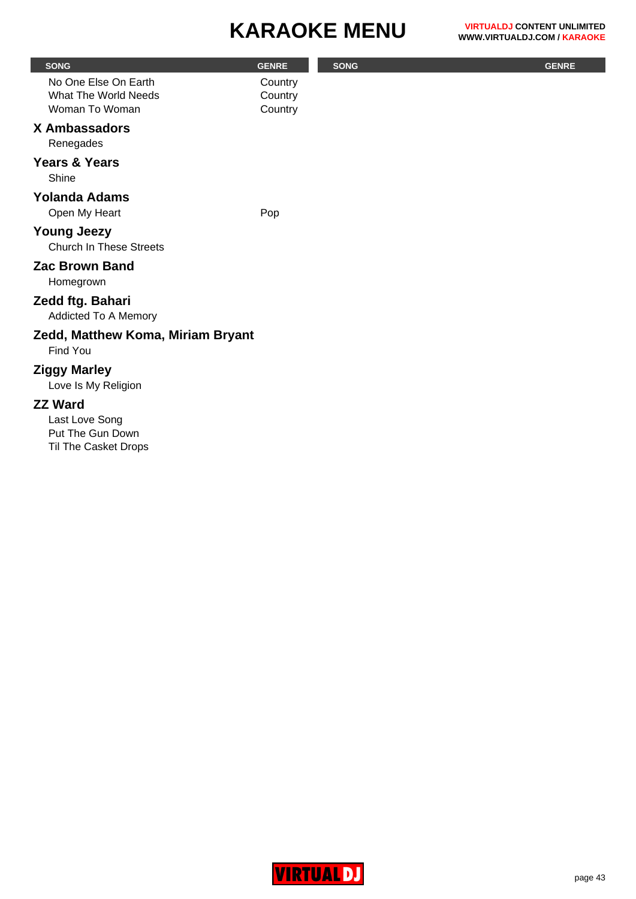# KARAOKE MENU

| SONG | GENRE |
|---|---|
| No One Else On Earth | Country |
| What The World Needs | Country |
| Woman To Woman | Country |
| **X Ambassadors** | |
| Renegades | |
| **Years & Years** | |
| Shine | |
| **Yolanda Adams** | |
| Open My Heart | Pop |
| **Young Jeezy** | |
| Church In These Streets | |
| **Zac Brown Band** | |
| Homegrown | |
| **Zedd ftg. Bahari** | |
| Addicted To A Memory | |
| **Zedd, Matthew Koma, Miriam Bryant** | |
| Find You | |
| **Ziggy Marley** | |
| Love Is My Religion | |
| **ZZ Ward** | |
| Last Love Song | |
| Put The Gun Down | |
| Til The Casket Drops | |